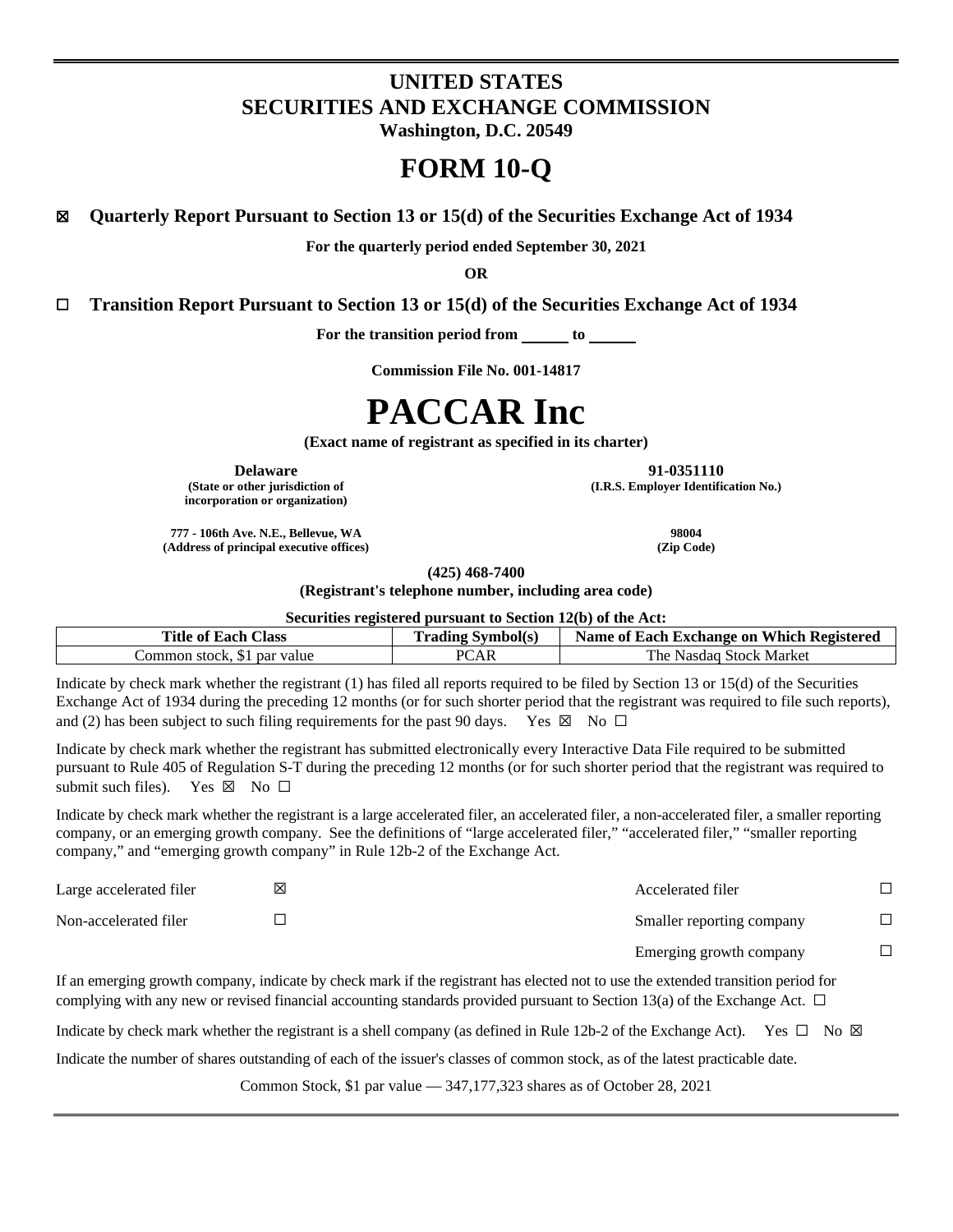# UNITED STATES
# SECURITIES AND EXCHANGE COMMISSION
**Washington, D.C. 20549**

# FORM 10-Q

☒ **Quarterly Report Pursuant to Section 13 or 15(d) of the Securities Exchange Act of 1934**

**For the quarterly period ended September 30, 2021**

**OR**

☐ **Transition Report Pursuant to Section 13 or 15(d) of the Securities Exchange Act of 1934**

**For the transition period from \_\_\_\_\_\_ to \_\_\_\_\_\_**

**Commission File No. 001-14817**

# PACCAR Inc

**(Exact name of registrant as specified in its charter)**

| **Delaware** | **91-0351110** |
|---|---|
| **(State or other jurisdiction of incorporation or organization)** | **(I.R.S. Employer Identification No.)** |
| **777 - 106th Ave. N.E., Bellevue, WA** | **98004** |
| **(Address of principal executive offices)** | **(Zip Code)** |

**(425) 468-7400**

**(Registrant's telephone number, including area code)**

**Securities registered pursuant to Section 12(b) of the Act:**

| Title of Each Class | Trading Symbol(s) | Name of Each Exchange on Which Registered |
|---|---|---|
| Common stock, $1 par value | PCAR | The Nasdaq Stock Market |

Indicate by check mark whether the registrant (1) has filed all reports required to be filed by Section 13 or 15(d) of the Securities Exchange Act of 1934 during the preceding 12 months (or for such shorter period that the registrant was required to file such reports), and (2) has been subject to such filing requirements for the past 90 days. Yes ☒ No ☐

Indicate by check mark whether the registrant has submitted electronically every Interactive Data File required to be submitted pursuant to Rule 405 of Regulation S-T during the preceding 12 months (or for such shorter period that the registrant was required to submit such files). Yes ☒ No ☐

Indicate by check mark whether the registrant is a large accelerated filer, an accelerated filer, a non-accelerated filer, a smaller reporting company, or an emerging growth company. See the definitions of "large accelerated filer," "accelerated filer," "smaller reporting company," and "emerging growth company" in Rule 12b-2 of the Exchange Act.

| | | | |
|---|---|---|---|
| Large accelerated filer | ☒ | Accelerated filer | ☐ |
| Non-accelerated filer | ☐ | Smaller reporting company | ☐ |
| | | Emerging growth company | ☐ |

If an emerging growth company, indicate by check mark if the registrant has elected not to use the extended transition period for complying with any new or revised financial accounting standards provided pursuant to Section 13(a) of the Exchange Act. ☐

Indicate by check mark whether the registrant is a shell company (as defined in Rule 12b-2 of the Exchange Act). Yes ☐ No ☒

Indicate the number of shares outstanding of each of the issuer's classes of common stock, as of the latest practicable date.

Common Stock, $1 par value — 347,177,323 shares as of October 28, 2021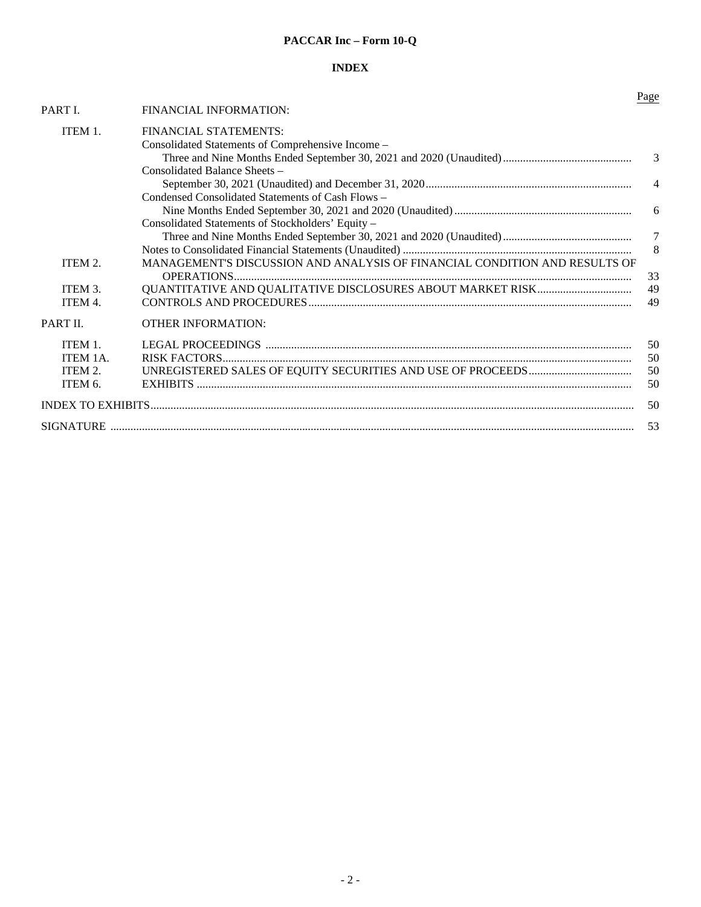**PACCAR Inc – Form 10-Q**

**INDEX**

| | | Page |
|---|---|---|
| PART I. | FINANCIAL INFORMATION: | |
| ITEM 1. | FINANCIAL STATEMENTS: | |
| | Consolidated Statements of Comprehensive Income – Three and Nine Months Ended September 30, 2021 and 2020 (Unaudited) | 3 |
| | Consolidated Balance Sheets – September 30, 2021 (Unaudited) and December 31, 2020 | 4 |
| | Condensed Consolidated Statements of Cash Flows – Nine Months Ended September 30, 2021 and 2020 (Unaudited) | 6 |
| | Consolidated Statements of Stockholders' Equity – Three and Nine Months Ended September 30, 2021 and 2020 (Unaudited) | 7 |
| | Notes to Consolidated Financial Statements (Unaudited) | 8 |
| ITEM 2. | MANAGEMENT'S DISCUSSION AND ANALYSIS OF FINANCIAL CONDITION AND RESULTS OF OPERATIONS | 33 |
| ITEM 3. | QUANTITATIVE AND QUALITATIVE DISCLOSURES ABOUT MARKET RISK | 49 |
| ITEM 4. | CONTROLS AND PROCEDURES | 49 |
| PART II. | OTHER INFORMATION: | |
| ITEM 1. | LEGAL PROCEEDINGS | 50 |
| ITEM 1A. | RISK FACTORS | 50 |
| ITEM 2. | UNREGISTERED SALES OF EQUITY SECURITIES AND USE OF PROCEEDS | 50 |
| ITEM 6. | EXHIBITS | 50 |
| INDEX TO EXHIBITS | | 50 |
| SIGNATURE | | 53 |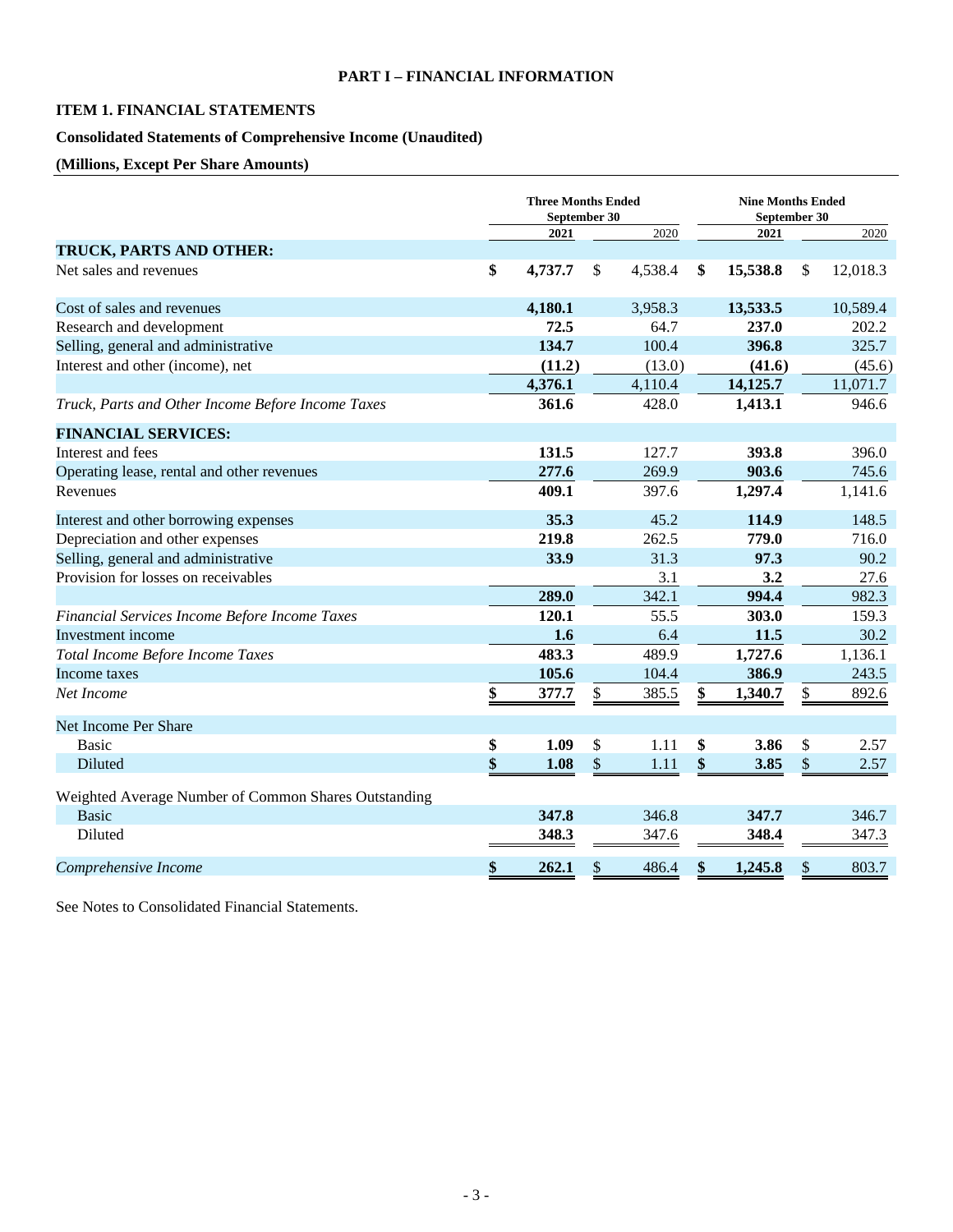**PART I – FINANCIAL INFORMATION**

**ITEM 1. FINANCIAL STATEMENTS**

**Consolidated Statements of Comprehensive Income (Unaudited)**

**(Millions, Except Per Share Amounts)**

| | Three Months Ended September 30 | | Nine Months Ended September 30 | |
|---|---|---|---|---|
| | **2021** | 2020 | **2021** | 2020 |
| **TRUCK, PARTS AND OTHER:** | | | | |
| Net sales and revenues | **$ 4,737.7** | $ 4,538.4 | **$ 15,538.8** | $ 12,018.3 |
| Cost of sales and revenues | **4,180.1** | 3,958.3 | **13,533.5** | 10,589.4 |
| Research and development | **72.5** | 64.7 | **237.0** | 202.2 |
| Selling, general and administrative | **134.7** | 100.4 | **396.8** | 325.7 |
| Interest and other (income), net | **(11.2)** | (13.0) | **(41.6)** | (45.6) |
| | **4,376.1** | 4,110.4 | **14,125.7** | 11,071.7 |
| *Truck, Parts and Other Income Before Income Taxes* | **361.6** | 428.0 | **1,413.1** | 946.6 |
| **FINANCIAL SERVICES:** | | | | |
| Interest and fees | **131.5** | 127.7 | **393.8** | 396.0 |
| Operating lease, rental and other revenues | **277.6** | 269.9 | **903.6** | 745.6 |
| Revenues | **409.1** | 397.6 | **1,297.4** | 1,141.6 |
| Interest and other borrowing expenses | **35.3** | 45.2 | **114.9** | 148.5 |
| Depreciation and other expenses | **219.8** | 262.5 | **779.0** | 716.0 |
| Selling, general and administrative | **33.9** | 31.3 | **97.3** | 90.2 |
| Provision for losses on receivables | | 3.1 | **3.2** | 27.6 |
| | **289.0** | 342.1 | **994.4** | 982.3 |
| *Financial Services Income Before Income Taxes* | **120.1** | 55.5 | **303.0** | 159.3 |
| Investment income | **1.6** | 6.4 | **11.5** | 30.2 |
| *Total Income Before Income Taxes* | **483.3** | 489.9 | **1,727.6** | 1,136.1 |
| Income taxes | **105.6** | 104.4 | **386.9** | 243.5 |
| *Net Income* | **$ 377.7** | $ 385.5 | **$ 1,340.7** | $ 892.6 |
| Net Income Per Share | | | | |
| Basic | **$ 1.09** | $ 1.11 | **$ 3.86** | $ 2.57 |
| Diluted | **$ 1.08** | $ 1.11 | **$ 3.85** | $ 2.57 |
| Weighted Average Number of Common Shares Outstanding | | | | |
| Basic | **347.8** | 346.8 | **347.7** | 346.7 |
| Diluted | **348.3** | 347.6 | **348.4** | 347.3 |
| *Comprehensive Income* | **$ 262.1** | $ 486.4 | **$ 1,245.8** | $ 803.7 |

See Notes to Consolidated Financial Statements.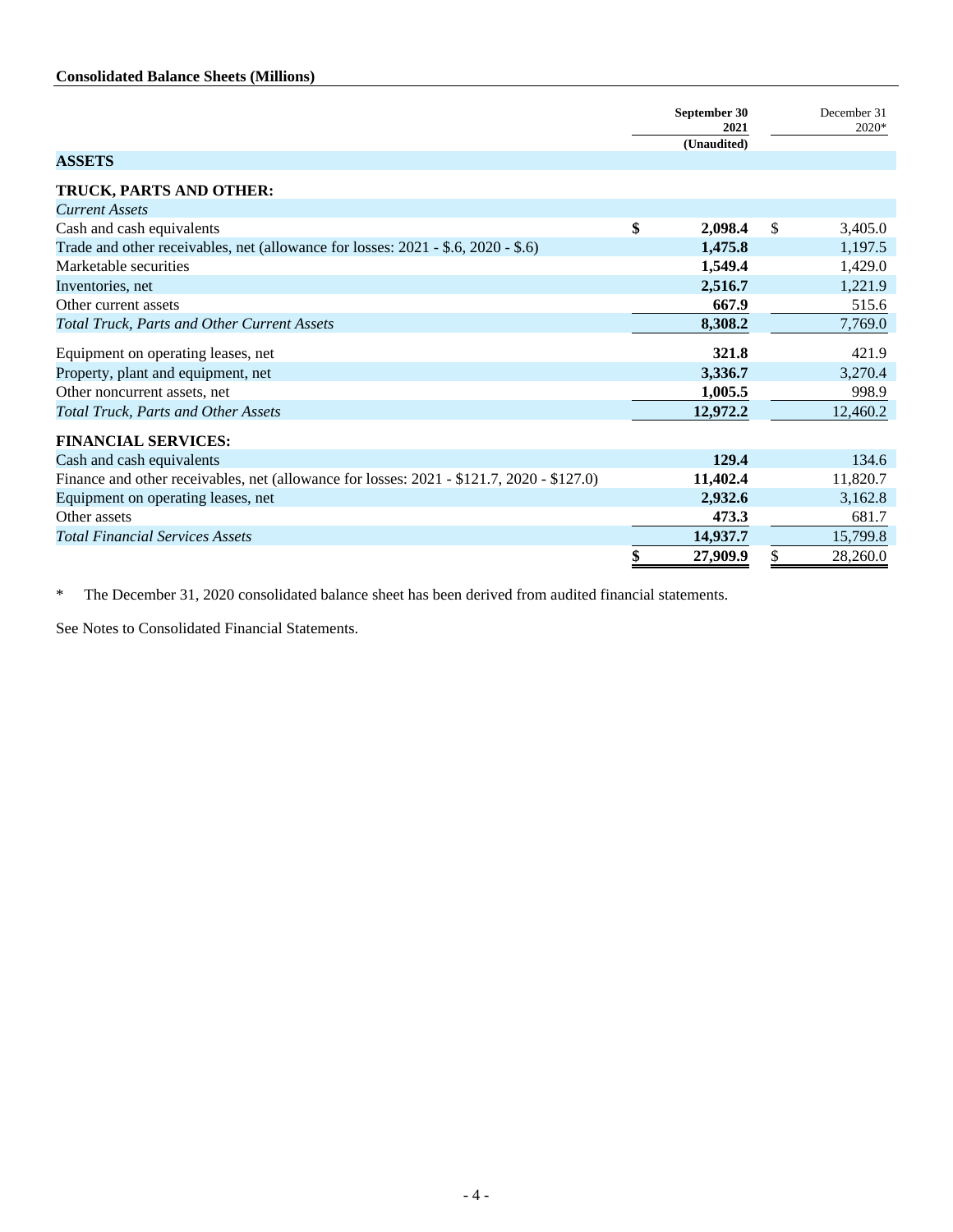**Consolidated Balance Sheets (Millions)**

| | September 30 2021 (Unaudited) | December 31 2020* |
|---|---|---|
| **ASSETS** | | |
| **TRUCK, PARTS AND OTHER:** | | |
| *Current Assets* | | |
| Cash and cash equivalents | **$ 2,098.4** | $ 3,405.0 |
| Trade and other receivables, net (allowance for losses: 2021 - $.6, 2020 - $.6) | **1,475.8** | 1,197.5 |
| Marketable securities | **1,549.4** | 1,429.0 |
| Inventories, net | **2,516.7** | 1,221.9 |
| Other current assets | **667.9** | 515.6 |
| *Total Truck, Parts and Other Current Assets* | **8,308.2** | 7,769.0 |
| Equipment on operating leases, net | **321.8** | 421.9 |
| Property, plant and equipment, net | **3,336.7** | 3,270.4 |
| Other noncurrent assets, net | **1,005.5** | 998.9 |
| *Total Truck, Parts and Other Assets* | **12,972.2** | 12,460.2 |
| **FINANCIAL SERVICES:** | | |
| Cash and cash equivalents | **129.4** | 134.6 |
| Finance and other receivables, net (allowance for losses: 2021 - $121.7, 2020 - $127.0) | **11,402.4** | 11,820.7 |
| Equipment on operating leases, net | **2,932.6** | 3,162.8 |
| Other assets | **473.3** | 681.7 |
| *Total Financial Services Assets* | **14,937.7** | 15,799.8 |
| | **$ 27,909.9** | $ 28,260.0 |

\* The December 31, 2020 consolidated balance sheet has been derived from audited financial statements.

See Notes to Consolidated Financial Statements.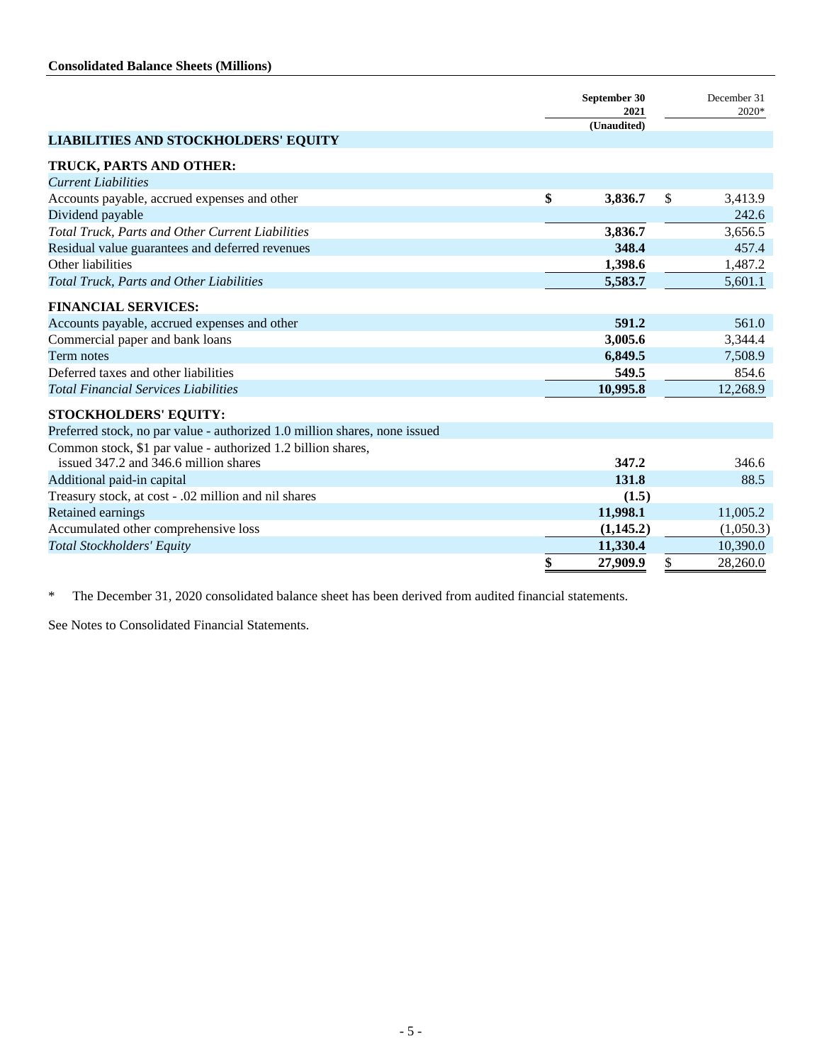**Consolidated Balance Sheets (Millions)**

| | September 30 2021 (Unaudited) | December 31 2020* |
|---|---|---|
| **LIABILITIES AND STOCKHOLDERS' EQUITY** | | |
| **TRUCK, PARTS AND OTHER:** | | |
| *Current Liabilities* | | |
| Accounts payable, accrued expenses and other | **$ 3,836.7** | $ 3,413.9 |
| Dividend payable | | 242.6 |
| *Total Truck, Parts and Other Current Liabilities* | **3,836.7** | 3,656.5 |
| Residual value guarantees and deferred revenues | **348.4** | 457.4 |
| Other liabilities | **1,398.6** | 1,487.2 |
| *Total Truck, Parts and Other Liabilities* | **5,583.7** | 5,601.1 |
| **FINANCIAL SERVICES:** | | |
| Accounts payable, accrued expenses and other | **591.2** | 561.0 |
| Commercial paper and bank loans | **3,005.6** | 3,344.4 |
| Term notes | **6,849.5** | 7,508.9 |
| Deferred taxes and other liabilities | **549.5** | 854.6 |
| *Total Financial Services Liabilities* | **10,995.8** | 12,268.9 |
| **STOCKHOLDERS' EQUITY:** | | |
| Preferred stock, no par value - authorized 1.0 million shares, none issued | | |
| Common stock, $1 par value - authorized 1.2 billion shares, issued 347.2 and 346.6 million shares | **347.2** | 346.6 |
| Additional paid-in capital | **131.8** | 88.5 |
| Treasury stock, at cost - .02 million and nil shares | **(1.5)** | |
| Retained earnings | **11,998.1** | 11,005.2 |
| Accumulated other comprehensive loss | **(1,145.2)** | (1,050.3) |
| *Total Stockholders' Equity* | **11,330.4** | 10,390.0 |
| | **$ 27,909.9** | $ 28,260.0 |

\* The December 31, 2020 consolidated balance sheet has been derived from audited financial statements.

See Notes to Consolidated Financial Statements.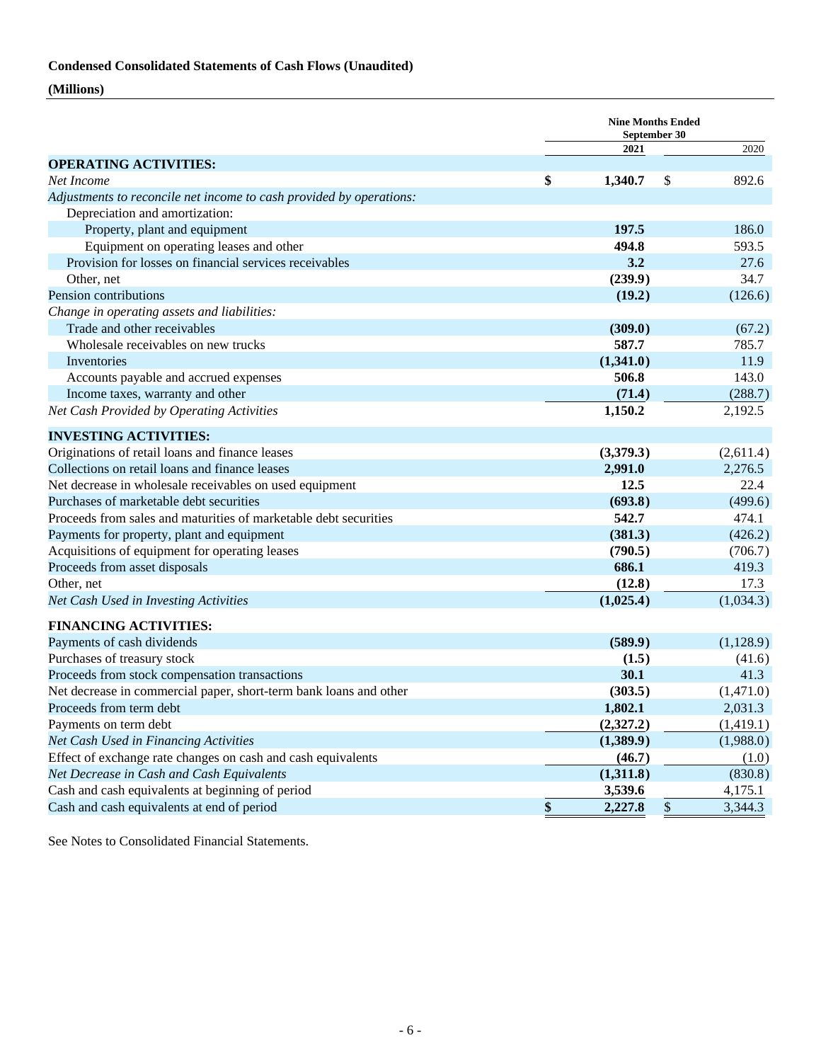**Condensed Consolidated Statements of Cash Flows (Unaudited)**

**(Millions)**

| | Nine Months Ended September 30 | |
|---|---|---|
| | **2021** | 2020 |
| **OPERATING ACTIVITIES:** | | |
| *Net Income* | **$ 1,340.7** | $ 892.6 |
| *Adjustments to reconcile net income to cash provided by operations:* | | |
| Depreciation and amortization: | | |
| Property, plant and equipment | **197.5** | 186.0 |
| Equipment on operating leases and other | **494.8** | 593.5 |
| Provision for losses on financial services receivables | **3.2** | 27.6 |
| Other, net | **(239.9)** | 34.7 |
| Pension contributions | **(19.2)** | (126.6) |
| *Change in operating assets and liabilities:* | | |
| Trade and other receivables | **(309.0)** | (67.2) |
| Wholesale receivables on new trucks | **587.7** | 785.7 |
| Inventories | **(1,341.0)** | 11.9 |
| Accounts payable and accrued expenses | **506.8** | 143.0 |
| Income taxes, warranty and other | **(71.4)** | (288.7) |
| *Net Cash Provided by Operating Activities* | **1,150.2** | 2,192.5 |
| **INVESTING ACTIVITIES:** | | |
| Originations of retail loans and finance leases | **(3,379.3)** | (2,611.4) |
| Collections on retail loans and finance leases | **2,991.0** | 2,276.5 |
| Net decrease in wholesale receivables on used equipment | **12.5** | 22.4 |
| Purchases of marketable debt securities | **(693.8)** | (499.6) |
| Proceeds from sales and maturities of marketable debt securities | **542.7** | 474.1 |
| Payments for property, plant and equipment | **(381.3)** | (426.2) |
| Acquisitions of equipment for operating leases | **(790.5)** | (706.7) |
| Proceeds from asset disposals | **686.1** | 419.3 |
| Other, net | **(12.8)** | 17.3 |
| *Net Cash Used in Investing Activities* | **(1,025.4)** | (1,034.3) |
| **FINANCING ACTIVITIES:** | | |
| Payments of cash dividends | **(589.9)** | (1,128.9) |
| Purchases of treasury stock | **(1.5)** | (41.6) |
| Proceeds from stock compensation transactions | **30.1** | 41.3 |
| Net decrease in commercial paper, short-term bank loans and other | **(303.5)** | (1,471.0) |
| Proceeds from term debt | **1,802.1** | 2,031.3 |
| Payments on term debt | **(2,327.2)** | (1,419.1) |
| *Net Cash Used in Financing Activities* | **(1,389.9)** | (1,988.0) |
| Effect of exchange rate changes on cash and cash equivalents | **(46.7)** | (1.0) |
| *Net Decrease in Cash and Cash Equivalents* | **(1,311.8)** | (830.8) |
| Cash and cash equivalents at beginning of period | **3,539.6** | 4,175.1 |
| Cash and cash equivalents at end of period | **$ 2,227.8** | $ 3,344.3 |

See Notes to Consolidated Financial Statements.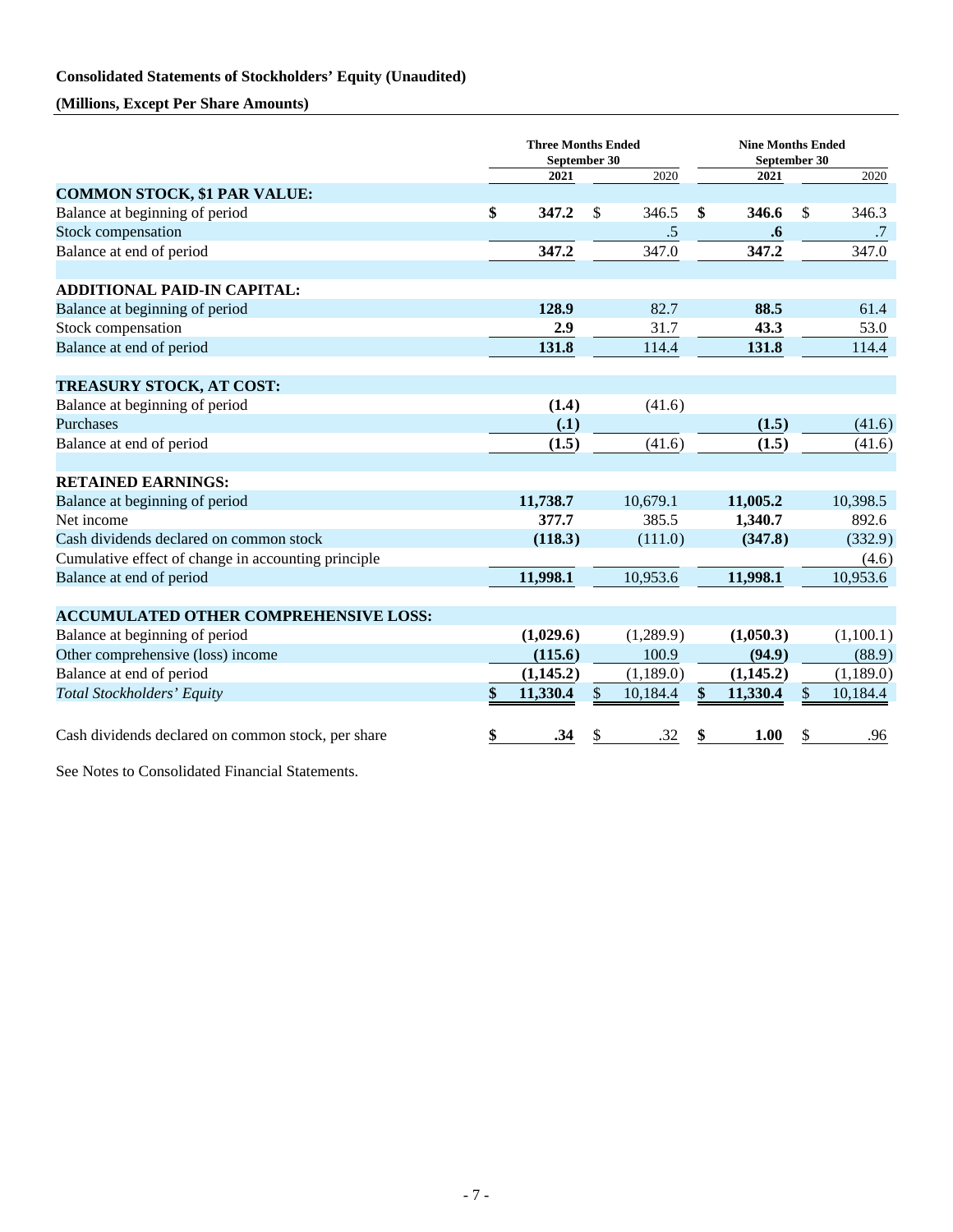**Consolidated Statements of Stockholders' Equity (Unaudited)**

**(Millions, Except Per Share Amounts)**

| | Three Months Ended September 30 | | Nine Months Ended September 30 | |
|---|---|---|---|---|
| | **2021** | 2020 | **2021** | 2020 |
| **COMMON STOCK, $1 PAR VALUE:** | | | | |
| Balance at beginning of period | **$ 347.2** | $ 346.5 | **$ 346.6** | $ 346.3 |
| Stock compensation | | .5 | **.6** | .7 |
| Balance at end of period | **347.2** | 347.0 | **347.2** | 347.0 |
| | | | | |
| **ADDITIONAL PAID-IN CAPITAL:** | | | | |
| Balance at beginning of period | **128.9** | 82.7 | **88.5** | 61.4 |
| Stock compensation | **2.9** | 31.7 | **43.3** | 53.0 |
| Balance at end of period | **131.8** | 114.4 | **131.8** | 114.4 |
| | | | | |
| **TREASURY STOCK, AT COST:** | | | | |
| Balance at beginning of period | **(1.4)** | (41.6) | | |
| Purchases | **(.1)** | | **(1.5)** | (41.6) |
| Balance at end of period | **(1.5)** | (41.6) | **(1.5)** | (41.6) |
| | | | | |
| **RETAINED EARNINGS:** | | | | |
| Balance at beginning of period | **11,738.7** | 10,679.1 | **11,005.2** | 10,398.5 |
| Net income | **377.7** | 385.5 | **1,340.7** | 892.6 |
| Cash dividends declared on common stock | **(118.3)** | (111.0) | **(347.8)** | (332.9) |
| Cumulative effect of change in accounting principle | | | | (4.6) |
| Balance at end of period | **11,998.1** | 10,953.6 | **11,998.1** | 10,953.6 |
| | | | | |
| **ACCUMULATED OTHER COMPREHENSIVE LOSS:** | | | | |
| Balance at beginning of period | **(1,029.6)** | (1,289.9) | **(1,050.3)** | (1,100.1) |
| Other comprehensive (loss) income | **(115.6)** | 100.9 | **(94.9)** | (88.9) |
| Balance at end of period | **(1,145.2)** | (1,189.0) | **(1,145.2)** | (1,189.0) |
| *Total Stockholders' Equity* | **$ 11,330.4** | $ 10,184.4 | **$ 11,330.4** | $ 10,184.4 |
| | | | | |
| Cash dividends declared on common stock, per share | **$ .34** | $ .32 | **$ 1.00** | $ .96 |

See Notes to Consolidated Financial Statements.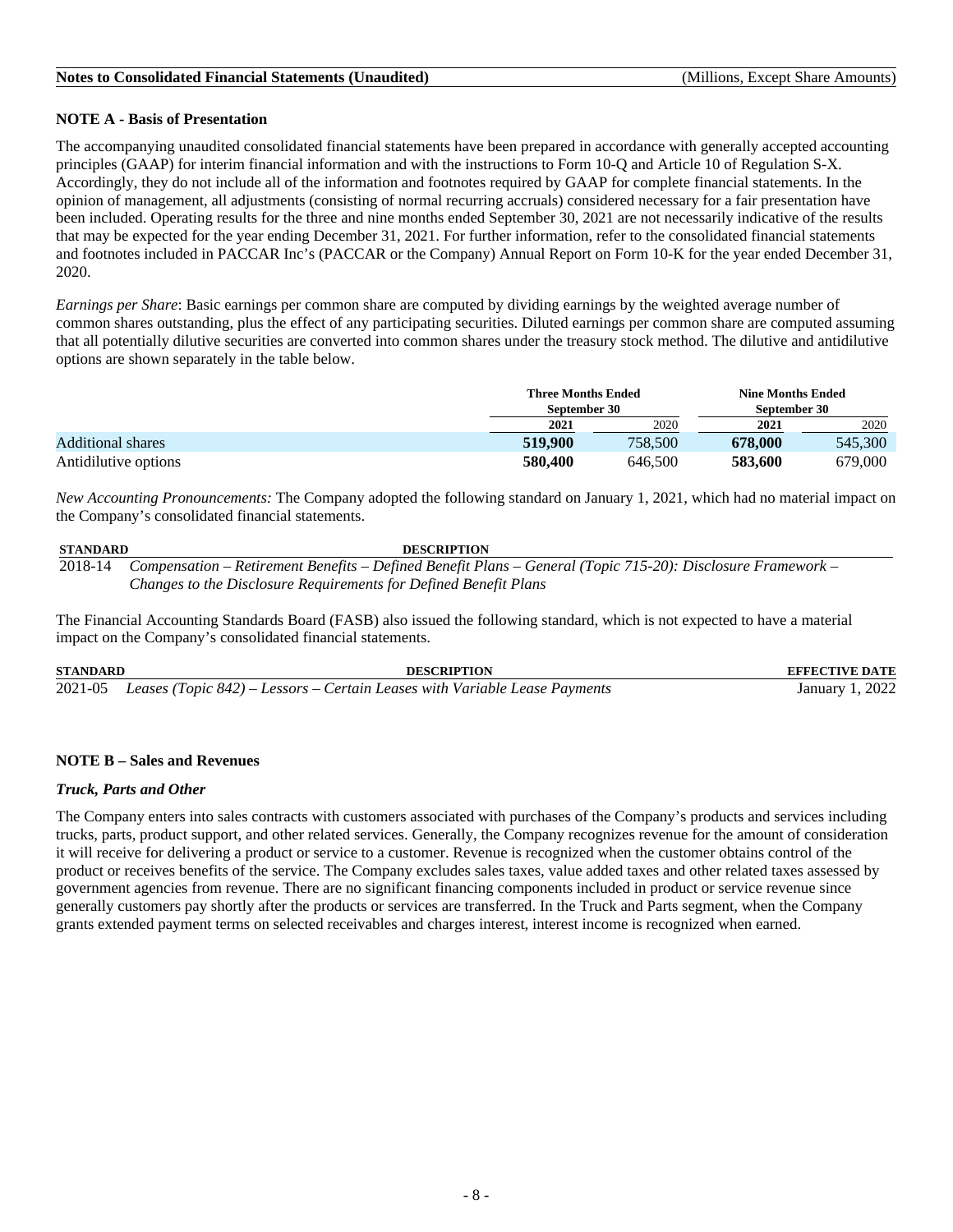**Notes to Consolidated Financial Statements (Unaudited)** (Millions, Except Share Amounts)

**NOTE A - Basis of Presentation**

The accompanying unaudited consolidated financial statements have been prepared in accordance with generally accepted accounting principles (GAAP) for interim financial information and with the instructions to Form 10-Q and Article 10 of Regulation S-X. Accordingly, they do not include all of the information and footnotes required by GAAP for complete financial statements. In the opinion of management, all adjustments (consisting of normal recurring accruals) considered necessary for a fair presentation have been included. Operating results for the three and nine months ended September 30, 2021 are not necessarily indicative of the results that may be expected for the year ending December 31, 2021. For further information, refer to the consolidated financial statements and footnotes included in PACCAR Inc's (PACCAR or the Company) Annual Report on Form 10-K for the year ended December 31, 2020.

*Earnings per Share*: Basic earnings per common share are computed by dividing earnings by the weighted average number of common shares outstanding, plus the effect of any participating securities. Diluted earnings per common share are computed assuming that all potentially dilutive securities are converted into common shares under the treasury stock method. The dilutive and antidilutive options are shown separately in the table below.

| | Three Months Ended September 30 | | Nine Months Ended September 30 | |
|---|---|---|---|---|
| | **2021** | 2020 | **2021** | 2020 |
| Additional shares | **519,900** | 758,500 | **678,000** | 545,300 |
| Antidilutive options | **580,400** | 646,500 | **583,600** | 679,000 |

*New Accounting Pronouncements:* The Company adopted the following standard on January 1, 2021, which had no material impact on the Company's consolidated financial statements.

| STANDARD | DESCRIPTION |
|---|---|
| 2018-14 | *Compensation – Retirement Benefits – Defined Benefit Plans – General (Topic 715-20): Disclosure Framework – Changes to the Disclosure Requirements for Defined Benefit Plans* |

The Financial Accounting Standards Board (FASB) also issued the following standard, which is not expected to have a material impact on the Company's consolidated financial statements.

| STANDARD | DESCRIPTION | EFFECTIVE DATE |
|---|---|---|
| 2021-05 | *Leases (Topic 842) – Lessors – Certain Leases with Variable Lease Payments* | January 1, 2022 |

**NOTE B – Sales and Revenues**

***Truck, Parts and Other***

The Company enters into sales contracts with customers associated with purchases of the Company's products and services including trucks, parts, product support, and other related services. Generally, the Company recognizes revenue for the amount of consideration it will receive for delivering a product or service to a customer. Revenue is recognized when the customer obtains control of the product or receives benefits of the service. The Company excludes sales taxes, value added taxes and other related taxes assessed by government agencies from revenue. There are no significant financing components included in product or service revenue since generally customers pay shortly after the products or services are transferred. In the Truck and Parts segment, when the Company grants extended payment terms on selected receivables and charges interest, interest income is recognized when earned.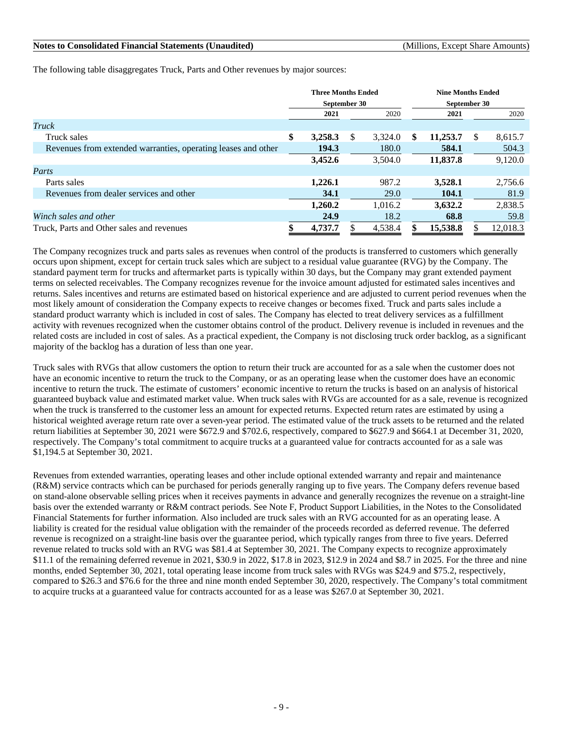The following table disaggregates Truck, Parts and Other revenues by major sources:

| | Three Months Ended September 30 | | Nine Months Ended September 30 | |
|---|---|---|---|---|
| | **2021** | 2020 | **2021** | 2020 |
| *Truck* | | | | |
| Truck sales | **$ 3,258.3** | $ 3,324.0 | **$ 11,253.7** | $ 8,615.7 |
| Revenues from extended warranties, operating leases and other | **194.3** | 180.0 | **584.1** | 504.3 |
| | **3,452.6** | 3,504.0 | **11,837.8** | 9,120.0 |
| *Parts* | | | | |
| Parts sales | **1,226.1** | 987.2 | **3,528.1** | 2,756.6 |
| Revenues from dealer services and other | **34.1** | 29.0 | **104.1** | 81.9 |
| | **1,260.2** | 1,016.2 | **3,632.2** | 2,838.5 |
| *Winch sales and other* | **24.9** | 18.2 | **68.8** | 59.8 |
| Truck, Parts and Other sales and revenues | **$ 4,737.7** | $ 4,538.4 | **$ 15,538.8** | $ 12,018.3 |

The Company recognizes truck and parts sales as revenues when control of the products is transferred to customers which generally occurs upon shipment, except for certain truck sales which are subject to a residual value guarantee (RVG) by the Company. The standard payment term for trucks and aftermarket parts is typically within 30 days, but the Company may grant extended payment terms on selected receivables. The Company recognizes revenue for the invoice amount adjusted for estimated sales incentives and returns. Sales incentives and returns are estimated based on historical experience and are adjusted to current period revenues when the most likely amount of consideration the Company expects to receive changes or becomes fixed. Truck and parts sales include a standard product warranty which is included in cost of sales. The Company has elected to treat delivery services as a fulfillment activity with revenues recognized when the customer obtains control of the product. Delivery revenue is included in revenues and the related costs are included in cost of sales. As a practical expedient, the Company is not disclosing truck order backlog, as a significant majority of the backlog has a duration of less than one year.

Truck sales with RVGs that allow customers the option to return their truck are accounted for as a sale when the customer does not have an economic incentive to return the truck to the Company, or as an operating lease when the customer does have an economic incentive to return the truck. The estimate of customers' economic incentive to return the trucks is based on an analysis of historical guaranteed buyback value and estimated market value. When truck sales with RVGs are accounted for as a sale, revenue is recognized when the truck is transferred to the customer less an amount for expected returns. Expected return rates are estimated by using a historical weighted average return rate over a seven-year period. The estimated value of the truck assets to be returned and the related return liabilities at September 30, 2021 were $672.9 and $702.6, respectively, compared to $627.9 and $664.1 at December 31, 2020, respectively. The Company's total commitment to acquire trucks at a guaranteed value for contracts accounted for as a sale was $1,194.5 at September 30, 2021.

Revenues from extended warranties, operating leases and other include optional extended warranty and repair and maintenance (R&M) service contracts which can be purchased for periods generally ranging up to five years. The Company defers revenue based on stand-alone observable selling prices when it receives payments in advance and generally recognizes the revenue on a straight-line basis over the extended warranty or R&M contract periods. See Note F, Product Support Liabilities, in the Notes to the Consolidated Financial Statements for further information. Also included are truck sales with an RVG accounted for as an operating lease. A liability is created for the residual value obligation with the remainder of the proceeds recorded as deferred revenue. The deferred revenue is recognized on a straight-line basis over the guarantee period, which typically ranges from three to five years. Deferred revenue related to trucks sold with an RVG was $81.4 at September 30, 2021. The Company expects to recognize approximately $11.1 of the remaining deferred revenue in 2021, $30.9 in 2022, $17.8 in 2023, $12.9 in 2024 and $8.7 in 2025. For the three and nine months, ended September 30, 2021, total operating lease income from truck sales with RVGs was $24.9 and $75.2, respectively, compared to $26.3 and $76.6 for the three and nine month ended September 30, 2020, respectively. The Company's total commitment to acquire trucks at a guaranteed value for contracts accounted for as a lease was $267.0 at September 30, 2021.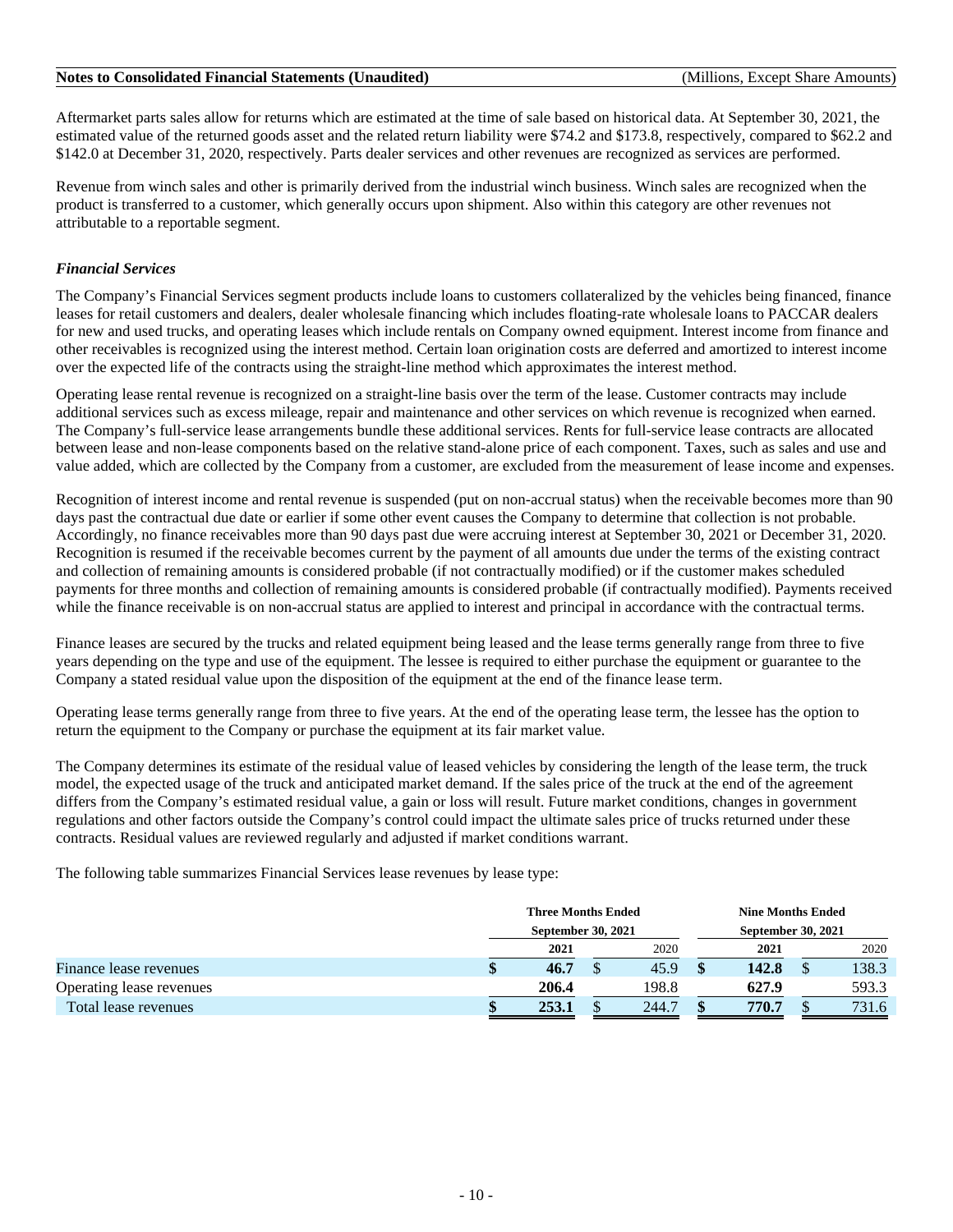Aftermarket parts sales allow for returns which are estimated at the time of sale based on historical data. At September 30, 2021, the estimated value of the returned goods asset and the related return liability were $74.2 and $173.8, respectively, compared to $62.2 and $142.0 at December 31, 2020, respectively. Parts dealer services and other revenues are recognized as services are performed.

Revenue from winch sales and other is primarily derived from the industrial winch business. Winch sales are recognized when the product is transferred to a customer, which generally occurs upon shipment. Also within this category are other revenues not attributable to a reportable segment.

***Financial Services***

The Company's Financial Services segment products include loans to customers collateralized by the vehicles being financed, finance leases for retail customers and dealers, dealer wholesale financing which includes floating-rate wholesale loans to PACCAR dealers for new and used trucks, and operating leases which include rentals on Company owned equipment. Interest income from finance and other receivables is recognized using the interest method. Certain loan origination costs are deferred and amortized to interest income over the expected life of the contracts using the straight-line method which approximates the interest method.

Operating lease rental revenue is recognized on a straight-line basis over the term of the lease. Customer contracts may include additional services such as excess mileage, repair and maintenance and other services on which revenue is recognized when earned. The Company's full-service lease arrangements bundle these additional services. Rents for full-service lease contracts are allocated between lease and non-lease components based on the relative stand-alone price of each component. Taxes, such as sales and use and value added, which are collected by the Company from a customer, are excluded from the measurement of lease income and expenses.

Recognition of interest income and rental revenue is suspended (put on non-accrual status) when the receivable becomes more than 90 days past the contractual due date or earlier if some other event causes the Company to determine that collection is not probable. Accordingly, no finance receivables more than 90 days past due were accruing interest at September 30, 2021 or December 31, 2020. Recognition is resumed if the receivable becomes current by the payment of all amounts due under the terms of the existing contract and collection of remaining amounts is considered probable (if not contractually modified) or if the customer makes scheduled payments for three months and collection of remaining amounts is considered probable (if contractually modified). Payments received while the finance receivable is on non-accrual status are applied to interest and principal in accordance with the contractual terms.

Finance leases are secured by the trucks and related equipment being leased and the lease terms generally range from three to five years depending on the type and use of the equipment. The lessee is required to either purchase the equipment or guarantee to the Company a stated residual value upon the disposition of the equipment at the end of the finance lease term.

Operating lease terms generally range from three to five years. At the end of the operating lease term, the lessee has the option to return the equipment to the Company or purchase the equipment at its fair market value.

The Company determines its estimate of the residual value of leased vehicles by considering the length of the lease term, the truck model, the expected usage of the truck and anticipated market demand. If the sales price of the truck at the end of the agreement differs from the Company's estimated residual value, a gain or loss will result. Future market conditions, changes in government regulations and other factors outside the Company's control could impact the ultimate sales price of trucks returned under these contracts. Residual values are reviewed regularly and adjusted if market conditions warrant.

The following table summarizes Financial Services lease revenues by lease type:

| | Three Months Ended September 30, 2021 | | Nine Months Ended September 30, 2021 | |
|---|---|---|---|---|
| | **2021** | 2020 | **2021** | 2020 |
| Finance lease revenues | **$ 46.7** | $ 45.9 | **$ 142.8** | $ 138.3 |
| Operating lease revenues | **206.4** | 198.8 | **627.9** | 593.3 |
| Total lease revenues | **$ 253.1** | $ 244.7 | **$ 770.7** | $ 731.6 |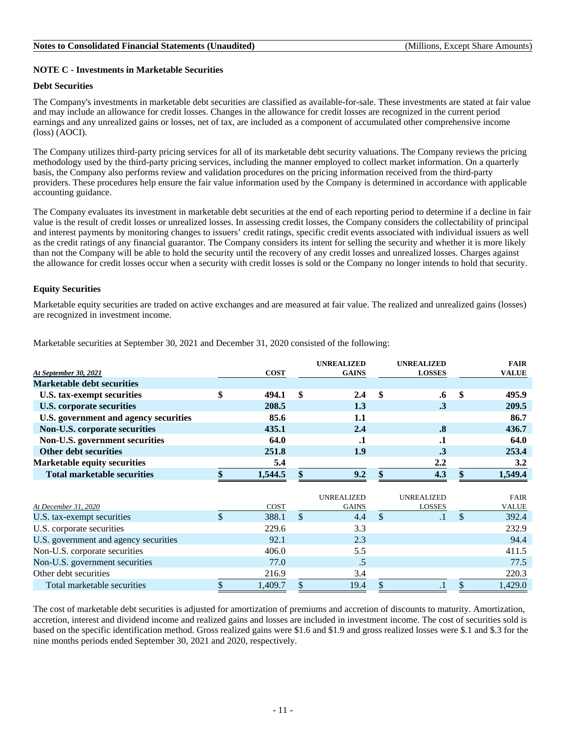**Notes to Consolidated Financial Statements (Unaudited)** (Millions, Except Share Amounts)

## NOTE C - Investments in Marketable Securities

### Debt Securities

The Company's investments in marketable debt securities are classified as available-for-sale. These investments are stated at fair value and may include an allowance for credit losses. Changes in the allowance for credit losses are recognized in the current period earnings and any unrealized gains or losses, net of tax, are included as a component of accumulated other comprehensive income (loss) (AOCI).

The Company utilizes third-party pricing services for all of its marketable debt security valuations. The Company reviews the pricing methodology used by the third-party pricing services, including the manner employed to collect market information. On a quarterly basis, the Company also performs review and validation procedures on the pricing information received from the third-party providers. These procedures help ensure the fair value information used by the Company is determined in accordance with applicable accounting guidance.

The Company evaluates its investment in marketable debt securities at the end of each reporting period to determine if a decline in fair value is the result of credit losses or unrealized losses. In assessing credit losses, the Company considers the collectability of principal and interest payments by monitoring changes to issuers' credit ratings, specific credit events associated with individual issuers as well as the credit ratings of any financial guarantor. The Company considers its intent for selling the security and whether it is more likely than not the Company will be able to hold the security until the recovery of any credit losses and unrealized losses. Charges against the allowance for credit losses occur when a security with credit losses is sold or the Company no longer intends to hold that security.

### Equity Securities

Marketable equity securities are traded on active exchanges and are measured at fair value. The realized and unrealized gains (losses) are recognized in investment income.

Marketable securities at September 30, 2021 and December 31, 2020 consisted of the following:

| *At September 30, 2021* | COST | UNREALIZED GAINS | UNREALIZED LOSSES | FAIR VALUE |
|---|---|---|---|---|
| **Marketable debt securities** | | | | |
| **U.S. tax-exempt securities** | **$ 494.1** | **$ 2.4** | **$ .6** | **$ 495.9** |
| **U.S. corporate securities** | **208.5** | **1.3** | **.3** | **209.5** |
| **U.S. government and agency securities** | **85.6** | **1.1** | | **86.7** |
| **Non-U.S. corporate securities** | **435.1** | **2.4** | **.8** | **436.7** |
| **Non-U.S. government securities** | **64.0** | **.1** | **.1** | **64.0** |
| **Other debt securities** | **251.8** | **1.9** | **.3** | **253.4** |
| **Marketable equity securities** | **5.4** | | **2.2** | **3.2** |
| **Total marketable securities** | **$ 1,544.5** | **$ 9.2** | **$ 4.3** | **$ 1,549.4** |

| *At December 31, 2020* | COST | UNREALIZED GAINS | UNREALIZED LOSSES | FAIR VALUE |
|---|---|---|---|---|
| U.S. tax-exempt securities | $ 388.1 | $ 4.4 | $ .1 | $ 392.4 |
| U.S. corporate securities | 229.6 | 3.3 | | 232.9 |
| U.S. government and agency securities | 92.1 | 2.3 | | 94.4 |
| Non-U.S. corporate securities | 406.0 | 5.5 | | 411.5 |
| Non-U.S. government securities | 77.0 | .5 | | 77.5 |
| Other debt securities | 216.9 | 3.4 | | 220.3 |
| Total marketable securities | $ 1,409.7 | $ 19.4 | $ .1 | $ 1,429.0 |

The cost of marketable debt securities is adjusted for amortization of premiums and accretion of discounts to maturity. Amortization, accretion, interest and dividend income and realized gains and losses are included in investment income. The cost of securities sold is based on the specific identification method. Gross realized gains were $1.6 and $1.9 and gross realized losses were $.1 and $.3 for the nine months periods ended September 30, 2021 and 2020, respectively.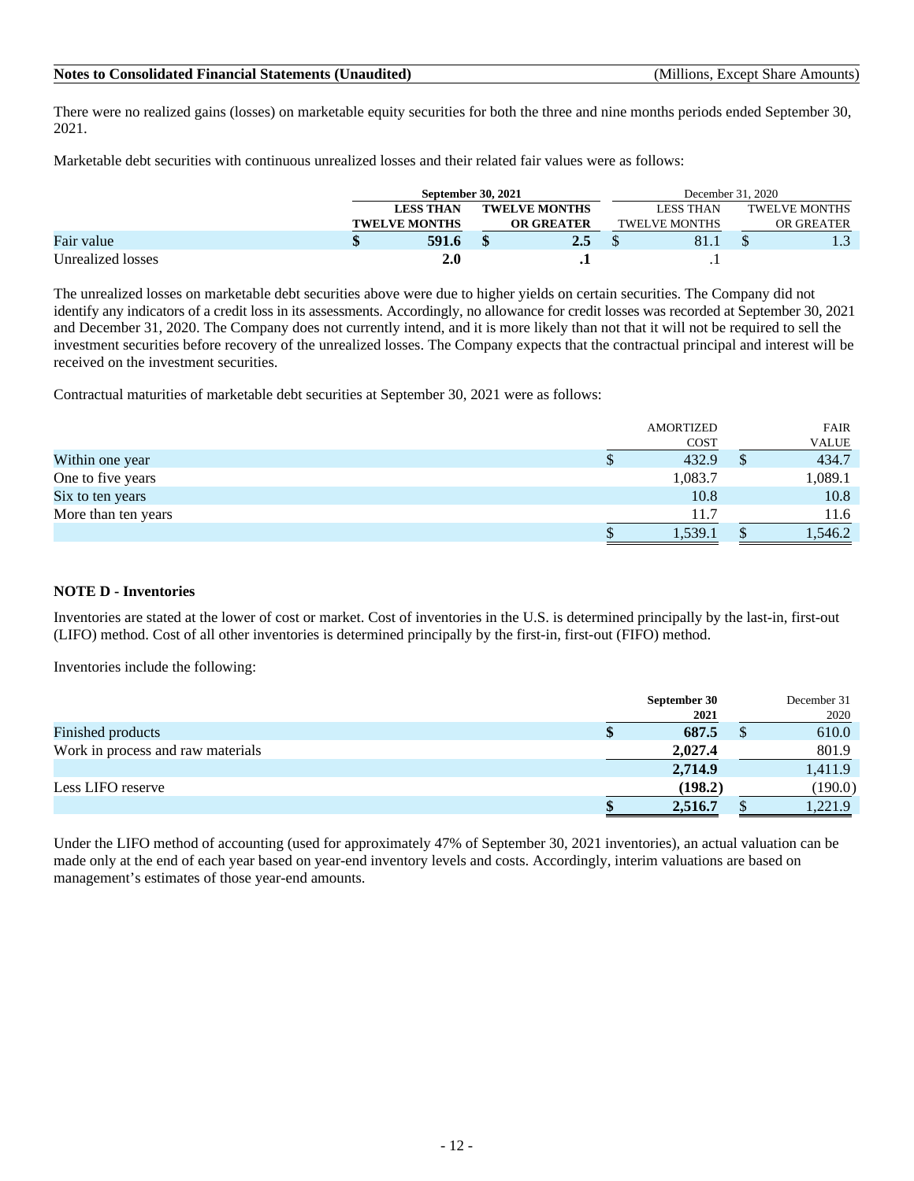There were no realized gains (losses) on marketable equity securities for both the three and nine months periods ended September 30, 2021.

Marketable debt securities with continuous unrealized losses and their related fair values were as follows:

| | **September 30, 2021** | | December 31, 2020 | |
|---|---|---|---|---|
| | **LESS THAN TWELVE MONTHS** | **TWELVE MONTHS OR GREATER** | LESS THAN TWELVE MONTHS | TWELVE MONTHS OR GREATER |
| Fair value | **$ 591.6** | **$ 2.5** | $ 81.1 | $ 1.3 |
| Unrealized losses | **2.0** | **.1** | .1 | |

The unrealized losses on marketable debt securities above were due to higher yields on certain securities. The Company did not identify any indicators of a credit loss in its assessments. Accordingly, no allowance for credit losses was recorded at September 30, 2021 and December 31, 2020. The Company does not currently intend, and it is more likely than not that it will not be required to sell the investment securities before recovery of the unrealized losses. The Company expects that the contractual principal and interest will be received on the investment securities.

Contractual maturities of marketable debt securities at September 30, 2021 were as follows:

| | AMORTIZED COST | FAIR VALUE |
|---|---|---|
| Within one year | $ 432.9 | $ 434.7 |
| One to five years | 1,083.7 | 1,089.1 |
| Six to ten years | 10.8 | 10.8 |
| More than ten years | 11.7 | 11.6 |
| | $ 1,539.1 | $ 1,546.2 |

**NOTE D - Inventories**

Inventories are stated at the lower of cost or market. Cost of inventories in the U.S. is determined principally by the last-in, first-out (LIFO) method. Cost of all other inventories is determined principally by the first-in, first-out (FIFO) method.

Inventories include the following:

| | **September 30 2021** | December 31 2020 |
|---|---|---|
| Finished products | **$ 687.5** | $ 610.0 |
| Work in process and raw materials | **2,027.4** | 801.9 |
| | **2,714.9** | 1,411.9 |
| Less LIFO reserve | **(198.2)** | (190.0) |
| | **$ 2,516.7** | $ 1,221.9 |

Under the LIFO method of accounting (used for approximately 47% of September 30, 2021 inventories), an actual valuation can be made only at the end of each year based on year-end inventory levels and costs. Accordingly, interim valuations are based on management's estimates of those year-end amounts.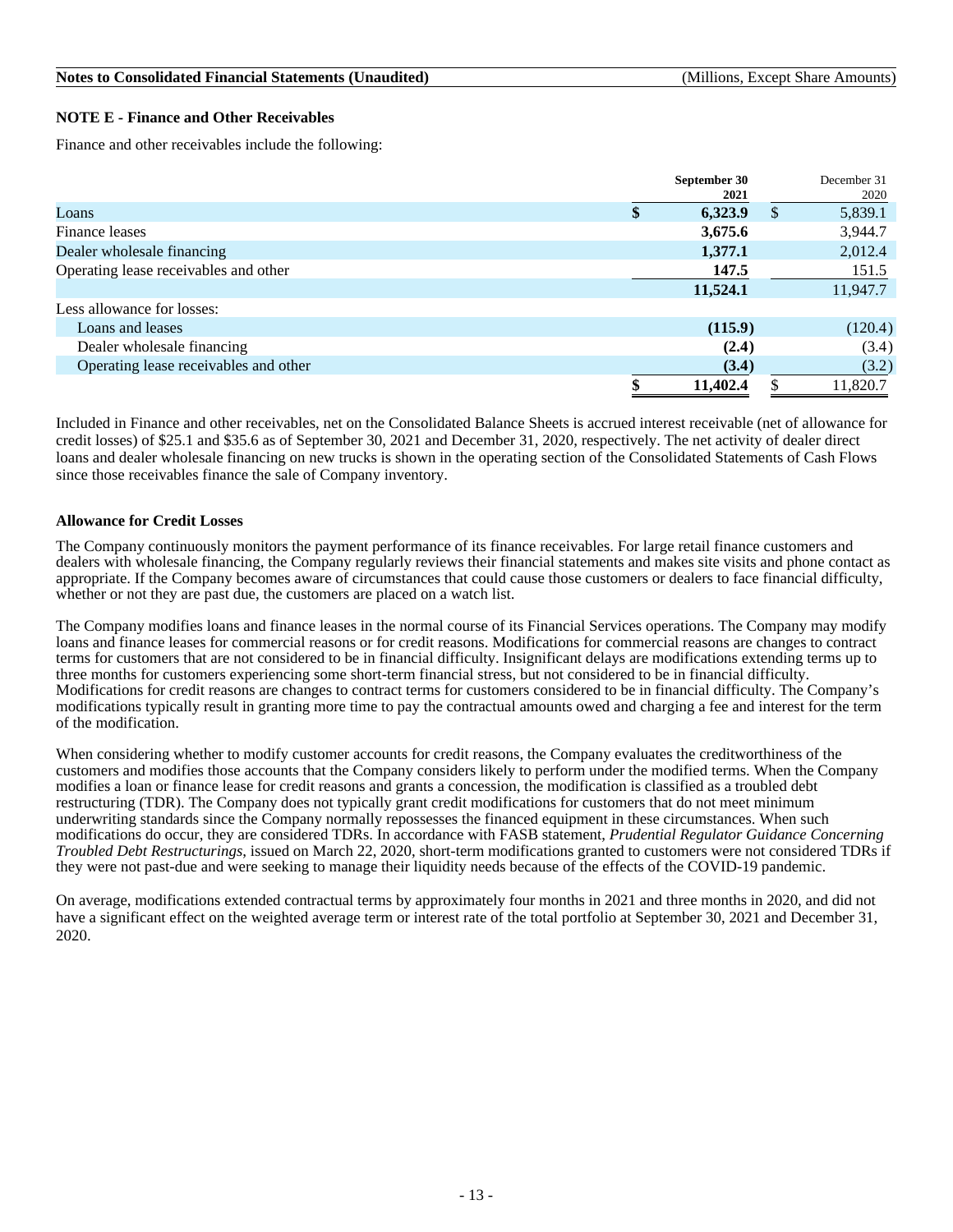### NOTE E - Finance and Other Receivables

Finance and other receivables include the following:

| | September 30 2021 | December 31 2020 |
|---|---|---|
| Loans | $ 6,323.9 | $ 5,839.1 |
| Finance leases | 3,675.6 | 3,944.7 |
| Dealer wholesale financing | 1,377.1 | 2,012.4 |
| Operating lease receivables and other | 147.5 | 151.5 |
| | 11,524.1 | 11,947.7 |
| Less allowance for losses: | | |
| Loans and leases | (115.9) | (120.4) |
| Dealer wholesale financing | (2.4) | (3.4) |
| Operating lease receivables and other | (3.4) | (3.2) |
| | $ 11,402.4 | $ 11,820.7 |

Included in Finance and other receivables, net on the Consolidated Balance Sheets is accrued interest receivable (net of allowance for credit losses) of $25.1 and $35.6 as of September 30, 2021 and December 31, 2020, respectively. The net activity of dealer direct loans and dealer wholesale financing on new trucks is shown in the operating section of the Consolidated Statements of Cash Flows since those receivables finance the sale of Company inventory.

**Allowance for Credit Losses**

The Company continuously monitors the payment performance of its finance receivables. For large retail finance customers and dealers with wholesale financing, the Company regularly reviews their financial statements and makes site visits and phone contact as appropriate. If the Company becomes aware of circumstances that could cause those customers or dealers to face financial difficulty, whether or not they are past due, the customers are placed on a watch list.

The Company modifies loans and finance leases in the normal course of its Financial Services operations. The Company may modify loans and finance leases for commercial reasons or for credit reasons. Modifications for commercial reasons are changes to contract terms for customers that are not considered to be in financial difficulty. Insignificant delays are modifications extending terms up to three months for customers experiencing some short-term financial stress, but not considered to be in financial difficulty. Modifications for credit reasons are changes to contract terms for customers considered to be in financial difficulty. The Company's modifications typically result in granting more time to pay the contractual amounts owed and charging a fee and interest for the term of the modification.

When considering whether to modify customer accounts for credit reasons, the Company evaluates the creditworthiness of the customers and modifies those accounts that the Company considers likely to perform under the modified terms. When the Company modifies a loan or finance lease for credit reasons and grants a concession, the modification is classified as a troubled debt restructuring (TDR). The Company does not typically grant credit modifications for customers that do not meet minimum underwriting standards since the Company normally repossesses the financed equipment in these circumstances. When such modifications do occur, they are considered TDRs. In accordance with FASB statement, *Prudential Regulator Guidance Concerning Troubled Debt Restructurings*, issued on March 22, 2020, short-term modifications granted to customers were not considered TDRs if they were not past-due and were seeking to manage their liquidity needs because of the effects of the COVID-19 pandemic.

On average, modifications extended contractual terms by approximately four months in 2021 and three months in 2020, and did not have a significant effect on the weighted average term or interest rate of the total portfolio at September 30, 2021 and December 31, 2020.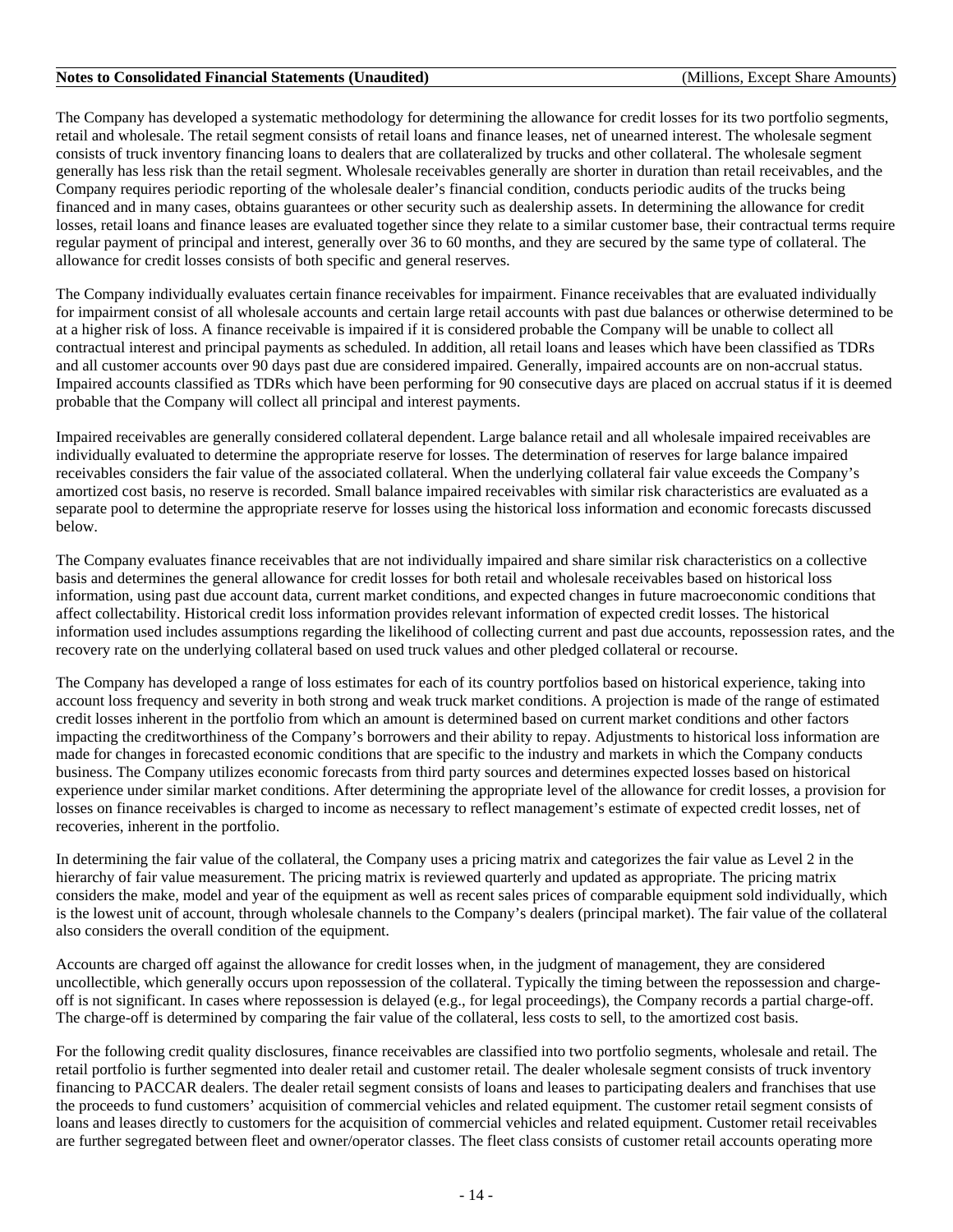The Company has developed a systematic methodology for determining the allowance for credit losses for its two portfolio segments, retail and wholesale. The retail segment consists of retail loans and finance leases, net of unearned interest. The wholesale segment consists of truck inventory financing loans to dealers that are collateralized by trucks and other collateral. The wholesale segment generally has less risk than the retail segment. Wholesale receivables generally are shorter in duration than retail receivables, and the Company requires periodic reporting of the wholesale dealer's financial condition, conducts periodic audits of the trucks being financed and in many cases, obtains guarantees or other security such as dealership assets. In determining the allowance for credit losses, retail loans and finance leases are evaluated together since they relate to a similar customer base, their contractual terms require regular payment of principal and interest, generally over 36 to 60 months, and they are secured by the same type of collateral. The allowance for credit losses consists of both specific and general reserves.

The Company individually evaluates certain finance receivables for impairment. Finance receivables that are evaluated individually for impairment consist of all wholesale accounts and certain large retail accounts with past due balances or otherwise determined to be at a higher risk of loss. A finance receivable is impaired if it is considered probable the Company will be unable to collect all contractual interest and principal payments as scheduled. In addition, all retail loans and leases which have been classified as TDRs and all customer accounts over 90 days past due are considered impaired. Generally, impaired accounts are on non-accrual status. Impaired accounts classified as TDRs which have been performing for 90 consecutive days are placed on accrual status if it is deemed probable that the Company will collect all principal and interest payments.

Impaired receivables are generally considered collateral dependent. Large balance retail and all wholesale impaired receivables are individually evaluated to determine the appropriate reserve for losses. The determination of reserves for large balance impaired receivables considers the fair value of the associated collateral. When the underlying collateral fair value exceeds the Company's amortized cost basis, no reserve is recorded. Small balance impaired receivables with similar risk characteristics are evaluated as a separate pool to determine the appropriate reserve for losses using the historical loss information and economic forecasts discussed below.

The Company evaluates finance receivables that are not individually impaired and share similar risk characteristics on a collective basis and determines the general allowance for credit losses for both retail and wholesale receivables based on historical loss information, using past due account data, current market conditions, and expected changes in future macroeconomic conditions that affect collectability. Historical credit loss information provides relevant information of expected credit losses. The historical information used includes assumptions regarding the likelihood of collecting current and past due accounts, repossession rates, and the recovery rate on the underlying collateral based on used truck values and other pledged collateral or recourse.

The Company has developed a range of loss estimates for each of its country portfolios based on historical experience, taking into account loss frequency and severity in both strong and weak truck market conditions. A projection is made of the range of estimated credit losses inherent in the portfolio from which an amount is determined based on current market conditions and other factors impacting the creditworthiness of the Company's borrowers and their ability to repay. Adjustments to historical loss information are made for changes in forecasted economic conditions that are specific to the industry and markets in which the Company conducts business. The Company utilizes economic forecasts from third party sources and determines expected losses based on historical experience under similar market conditions. After determining the appropriate level of the allowance for credit losses, a provision for losses on finance receivables is charged to income as necessary to reflect management's estimate of expected credit losses, net of recoveries, inherent in the portfolio.

In determining the fair value of the collateral, the Company uses a pricing matrix and categorizes the fair value as Level 2 in the hierarchy of fair value measurement. The pricing matrix is reviewed quarterly and updated as appropriate. The pricing matrix considers the make, model and year of the equipment as well as recent sales prices of comparable equipment sold individually, which is the lowest unit of account, through wholesale channels to the Company's dealers (principal market). The fair value of the collateral also considers the overall condition of the equipment.

Accounts are charged off against the allowance for credit losses when, in the judgment of management, they are considered uncollectible, which generally occurs upon repossession of the collateral. Typically the timing between the repossession and charge-off is not significant. In cases where repossession is delayed (e.g., for legal proceedings), the Company records a partial charge-off. The charge-off is determined by comparing the fair value of the collateral, less costs to sell, to the amortized cost basis.

For the following credit quality disclosures, finance receivables are classified into two portfolio segments, wholesale and retail. The retail portfolio is further segmented into dealer retail and customer retail. The dealer wholesale segment consists of truck inventory financing to PACCAR dealers. The dealer retail segment consists of loans and leases to participating dealers and franchises that use the proceeds to fund customers' acquisition of commercial vehicles and related equipment. The customer retail segment consists of loans and leases directly to customers for the acquisition of commercial vehicles and related equipment. Customer retail receivables are further segregated between fleet and owner/operator classes. The fleet class consists of customer retail accounts operating more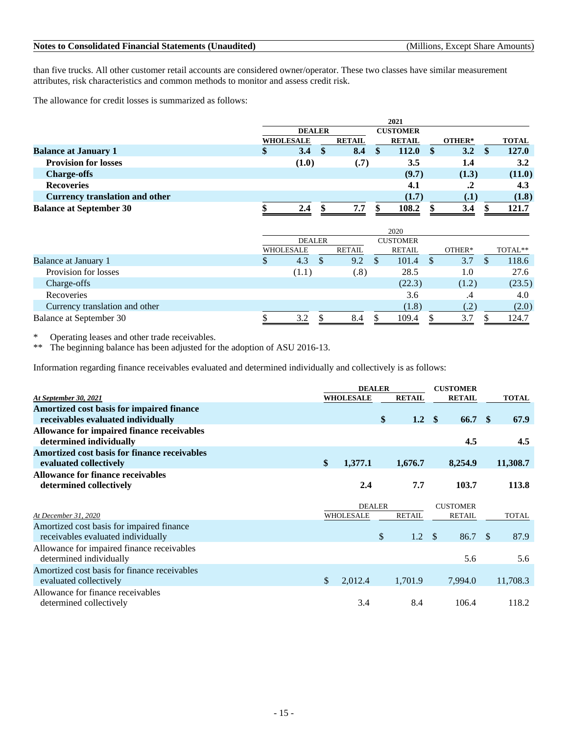than five trucks. All other customer retail accounts are considered owner/operator. These two classes have similar measurement attributes, risk characteristics and common methods to monitor and assess credit risk.

The allowance for credit losses is summarized as follows:

| | 2021 | | | | |
|---|---|---|---|---|---|
| | DEALER | | CUSTOMER | | |
| | WHOLESALE | RETAIL | RETAIL | OTHER* | TOTAL |
| **Balance at January 1** | **$ 3.4** | **$ 8.4** | **$ 112.0** | **$ 3.2** | **$ 127.0** |
| **Provision for losses** | **(1.0)** | **(.7)** | **3.5** | **1.4** | **3.2** |
| **Charge-offs** | | | **(9.7)** | **(1.3)** | **(11.0)** |
| **Recoveries** | | | **4.1** | **.2** | **4.3** |
| **Currency translation and other** | | | **(1.7)** | **(.1)** | **(1.8)** |
| **Balance at September 30** | **$ 2.4** | **$ 7.7** | **$ 108.2** | **$ 3.4** | **$ 121.7** |

| | 2020 | | | | |
|---|---|---|---|---|---|
| | DEALER | | CUSTOMER | | |
| | WHOLESALE | RETAIL | RETAIL | OTHER* | TOTAL** |
| Balance at January 1 | $ 4.3 | $ 9.2 | $ 101.4 | $ 3.7 | $ 118.6 |
| Provision for losses | (1.1) | (.8) | 28.5 | 1.0 | 27.6 |
| Charge-offs | | | (22.3) | (1.2) | (23.5) |
| Recoveries | | | 3.6 | .4 | 4.0 |
| Currency translation and other | | | (1.8) | (.2) | (2.0) |
| Balance at September 30 | $ 3.2 | $ 8.4 | $ 109.4 | $ 3.7 | $ 124.7 |

\* Operating leases and other trade receivables.
\** The beginning balance has been adjusted for the adoption of ASU 2016-13.

Information regarding finance receivables evaluated and determined individually and collectively is as follows:

| | DEALER | | CUSTOMER | |
|---|---|---|---|---|
| ***At September 30, 2021*** | **WHOLESALE** | **RETAIL** | **RETAIL** | **TOTAL** |
| **Amortized cost basis for impaired finance receivables evaluated individually** | | **$ 1.2** | **$ 66.7** | **$ 67.9** |
| **Allowance for impaired finance receivables determined individually** | | | **4.5** | **4.5** |
| **Amortized cost basis for finance receivables evaluated collectively** | **$ 1,377.1** | **1,676.7** | **8,254.9** | **11,308.7** |
| **Allowance for finance receivables determined collectively** | **2.4** | **7.7** | **103.7** | **113.8** |

| | DEALER | | CUSTOMER | |
|---|---|---|---|---|
| *At December 31, 2020* | WHOLESALE | RETAIL | RETAIL | TOTAL |
| Amortized cost basis for impaired finance receivables evaluated individually | | $ 1.2 | $ 86.7 | $ 87.9 |
| Allowance for impaired finance receivables determined individually | | | 5.6 | 5.6 |
| Amortized cost basis for finance receivables evaluated collectively | $ 2,012.4 | 1,701.9 | 7,994.0 | 11,708.3 |
| Allowance for finance receivables determined collectively | 3.4 | 8.4 | 106.4 | 118.2 |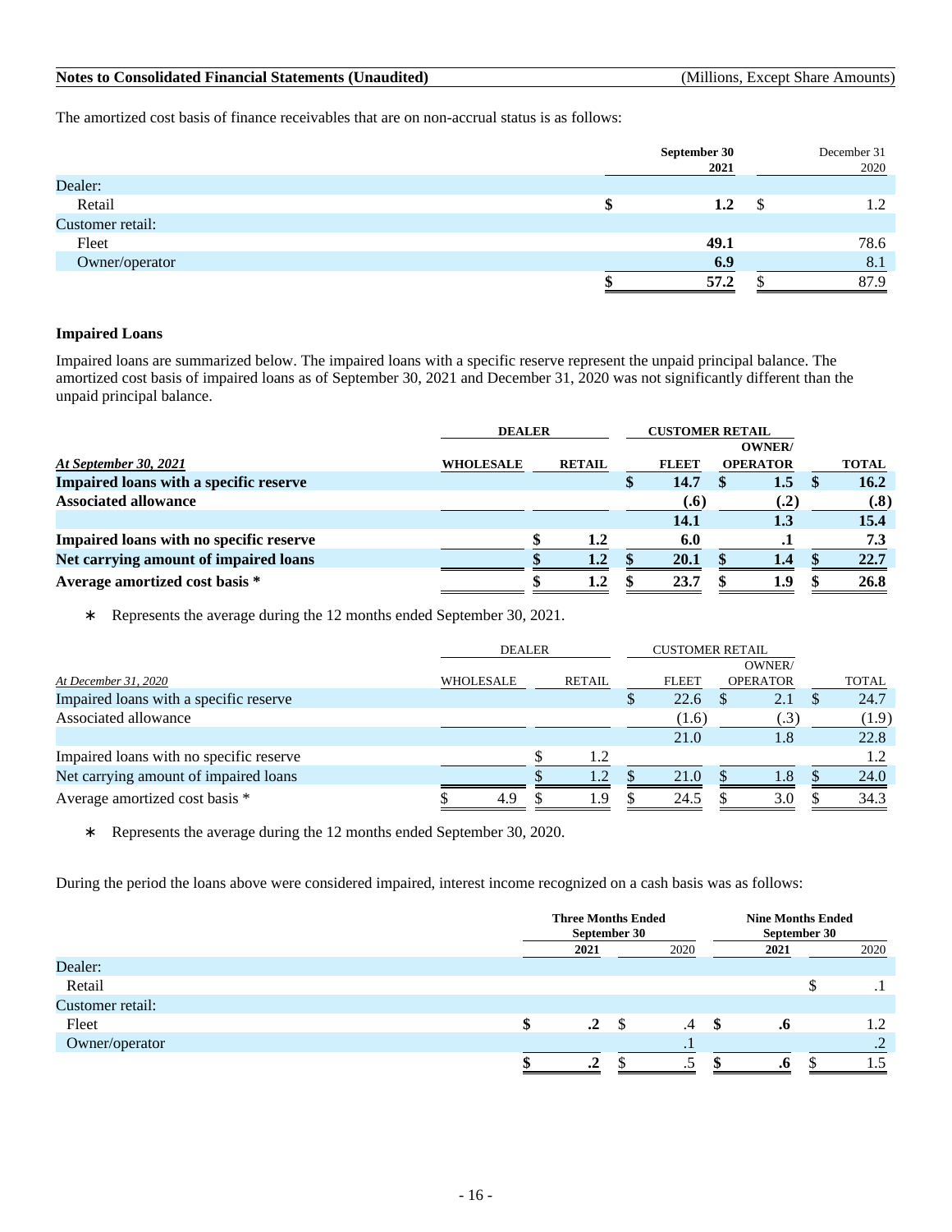The amortized cost basis of finance receivables that are on non-accrual status is as follows:

| | September 30 2021 | December 31 2020 |
|---|---|---|
| Dealer: | | |
| Retail | $ 1.2 | $ 1.2 |
| Customer retail: | | |
| Fleet | 49.1 | 78.6 |
| Owner/operator | 6.9 | 8.1 |
| | $ 57.2 | $ 87.9 |

### Impaired Loans

Impaired loans are summarized below. The impaired loans with a specific reserve represent the unpaid principal balance. The amortized cost basis of impaired loans as of September 30, 2021 and December 31, 2020 was not significantly different than the unpaid principal balance.

| | DEALER | | CUSTOMER RETAIL | | |
|---|---|---|---|---|---|
| ***At September 30, 2021*** | **WHOLESALE** | **RETAIL** | **FLEET** | **OWNER/ OPERATOR** | **TOTAL** |
| **Impaired loans with a specific reserve** | | | **$ 14.7** | **$ 1.5** | **$ 16.2** |
| **Associated allowance** | | | **(.6)** | **(.2)** | **(.8)** |
| | | | **14.1** | **1.3** | **15.4** |
| **Impaired loans with no specific reserve** | | **$ 1.2** | **6.0** | **.1** | **7.3** |
| **Net carrying amount of impaired loans** | | **$ 1.2** | **$ 20.1** | **$ 1.4** | **$ 22.7** |
| **Average amortized cost basis *** | | **$ 1.2** | **$ 23.7** | **$ 1.9** | **$ 26.8** |

\* Represents the average during the 12 months ended September 30, 2021.

| | DEALER | | CUSTOMER RETAIL | | |
|---|---|---|---|---|---|
| *At December 31, 2020* | WHOLESALE | RETAIL | FLEET | OWNER/ OPERATOR | TOTAL |
| Impaired loans with a specific reserve | | | $ 22.6 | $ 2.1 | $ 24.7 |
| Associated allowance | | | (1.6) | (.3) | (1.9) |
| | | | 21.0 | 1.8 | 22.8 |
| Impaired loans with no specific reserve | | $ 1.2 | | | 1.2 |
| Net carrying amount of impaired loans | | $ 1.2 | $ 21.0 | $ 1.8 | $ 24.0 |
| Average amortized cost basis * | $ 4.9 | $ 1.9 | $ 24.5 | $ 3.0 | $ 34.3 |

\* Represents the average during the 12 months ended September 30, 2020.

During the period the loans above were considered impaired, interest income recognized on a cash basis was as follows:

| | Three Months Ended September 30 | | Nine Months Ended September 30 | |
|---|---|---|---|---|
| | **2021** | 2020 | **2021** | 2020 |
| Dealer: | | | | |
| Retail | | | | $ .1 |
| Customer retail: | | | | |
| Fleet | **$ .2** | $ .4 | **$ .6** | 1.2 |
| Owner/operator | | .1 | | .2 |
| | **$ .2** | $ .5 | **$ .6** | $ 1.5 |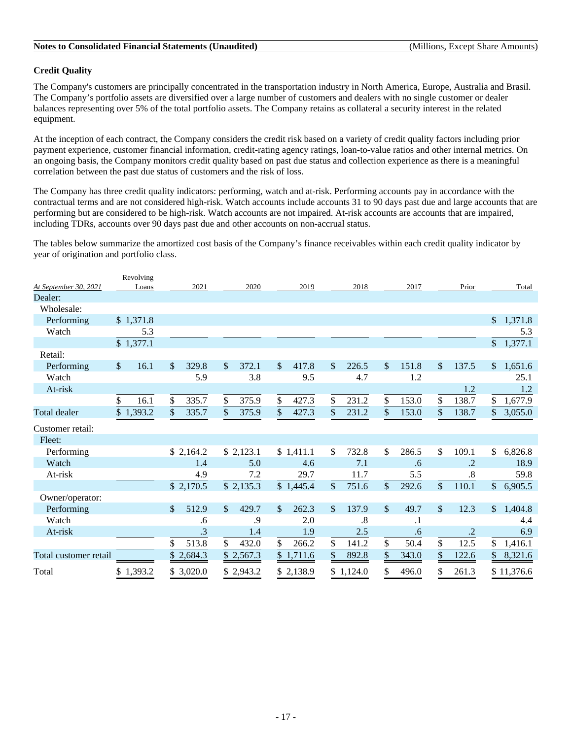### Credit Quality

The Company's customers are principally concentrated in the transportation industry in North America, Europe, Australia and Brasil. The Company's portfolio assets are diversified over a large number of customers and dealers with no single customer or dealer balances representing over 5% of the total portfolio assets. The Company retains as collateral a security interest in the related equipment.

At the inception of each contract, the Company considers the credit risk based on a variety of credit quality factors including prior payment experience, customer financial information, credit-rating agency ratings, loan-to-value ratios and other internal metrics. On an ongoing basis, the Company monitors credit quality based on past due status and collection experience as there is a meaningful correlation between the past due status of customers and the risk of loss.

The Company has three credit quality indicators: performing, watch and at-risk. Performing accounts pay in accordance with the contractual terms and are not considered high-risk. Watch accounts include accounts 31 to 90 days past due and large accounts that are performing but are considered to be high-risk. Watch accounts are not impaired. At-risk accounts are accounts that are impaired, including TDRs, accounts over 90 days past due and other accounts on non-accrual status.

The tables below summarize the amortized cost basis of the Company's finance receivables within each credit quality indicator by year of origination and portfolio class.

| *At September 30, 2021* | Revolving Loans | 2021 | 2020 | 2019 | 2018 | 2017 | Prior | Total |
|---|---|---|---|---|---|---|---|---|
| Dealer: | | | | | | | | |
| Wholesale: | | | | | | | | |
| Performing | $ 1,371.8 | | | | | | | $ 1,371.8 |
| Watch | 5.3 | | | | | | | 5.3 |
| | $ 1,377.1 | | | | | | | $ 1,377.1 |
| Retail: | | | | | | | | |
| Performing | $ 16.1 | $ 329.8 | $ 372.1 | $ 417.8 | $ 226.5 | $ 151.8 | $ 137.5 | $ 1,651.6 |
| Watch | | 5.9 | 3.8 | 9.5 | 4.7 | 1.2 | | 25.1 |
| At-risk | | | | | | | 1.2 | 1.2 |
| | $ 16.1 | $ 335.7 | $ 375.9 | $ 427.3 | $ 231.2 | $ 153.0 | $ 138.7 | $ 1,677.9 |
| Total dealer | $ 1,393.2 | $ 335.7 | $ 375.9 | $ 427.3 | $ 231.2 | $ 153.0 | $ 138.7 | $ 3,055.0 |
| Customer retail: | | | | | | | | |
| Fleet: | | | | | | | | |
| Performing | | $ 2,164.2 | $ 2,123.1 | $ 1,411.1 | $ 732.8 | $ 286.5 | $ 109.1 | $ 6,826.8 |
| Watch | | 1.4 | 5.0 | 4.6 | 7.1 | .6 | .2 | 18.9 |
| At-risk | | 4.9 | 7.2 | 29.7 | 11.7 | 5.5 | .8 | 59.8 |
| | | $ 2,170.5 | $ 2,135.3 | $ 1,445.4 | $ 751.6 | $ 292.6 | $ 110.1 | $ 6,905.5 |
| Owner/operator: | | | | | | | | |
| Performing | | $ 512.9 | $ 429.7 | $ 262.3 | $ 137.9 | $ 49.7 | $ 12.3 | $ 1,404.8 |
| Watch | | .6 | .9 | 2.0 | .8 | .1 | | 4.4 |
| At-risk | | .3 | 1.4 | 1.9 | 2.5 | .6 | .2 | 6.9 |
| | | $ 513.8 | $ 432.0 | $ 266.2 | $ 141.2 | $ 50.4 | $ 12.5 | $ 1,416.1 |
| Total customer retail | | $ 2,684.3 | $ 2,567.3 | $ 1,711.6 | $ 892.8 | $ 343.0 | $ 122.6 | $ 8,321.6 |
| Total | $ 1,393.2 | $ 3,020.0 | $ 2,943.2 | $ 2,138.9 | $ 1,124.0 | $ 496.0 | $ 261.3 | $ 11,376.6 |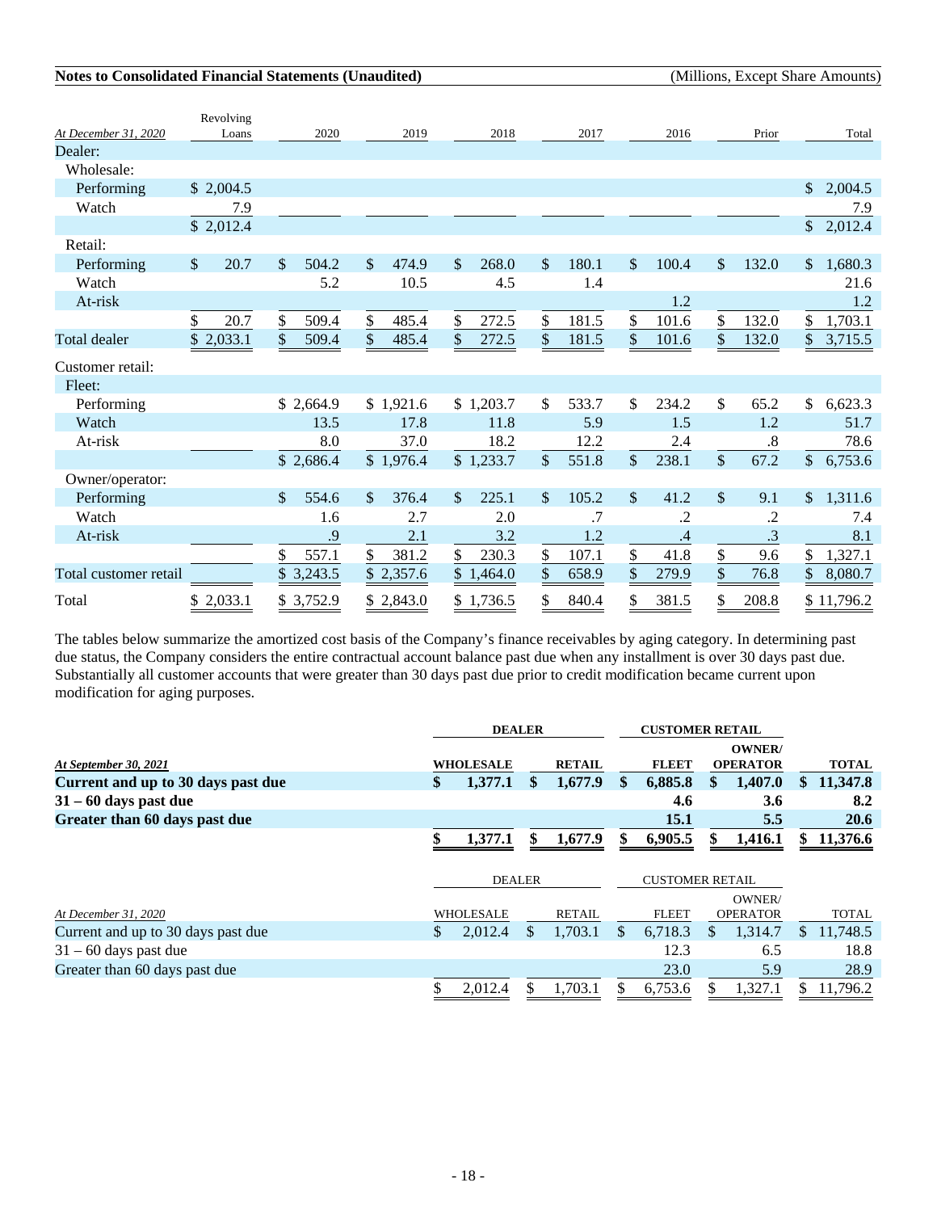| At December 31, 2020 | Revolving Loans | 2020 | 2019 | 2018 | 2017 | 2016 | Prior | Total |
|---|---|---|---|---|---|---|---|---|
| Dealer: | | | | | | | | |
| Wholesale: | | | | | | | | |
| Performing | $ 2,004.5 | | | | | | | $ 2,004.5 |
| Watch | 7.9 | | | | | | | 7.9 |
| | $ 2,012.4 | | | | | | | $ 2,012.4 |
| Retail: | | | | | | | | |
| Performing | $ 20.7 | $ 504.2 | $ 474.9 | $ 268.0 | $ 180.1 | $ 100.4 | $ 132.0 | $ 1,680.3 |
| Watch | | 5.2 | 10.5 | 4.5 | 1.4 | | | 21.6 |
| At-risk | | | | | | 1.2 | | 1.2 |
| | $ 20.7 | $ 509.4 | $ 485.4 | $ 272.5 | $ 181.5 | $ 101.6 | $ 132.0 | $ 1,703.1 |
| Total dealer | $ 2,033.1 | $ 509.4 | $ 485.4 | $ 272.5 | $ 181.5 | $ 101.6 | $ 132.0 | $ 3,715.5 |
| Customer retail: | | | | | | | | |
| Fleet: | | | | | | | | |
| Performing | | $ 2,664.9 | $ 1,921.6 | $ 1,203.7 | $ 533.7 | $ 234.2 | $ 65.2 | $ 6,623.3 |
| Watch | | 13.5 | 17.8 | 11.8 | 5.9 | 1.5 | 1.2 | 51.7 |
| At-risk | | 8.0 | 37.0 | 18.2 | 12.2 | 2.4 | .8 | 78.6 |
| | | $ 2,686.4 | $ 1,976.4 | $ 1,233.7 | $ 551.8 | $ 238.1 | $ 67.2 | $ 6,753.6 |
| Owner/operator: | | | | | | | | |
| Performing | | $ 554.6 | $ 376.4 | $ 225.1 | $ 105.2 | $ 41.2 | $ 9.1 | $ 1,311.6 |
| Watch | | 1.6 | 2.7 | 2.0 | .7 | .2 | .2 | 7.4 |
| At-risk | | .9 | 2.1 | 3.2 | 1.2 | .4 | .3 | 8.1 |
| | | $ 557.1 | $ 381.2 | $ 230.3 | $ 107.1 | $ 41.8 | $ 9.6 | $ 1,327.1 |
| Total customer retail | | $ 3,243.5 | $ 2,357.6 | $ 1,464.0 | $ 658.9 | $ 279.9 | $ 76.8 | $ 8,080.7 |
| Total | $ 2,033.1 | $ 3,752.9 | $ 2,843.0 | $ 1,736.5 | $ 840.4 | $ 381.5 | $ 208.8 | $ 11,796.2 |

The tables below summarize the amortized cost basis of the Company's finance receivables by aging category. In determining past due status, the Company considers the entire contractual account balance past due when any installment is over 30 days past due. Substantially all customer accounts that were greater than 30 days past due prior to credit modification became current upon modification for aging purposes.

| | DEALER | | CUSTOMER RETAIL | | |
|---|---|---|---|---|---|
| ***At September 30, 2021*** | **WHOLESALE** | **RETAIL** | **FLEET** | **OWNER/ OPERATOR** | **TOTAL** |
| **Current and up to 30 days past due** | **$ 1,377.1** | **$ 1,677.9** | **$ 6,885.8** | **$ 1,407.0** | **$ 11,347.8** |
| **31 – 60 days past due** | | | **4.6** | **3.6** | **8.2** |
| **Greater than 60 days past due** | | | **15.1** | **5.5** | **20.6** |
| | **$ 1,377.1** | **$ 1,677.9** | **$ 6,905.5** | **$ 1,416.1** | **$ 11,376.6** |

| | DEALER | | CUSTOMER RETAIL | | |
|---|---|---|---|---|---|
| *At December 31, 2020* | WHOLESALE | RETAIL | FLEET | OWNER/ OPERATOR | TOTAL |
| Current and up to 30 days past due | $ 2,012.4 | $ 1,703.1 | $ 6,718.3 | $ 1,314.7 | $ 11,748.5 |
| 31 – 60 days past due | | | 12.3 | 6.5 | 18.8 |
| Greater than 60 days past due | | | 23.0 | 5.9 | 28.9 |
| | $ 2,012.4 | $ 1,703.1 | $ 6,753.6 | $ 1,327.1 | $ 11,796.2 |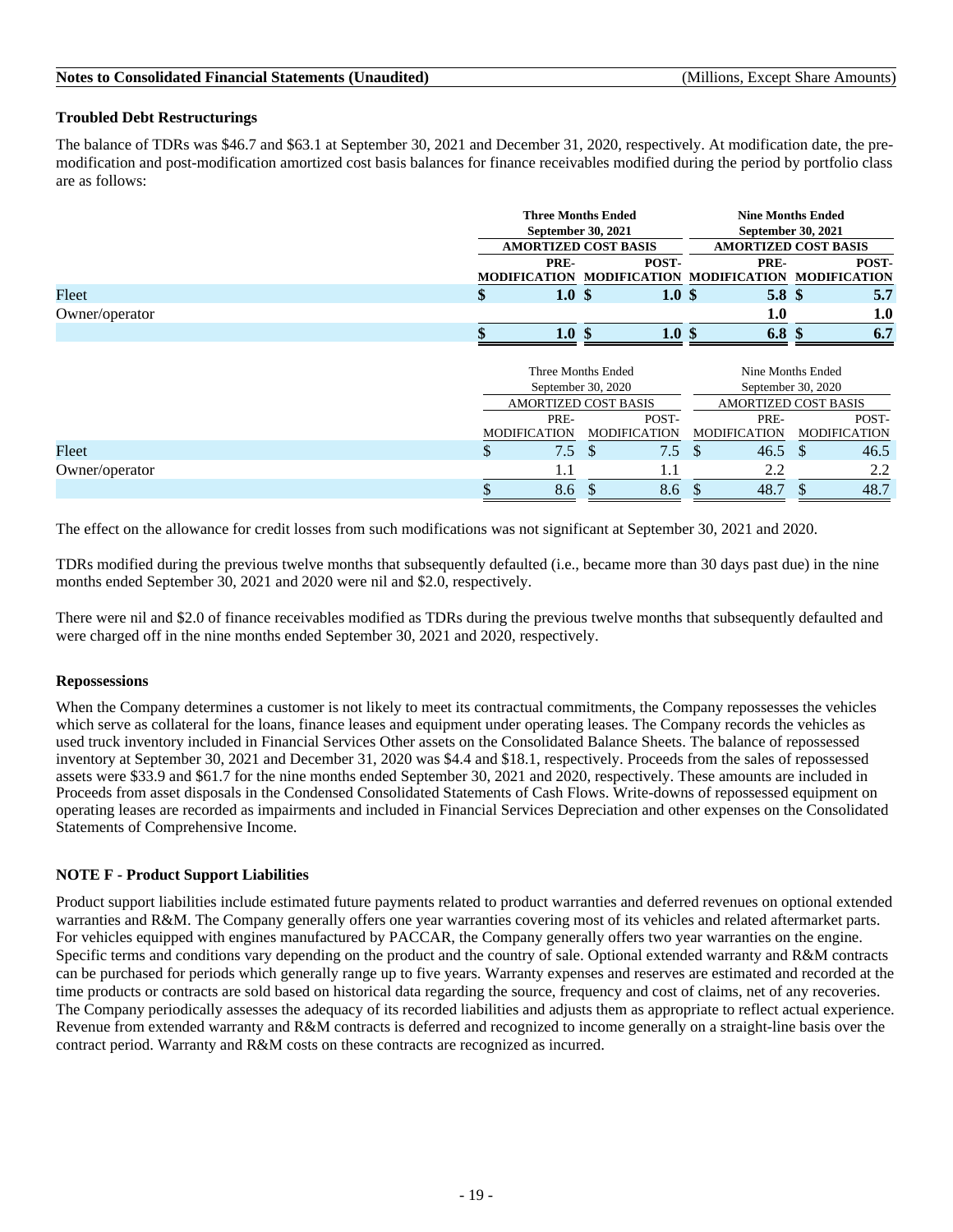### Troubled Debt Restructurings

The balance of TDRs was $46.7 and $63.1 at September 30, 2021 and December 31, 2020, respectively. At modification date, the pre-modification and post-modification amortized cost basis balances for finance receivables modified during the period by portfolio class are as follows:

| | Three Months Ended September 30, 2021 | | Nine Months Ended September 30, 2021 | |
|---|---|---|---|---|
| | AMORTIZED COST BASIS | | AMORTIZED COST BASIS | |
| | PRE-MODIFICATION | POST-MODIFICATION | PRE-MODIFICATION | POST-MODIFICATION |
| Fleet | $ 1.0 | $ 1.0 | $ 5.8 | $ 5.7 |
| Owner/operator | | | 1.0 | 1.0 |
| | $ 1.0 | $ 1.0 | $ 6.8 | $ 6.7 |

| | Three Months Ended September 30, 2020 | | Nine Months Ended September 30, 2020 | |
|---|---|---|---|---|
| | AMORTIZED COST BASIS | | AMORTIZED COST BASIS | |
| | PRE-MODIFICATION | POST-MODIFICATION | PRE-MODIFICATION | POST-MODIFICATION |
| Fleet | $ 7.5 | $ 7.5 | $ 46.5 | $ 46.5 |
| Owner/operator | 1.1 | 1.1 | 2.2 | 2.2 |
| | $ 8.6 | $ 8.6 | $ 48.7 | $ 48.7 |

The effect on the allowance for credit losses from such modifications was not significant at September 30, 2021 and 2020.

TDRs modified during the previous twelve months that subsequently defaulted (i.e., became more than 30 days past due) in the nine months ended September 30, 2021 and 2020 were nil and $2.0, respectively.

There were nil and $2.0 of finance receivables modified as TDRs during the previous twelve months that subsequently defaulted and were charged off in the nine months ended September 30, 2021 and 2020, respectively.

### Repossessions

When the Company determines a customer is not likely to meet its contractual commitments, the Company repossesses the vehicles which serve as collateral for the loans, finance leases and equipment under operating leases. The Company records the vehicles as used truck inventory included in Financial Services Other assets on the Consolidated Balance Sheets. The balance of repossessed inventory at September 30, 2021 and December 31, 2020 was $4.4 and $18.1, respectively. Proceeds from the sales of repossessed assets were $33.9 and $61.7 for the nine months ended September 30, 2021 and 2020, respectively. These amounts are included in Proceeds from asset disposals in the Condensed Consolidated Statements of Cash Flows. Write-downs of repossessed equipment on operating leases are recorded as impairments and included in Financial Services Depreciation and other expenses on the Consolidated Statements of Comprehensive Income.

## NOTE F - Product Support Liabilities

Product support liabilities include estimated future payments related to product warranties and deferred revenues on optional extended warranties and R&M. The Company generally offers one year warranties covering most of its vehicles and related aftermarket parts. For vehicles equipped with engines manufactured by PACCAR, the Company generally offers two year warranties on the engine. Specific terms and conditions vary depending on the product and the country of sale. Optional extended warranty and R&M contracts can be purchased for periods which generally range up to five years. Warranty expenses and reserves are estimated and recorded at the time products or contracts are sold based on historical data regarding the source, frequency and cost of claims, net of any recoveries. The Company periodically assesses the adequacy of its recorded liabilities and adjusts them as appropriate to reflect actual experience. Revenue from extended warranty and R&M contracts is deferred and recognized to income generally on a straight-line basis over the contract period. Warranty and R&M costs on these contracts are recognized as incurred.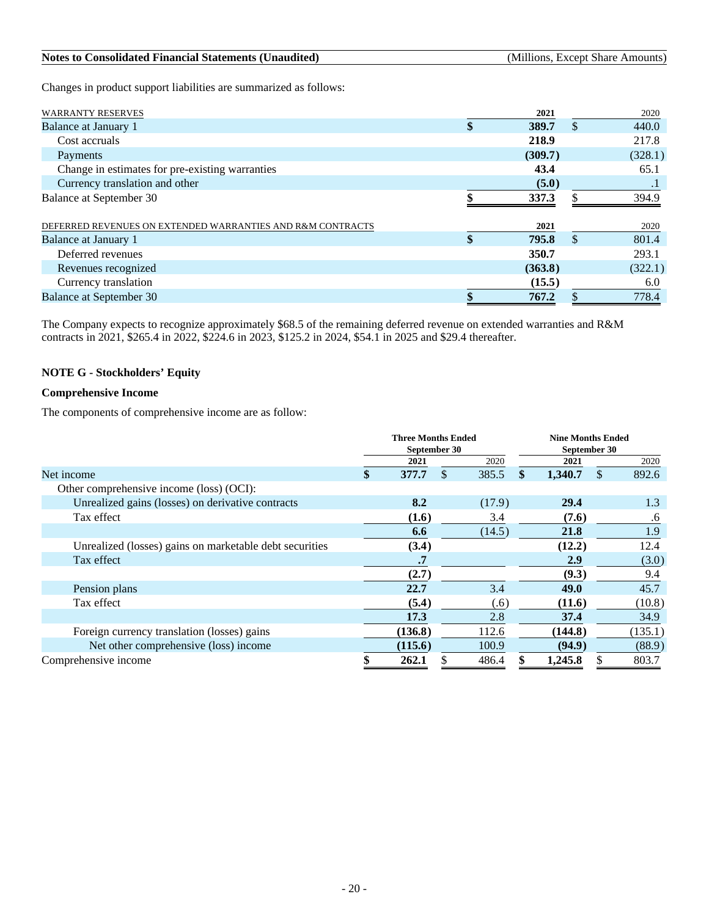Changes in product support liabilities are summarized as follows:

| WARRANTY RESERVES | 2021 | 2020 |
|---|---|---|
| Balance at January 1 | **$ 389.7** | $ 440.0 |
| Cost accruals | **218.9** | 217.8 |
| Payments | **(309.7)** | (328.1) |
| Change in estimates for pre-existing warranties | **43.4** | 65.1 |
| Currency translation and other | **(5.0)** | .1 |
| Balance at September 30 | **$ 337.3** | $ 394.9 |

| DEFERRED REVENUES ON EXTENDED WARRANTIES AND R&M CONTRACTS | 2021 | 2020 |
|---|---|---|
| Balance at January 1 | **$ 795.8** | $ 801.4 |
| Deferred revenues | **350.7** | 293.1 |
| Revenues recognized | **(363.8)** | (322.1) |
| Currency translation | **(15.5)** | 6.0 |
| Balance at September 30 | **$ 767.2** | $ 778.4 |

The Company expects to recognize approximately $68.5 of the remaining deferred revenue on extended warranties and R&M contracts in 2021, $265.4 in 2022, $224.6 in 2023, $125.2 in 2024, $54.1 in 2025 and $29.4 thereafter.

## NOTE G - Stockholders' Equity

### Comprehensive Income

The components of comprehensive income are as follow:

| | Three Months Ended September 30 | | Nine Months Ended September 30 | |
|---|---|---|---|---|
| | 2021 | 2020 | 2021 | 2020 |
| Net income | **$ 377.7** | $ 385.5 | **$ 1,340.7** | $ 892.6 |
| Other comprehensive income (loss) (OCI): | | | | |
| Unrealized gains (losses) on derivative contracts | **8.2** | (17.9) | **29.4** | 1.3 |
| Tax effect | **(1.6)** | 3.4 | **(7.6)** | .6 |
| | **6.6** | (14.5) | **21.8** | 1.9 |
| Unrealized (losses) gains on marketable debt securities | **(3.4)** | | **(12.2)** | 12.4 |
| Tax effect | **.7** | | **2.9** | (3.0) |
| | **(2.7)** | | **(9.3)** | 9.4 |
| Pension plans | **22.7** | 3.4 | **49.0** | 45.7 |
| Tax effect | **(5.4)** | (.6) | **(11.6)** | (10.8) |
| | **17.3** | 2.8 | **37.4** | 34.9 |
| Foreign currency translation (losses) gains | **(136.8)** | 112.6 | **(144.8)** | (135.1) |
| Net other comprehensive (loss) income | **(115.6)** | 100.9 | **(94.9)** | (88.9) |
| Comprehensive income | **$ 262.1** | $ 486.4 | **$ 1,245.8** | $ 803.7 |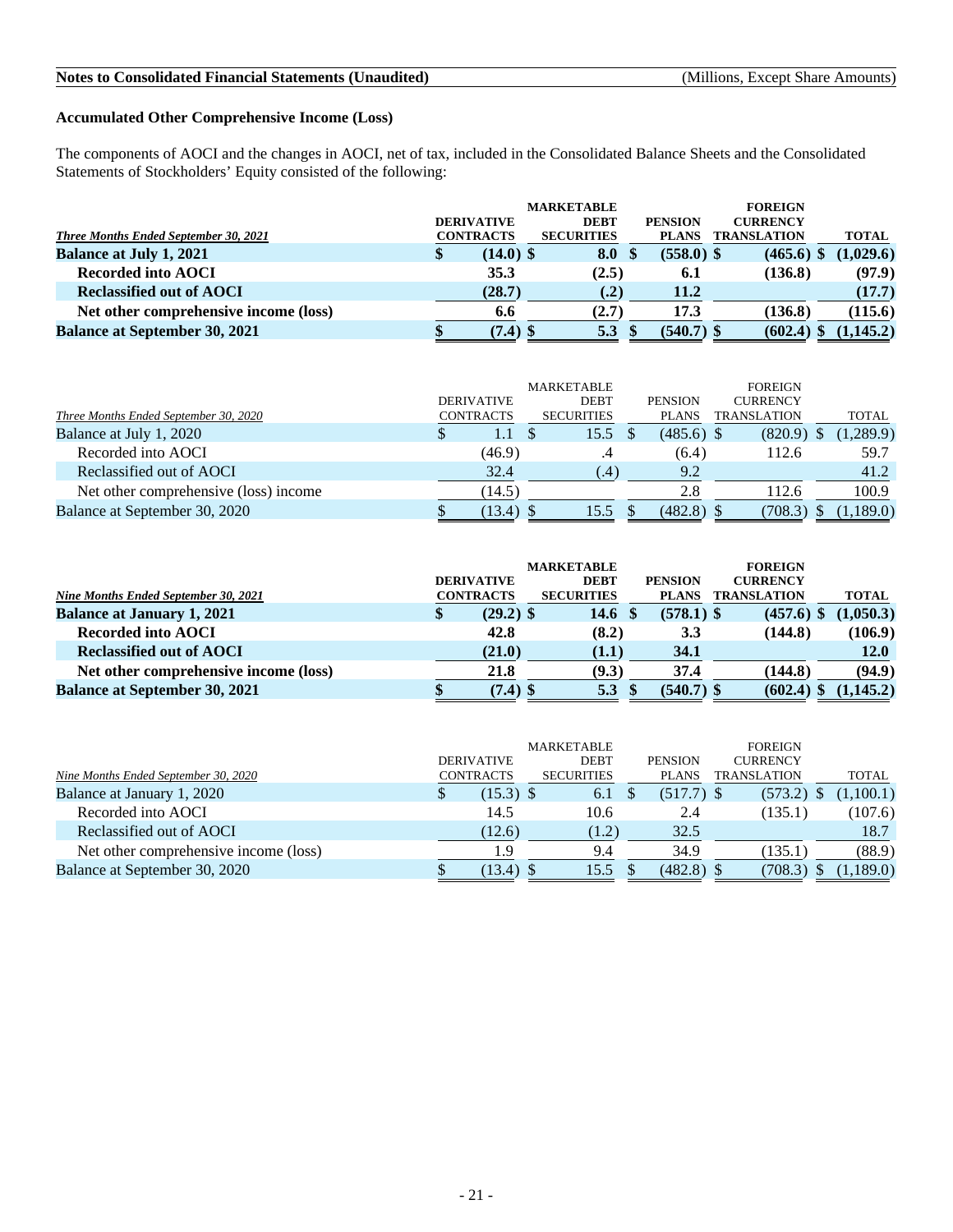**Accumulated Other Comprehensive Income (Loss)**

The components of AOCI and the changes in AOCI, net of tax, included in the Consolidated Balance Sheets and the Consolidated Statements of Stockholders' Equity consisted of the following:

| ***Three Months Ended September 30, 2021*** | **DERIVATIVE CONTRACTS** | **MARKETABLE DEBT SECURITIES** | **PENSION PLANS** | **FOREIGN CURRENCY TRANSLATION** | **TOTAL** |
|---|---|---|---|---|---|
| **Balance at July 1, 2021** | **$ (14.0)** | **$ 8.0** | **$ (558.0)** | **$ (465.6)** | **$ (1,029.6)** |
| **Recorded into AOCI** | **35.3** | **(2.5)** | **6.1** | **(136.8)** | **(97.9)** |
| **Reclassified out of AOCI** | **(28.7)** | **(.2)** | **11.2** | | **(17.7)** |
| **Net other comprehensive income (loss)** | **6.6** | **(2.7)** | **17.3** | **(136.8)** | **(115.6)** |
| **Balance at September 30, 2021** | **$ (7.4)** | **$ 5.3** | **$ (540.7)** | **$ (602.4)** | **$ (1,145.2)** |

| *Three Months Ended September 30, 2020* | DERIVATIVE CONTRACTS | MARKETABLE DEBT SECURITIES | PENSION PLANS | FOREIGN CURRENCY TRANSLATION | TOTAL |
|---|---|---|---|---|---|
| Balance at July 1, 2020 | $ 1.1 | $ 15.5 | $ (485.6) | $ (820.9) | $ (1,289.9) |
| Recorded into AOCI | (46.9) | .4 | (6.4) | 112.6 | 59.7 |
| Reclassified out of AOCI | 32.4 | (.4) | 9.2 | | 41.2 |
| Net other comprehensive (loss) income | (14.5) | | 2.8 | 112.6 | 100.9 |
| Balance at September 30, 2020 | $ (13.4) | $ 15.5 | $ (482.8) | $ (708.3) | $ (1,189.0) |

| ***Nine Months Ended September 30, 2021*** | **DERIVATIVE CONTRACTS** | **MARKETABLE DEBT SECURITIES** | **PENSION PLANS** | **FOREIGN CURRENCY TRANSLATION** | **TOTAL** |
|---|---|---|---|---|---|
| **Balance at January 1, 2021** | **$ (29.2)** | **$ 14.6** | **$ (578.1)** | **$ (457.6)** | **$ (1,050.3)** |
| **Recorded into AOCI** | **42.8** | **(8.2)** | **3.3** | **(144.8)** | **(106.9)** |
| **Reclassified out of AOCI** | **(21.0)** | **(1.1)** | **34.1** | | **12.0** |
| **Net other comprehensive income (loss)** | **21.8** | **(9.3)** | **37.4** | **(144.8)** | **(94.9)** |
| **Balance at September 30, 2021** | **$ (7.4)** | **$ 5.3** | **$ (540.7)** | **$ (602.4)** | **$ (1,145.2)** |

| *Nine Months Ended September 30, 2020* | DERIVATIVE CONTRACTS | MARKETABLE DEBT SECURITIES | PENSION PLANS | FOREIGN CURRENCY TRANSLATION | TOTAL |
|---|---|---|---|---|---|
| Balance at January 1, 2020 | $ (15.3) | $ 6.1 | $ (517.7) | $ (573.2) | $ (1,100.1) |
| Recorded into AOCI | 14.5 | 10.6 | 2.4 | (135.1) | (107.6) |
| Reclassified out of AOCI | (12.6) | (1.2) | 32.5 | | 18.7 |
| Net other comprehensive income (loss) | 1.9 | 9.4 | 34.9 | (135.1) | (88.9) |
| Balance at September 30, 2020 | $ (13.4) | $ 15.5 | $ (482.8) | $ (708.3) | $ (1,189.0) |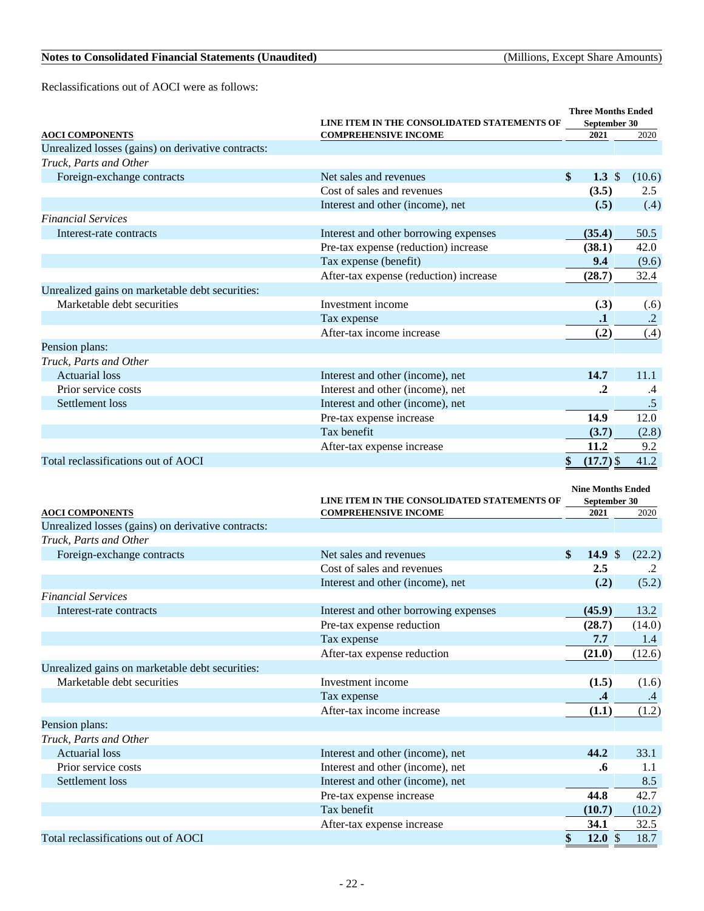Notes to Consolidated Financial Statements (Unaudited) (Millions, Except Share Amounts)

Reclassifications out of AOCI were as follows:

| AOCI COMPONENTS | LINE ITEM IN THE CONSOLIDATED STATEMENTS OF COMPREHENSIVE INCOME | Three Months Ended September 30 2021 | 2020 |
|---|---|---|---|
| Unrealized losses (gains) on derivative contracts: | | | |
| *Truck, Parts and Other* | | | |
| Foreign-exchange contracts | Net sales and revenues | **$ 1.3** | $ (10.6) |
| | Cost of sales and revenues | **(3.5)** | 2.5 |
| | Interest and other (income), net | **(.5)** | (.4) |
| *Financial Services* | | | |
| Interest-rate contracts | Interest and other borrowing expenses | **(35.4)** | 50.5 |
| | Pre-tax expense (reduction) increase | **(38.1)** | 42.0 |
| | Tax expense (benefit) | **9.4** | (9.6) |
| | After-tax expense (reduction) increase | **(28.7)** | 32.4 |
| Unrealized gains on marketable debt securities: | | | |
| Marketable debt securities | Investment income | **(.3)** | (.6) |
| | Tax expense | **.1** | .2 |
| | After-tax income increase | **(.2)** | (.4) |
| Pension plans: | | | |
| *Truck, Parts and Other* | | | |
| Actuarial loss | Interest and other (income), net | **14.7** | 11.1 |
| Prior service costs | Interest and other (income), net | **.2** | .4 |
| Settlement loss | Interest and other (income), net | | .5 |
| | Pre-tax expense increase | **14.9** | 12.0 |
| | Tax benefit | **(3.7)** | (2.8) |
| | After-tax expense increase | **11.2** | 9.2 |
| Total reclassifications out of AOCI | | **$ (17.7)** | $ 41.2 |

| AOCI COMPONENTS | LINE ITEM IN THE CONSOLIDATED STATEMENTS OF COMPREHENSIVE INCOME | Nine Months Ended September 30 2021 | 2020 |
|---|---|---|---|
| Unrealized losses (gains) on derivative contracts: | | | |
| *Truck, Parts and Other* | | | |
| Foreign-exchange contracts | Net sales and revenues | **$ 14.9** | $ (22.2) |
| | Cost of sales and revenues | **2.5** | .2 |
| | Interest and other (income), net | **(.2)** | (5.2) |
| *Financial Services* | | | |
| Interest-rate contracts | Interest and other borrowing expenses | **(45.9)** | 13.2 |
| | Pre-tax expense reduction | **(28.7)** | (14.0) |
| | Tax expense | **7.7** | 1.4 |
| | After-tax expense reduction | **(21.0)** | (12.6) |
| Unrealized gains on marketable debt securities: | | | |
| Marketable debt securities | Investment income | **(1.5)** | (1.6) |
| | Tax expense | **.4** | .4 |
| | After-tax income increase | **(1.1)** | (1.2) |
| Pension plans: | | | |
| *Truck, Parts and Other* | | | |
| Actuarial loss | Interest and other (income), net | **44.2** | 33.1 |
| Prior service costs | Interest and other (income), net | **.6** | 1.1 |
| Settlement loss | Interest and other (income), net | | 8.5 |
| | Pre-tax expense increase | **44.8** | 42.7 |
| | Tax benefit | **(10.7)** | (10.2) |
| | After-tax expense increase | **34.1** | 32.5 |
| Total reclassifications out of AOCI | | **$ 12.0** | $ 18.7 |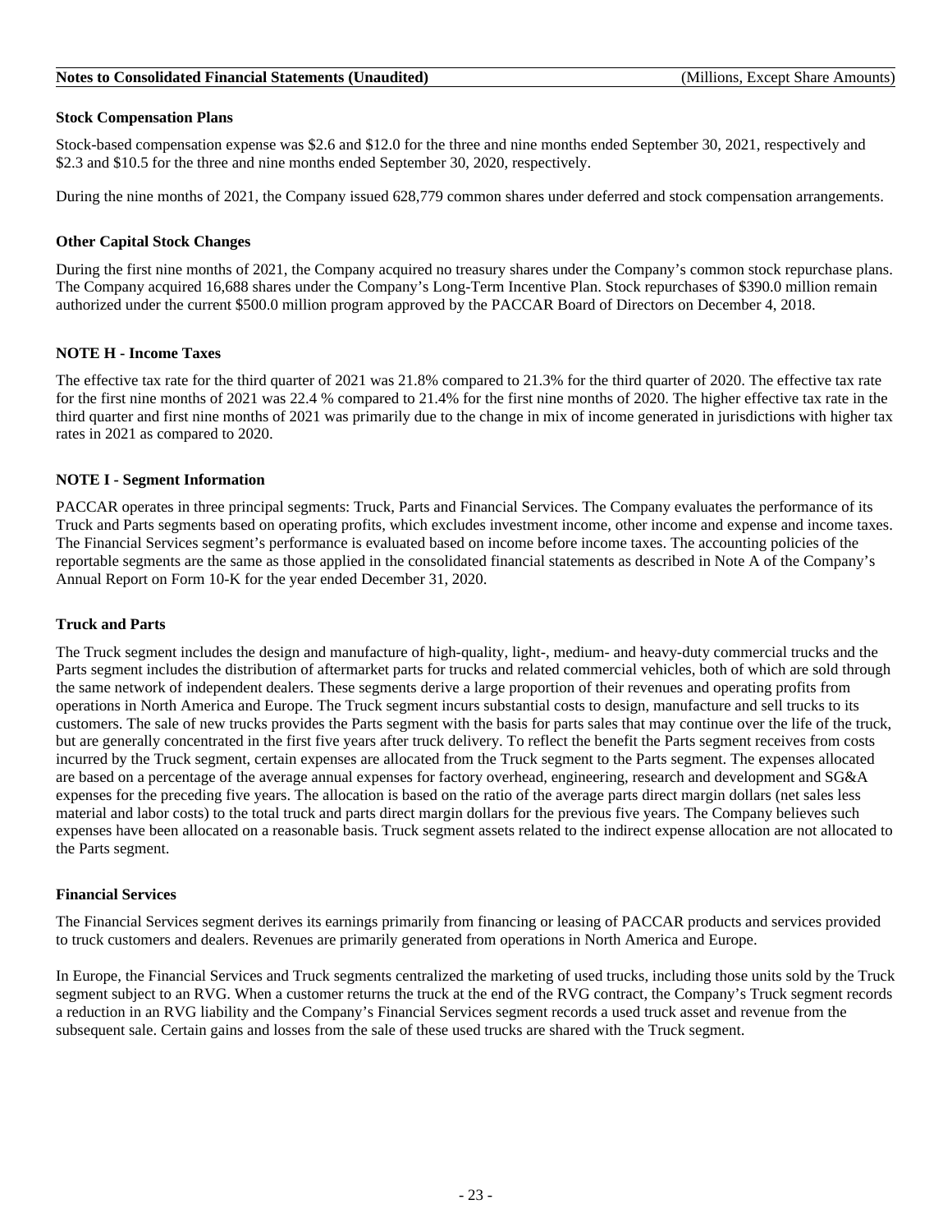### Stock Compensation Plans

Stock-based compensation expense was $2.6 and $12.0 for the three and nine months ended September 30, 2021, respectively and $2.3 and $10.5 for the three and nine months ended September 30, 2020, respectively.

During the nine months of 2021, the Company issued 628,779 common shares under deferred and stock compensation arrangements.

### Other Capital Stock Changes

During the first nine months of 2021, the Company acquired no treasury shares under the Company's common stock repurchase plans. The Company acquired 16,688 shares under the Company's Long-Term Incentive Plan. Stock repurchases of $390.0 million remain authorized under the current $500.0 million program approved by the PACCAR Board of Directors on December 4, 2018.

## NOTE H - Income Taxes

The effective tax rate for the third quarter of 2021 was 21.8% compared to 21.3% for the third quarter of 2020. The effective tax rate for the first nine months of 2021 was 22.4 % compared to 21.4% for the first nine months of 2020. The higher effective tax rate in the third quarter and first nine months of 2021 was primarily due to the change in mix of income generated in jurisdictions with higher tax rates in 2021 as compared to 2020.

## NOTE I - Segment Information

PACCAR operates in three principal segments: Truck, Parts and Financial Services. The Company evaluates the performance of its Truck and Parts segments based on operating profits, which excludes investment income, other income and expense and income taxes. The Financial Services segment's performance is evaluated based on income before income taxes. The accounting policies of the reportable segments are the same as those applied in the consolidated financial statements as described in Note A of the Company's Annual Report on Form 10-K for the year ended December 31, 2020.

### Truck and Parts

The Truck segment includes the design and manufacture of high-quality, light-, medium- and heavy-duty commercial trucks and the Parts segment includes the distribution of aftermarket parts for trucks and related commercial vehicles, both of which are sold through the same network of independent dealers. These segments derive a large proportion of their revenues and operating profits from operations in North America and Europe. The Truck segment incurs substantial costs to design, manufacture and sell trucks to its customers. The sale of new trucks provides the Parts segment with the basis for parts sales that may continue over the life of the truck, but are generally concentrated in the first five years after truck delivery. To reflect the benefit the Parts segment receives from costs incurred by the Truck segment, certain expenses are allocated from the Truck segment to the Parts segment. The expenses allocated are based on a percentage of the average annual expenses for factory overhead, engineering, research and development and SG&A expenses for the preceding five years. The allocation is based on the ratio of the average parts direct margin dollars (net sales less material and labor costs) to the total truck and parts direct margin dollars for the previous five years. The Company believes such expenses have been allocated on a reasonable basis. Truck segment assets related to the indirect expense allocation are not allocated to the Parts segment.

### Financial Services

The Financial Services segment derives its earnings primarily from financing or leasing of PACCAR products and services provided to truck customers and dealers. Revenues are primarily generated from operations in North America and Europe.

In Europe, the Financial Services and Truck segments centralized the marketing of used trucks, including those units sold by the Truck segment subject to an RVG. When a customer returns the truck at the end of the RVG contract, the Company's Truck segment records a reduction in an RVG liability and the Company's Financial Services segment records a used truck asset and revenue from the subsequent sale. Certain gains and losses from the sale of these used trucks are shared with the Truck segment.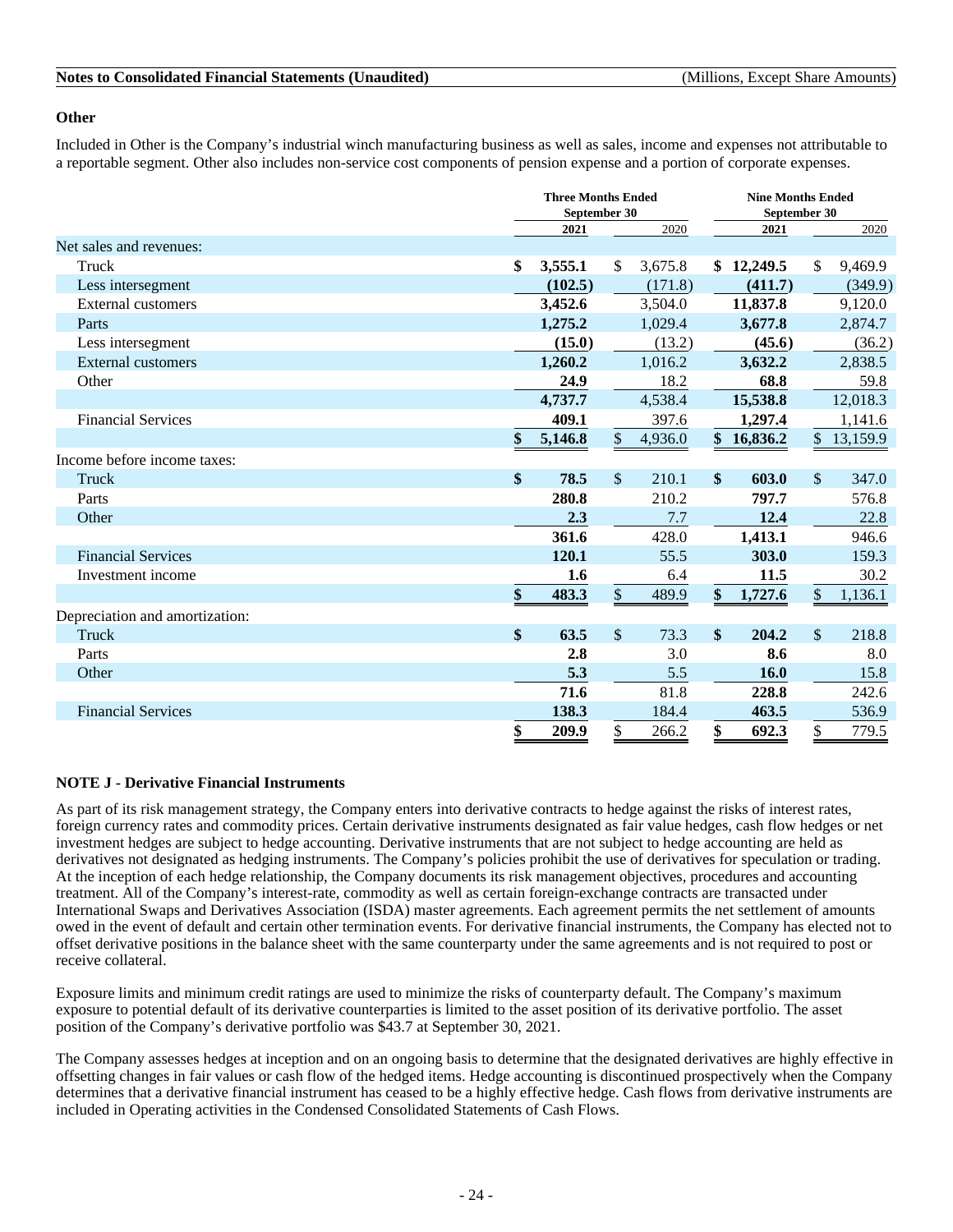### Other

Included in Other is the Company's industrial winch manufacturing business as well as sales, income and expenses not attributable to a reportable segment. Other also includes non-service cost components of pension expense and a portion of corporate expenses.

| | Three Months Ended September 30 | | Nine Months Ended September 30 | |
|---|---|---|---|---|
| | **2021** | 2020 | **2021** | 2020 |
| Net sales and revenues: | | | | |
| Truck | **$ 3,555.1** | $ 3,675.8 | **$ 12,249.5** | $ 9,469.9 |
| Less intersegment | **(102.5)** | (171.8) | **(411.7)** | (349.9) |
| External customers | **3,452.6** | 3,504.0 | **11,837.8** | 9,120.0 |
| Parts | **1,275.2** | 1,029.4 | **3,677.8** | 2,874.7 |
| Less intersegment | **(15.0)** | (13.2) | **(45.6)** | (36.2) |
| External customers | **1,260.2** | 1,016.2 | **3,632.2** | 2,838.5 |
| Other | **24.9** | 18.2 | **68.8** | 59.8 |
| | **4,737.7** | 4,538.4 | **15,538.8** | 12,018.3 |
| Financial Services | **409.1** | 397.6 | **1,297.4** | 1,141.6 |
| | **$ 5,146.8** | $ 4,936.0 | **$ 16,836.2** | $ 13,159.9 |
| Income before income taxes: | | | | |
| Truck | **$ 78.5** | $ 210.1 | **$ 603.0** | $ 347.0 |
| Parts | **280.8** | 210.2 | **797.7** | 576.8 |
| Other | **2.3** | 7.7 | **12.4** | 22.8 |
| | **361.6** | 428.0 | **1,413.1** | 946.6 |
| Financial Services | **120.1** | 55.5 | **303.0** | 159.3 |
| Investment income | **1.6** | 6.4 | **11.5** | 30.2 |
| | **$ 483.3** | $ 489.9 | **$ 1,727.6** | $ 1,136.1 |
| Depreciation and amortization: | | | | |
| Truck | **$ 63.5** | $ 73.3 | **$ 204.2** | $ 218.8 |
| Parts | **2.8** | 3.0 | **8.6** | 8.0 |
| Other | **5.3** | 5.5 | **16.0** | 15.8 |
| | **71.6** | 81.8 | **228.8** | 242.6 |
| Financial Services | **138.3** | 184.4 | **463.5** | 536.9 |
| | **$ 209.9** | $ 266.2 | **$ 692.3** | $ 779.5 |

### NOTE J - Derivative Financial Instruments

As part of its risk management strategy, the Company enters into derivative contracts to hedge against the risks of interest rates, foreign currency rates and commodity prices. Certain derivative instruments designated as fair value hedges, cash flow hedges or net investment hedges are subject to hedge accounting. Derivative instruments that are not subject to hedge accounting are held as derivatives not designated as hedging instruments. The Company's policies prohibit the use of derivatives for speculation or trading. At the inception of each hedge relationship, the Company documents its risk management objectives, procedures and accounting treatment. All of the Company's interest-rate, commodity as well as certain foreign-exchange contracts are transacted under International Swaps and Derivatives Association (ISDA) master agreements. Each agreement permits the net settlement of amounts owed in the event of default and certain other termination events. For derivative financial instruments, the Company has elected not to offset derivative positions in the balance sheet with the same counterparty under the same agreements and is not required to post or receive collateral.

Exposure limits and minimum credit ratings are used to minimize the risks of counterparty default. The Company's maximum exposure to potential default of its derivative counterparties is limited to the asset position of its derivative portfolio. The asset position of the Company's derivative portfolio was $43.7 at September 30, 2021.

The Company assesses hedges at inception and on an ongoing basis to determine that the designated derivatives are highly effective in offsetting changes in fair values or cash flow of the hedged items. Hedge accounting is discontinued prospectively when the Company determines that a derivative financial instrument has ceased to be a highly effective hedge. Cash flows from derivative instruments are included in Operating activities in the Condensed Consolidated Statements of Cash Flows.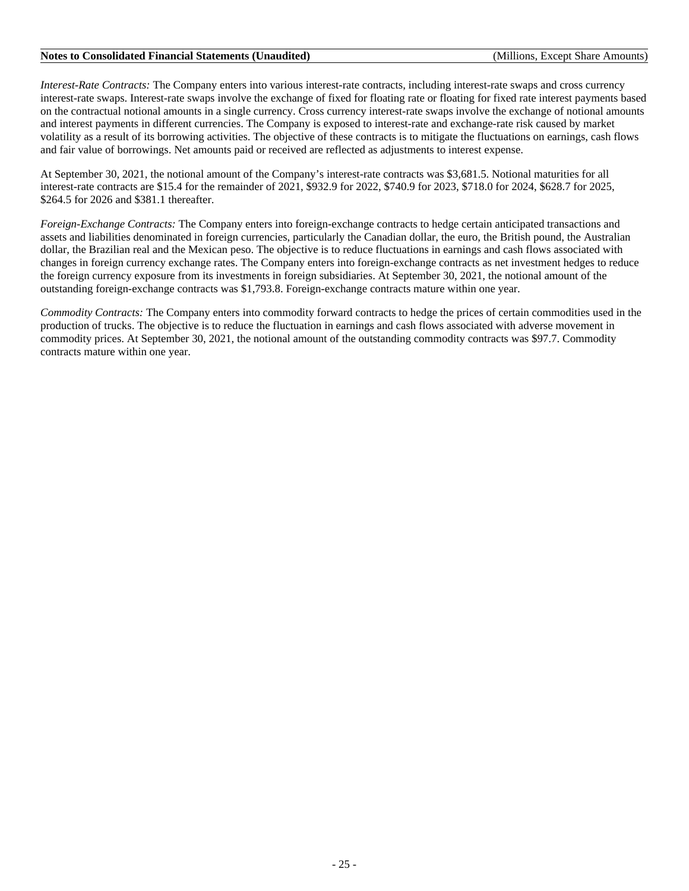*Interest-Rate Contracts:* The Company enters into various interest-rate contracts, including interest-rate swaps and cross currency interest-rate swaps. Interest-rate swaps involve the exchange of fixed for floating rate or floating for fixed rate interest payments based on the contractual notional amounts in a single currency. Cross currency interest-rate swaps involve the exchange of notional amounts and interest payments in different currencies. The Company is exposed to interest-rate and exchange-rate risk caused by market volatility as a result of its borrowing activities. The objective of these contracts is to mitigate the fluctuations on earnings, cash flows and fair value of borrowings. Net amounts paid or received are reflected as adjustments to interest expense.

At September 30, 2021, the notional amount of the Company's interest-rate contracts was $3,681.5. Notional maturities for all interest-rate contracts are $15.4 for the remainder of 2021, $932.9 for 2022, $740.9 for 2023, $718.0 for 2024, $628.7 for 2025, $264.5 for 2026 and $381.1 thereafter.

*Foreign-Exchange Contracts:* The Company enters into foreign-exchange contracts to hedge certain anticipated transactions and assets and liabilities denominated in foreign currencies, particularly the Canadian dollar, the euro, the British pound, the Australian dollar, the Brazilian real and the Mexican peso. The objective is to reduce fluctuations in earnings and cash flows associated with changes in foreign currency exchange rates. The Company enters into foreign-exchange contracts as net investment hedges to reduce the foreign currency exposure from its investments in foreign subsidiaries. At September 30, 2021, the notional amount of the outstanding foreign-exchange contracts was $1,793.8. Foreign-exchange contracts mature within one year.

*Commodity Contracts:* The Company enters into commodity forward contracts to hedge the prices of certain commodities used in the production of trucks. The objective is to reduce the fluctuation in earnings and cash flows associated with adverse movement in commodity prices. At September 30, 2021, the notional amount of the outstanding commodity contracts was $97.7. Commodity contracts mature within one year.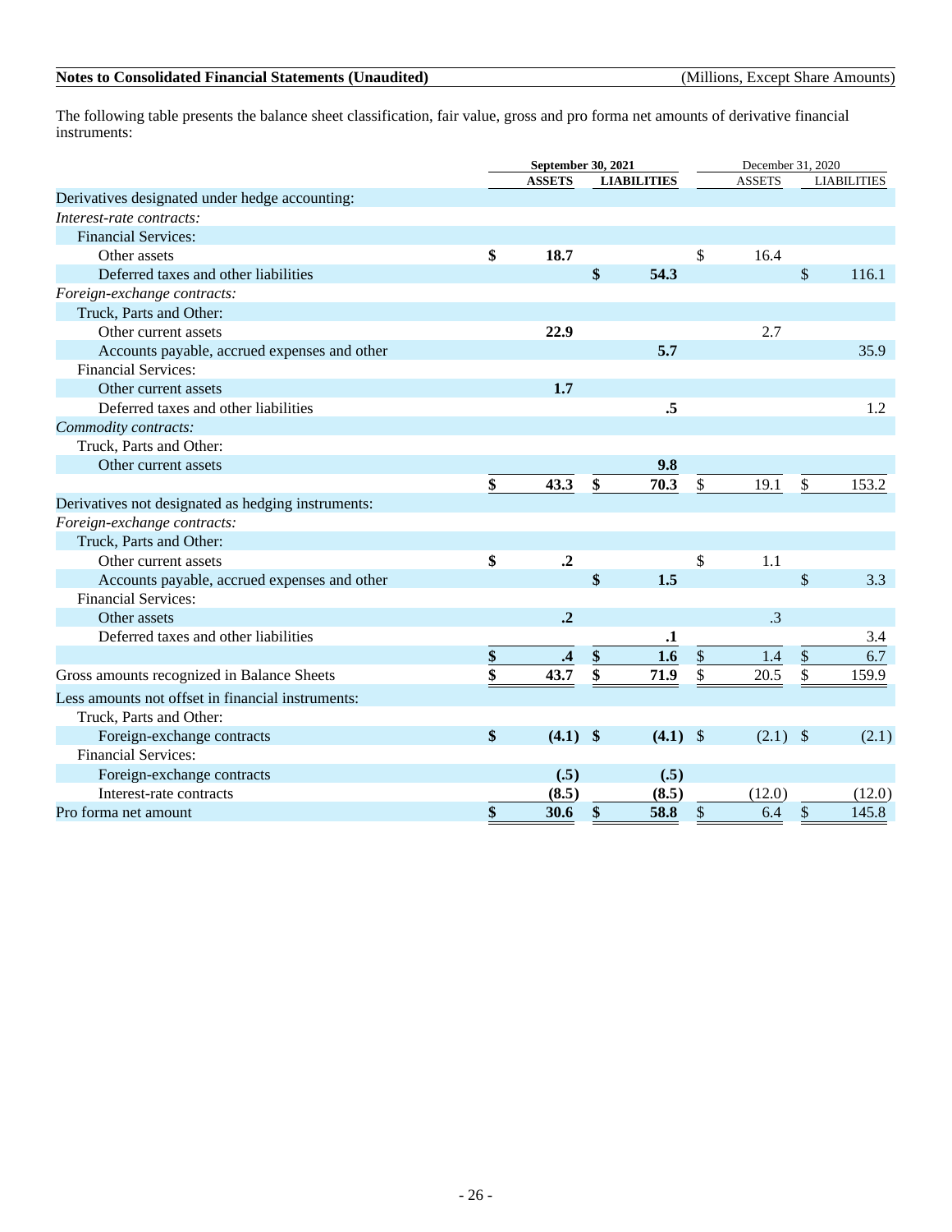The following table presents the balance sheet classification, fair value, gross and pro forma net amounts of derivative financial instruments:

| | **September 30, 2021** | | December 31, 2020 | |
|---|---|---|---|---|
| | **ASSETS** | **LIABILITIES** | ASSETS | LIABILITIES |
| Derivatives designated under hedge accounting: | | | | |
| *Interest-rate contracts:* | | | | |
| Financial Services: | | | | |
| Other assets | **$ 18.7** | | $ 16.4 | |
| Deferred taxes and other liabilities | | **$ 54.3** | | $ 116.1 |
| *Foreign-exchange contracts:* | | | | |
| Truck, Parts and Other: | | | | |
| Other current assets | **22.9** | | 2.7 | |
| Accounts payable, accrued expenses and other | | **5.7** | | 35.9 |
| Financial Services: | | | | |
| Other current assets | **1.7** | | | |
| Deferred taxes and other liabilities | | **.5** | | 1.2 |
| *Commodity contracts:* | | | | |
| Truck, Parts and Other: | | | | |
| Other current assets | | **9.8** | | |
| | **$ 43.3** | **$ 70.3** | $ 19.1 | $ 153.2 |
| Derivatives not designated as hedging instruments: | | | | |
| *Foreign-exchange contracts:* | | | | |
| Truck, Parts and Other: | | | | |
| Other current assets | **$ .2** | | $ 1.1 | |
| Accounts payable, accrued expenses and other | | **$ 1.5** | | $ 3.3 |
| Financial Services: | | | | |
| Other assets | **.2** | | .3 | |
| Deferred taxes and other liabilities | | **.1** | | 3.4 |
| | **$ .4** | **$ 1.6** | $ 1.4 | $ 6.7 |
| Gross amounts recognized in Balance Sheets | **$ 43.7** | **$ 71.9** | $ 20.5 | $ 159.9 |
| Less amounts not offset in financial instruments: | | | | |
| Truck, Parts and Other: | | | | |
| Foreign-exchange contracts | **$ (4.1)** | **$ (4.1)** | $ (2.1) | $ (2.1) |
| Financial Services: | | | | |
| Foreign-exchange contracts | **(.5)** | **(.5)** | | |
| Interest-rate contracts | **(8.5)** | **(8.5)** | (12.0) | (12.0) |
| Pro forma net amount | **$ 30.6** | **$ 58.8** | $ 6.4 | $ 145.8 |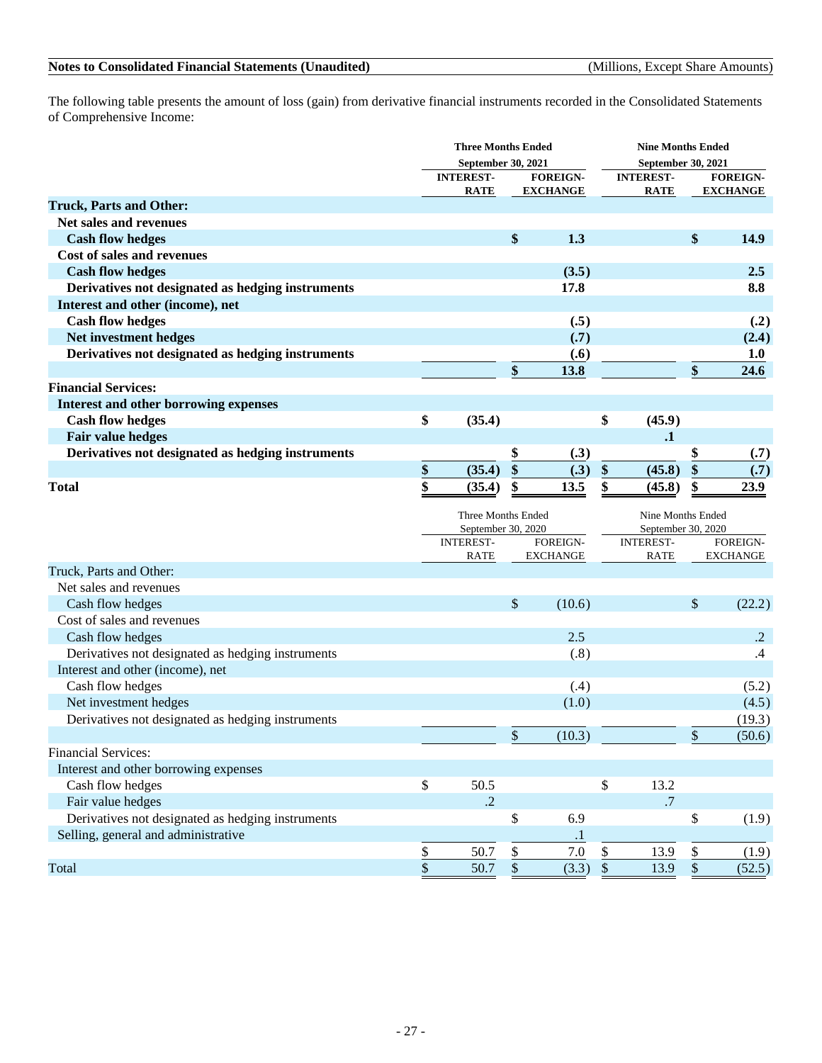The following table presents the amount of loss (gain) from derivative financial instruments recorded in the Consolidated Statements of Comprehensive Income:

| | Three Months Ended September 30, 2021 | | Nine Months Ended September 30, 2021 | |
|---|---|---|---|---|
| | INTEREST-RATE | FOREIGN-EXCHANGE | INTEREST-RATE | FOREIGN-EXCHANGE |
| **Truck, Parts and Other:** | | | | |
| **Net sales and revenues** | | | | |
| **Cash flow hedges** | | $ 1.3 | | $ 14.9 |
| **Cost of sales and revenues** | | | | |
| **Cash flow hedges** | | (3.5) | | 2.5 |
| **Derivatives not designated as hedging instruments** | | 17.8 | | 8.8 |
| **Interest and other (income), net** | | | | |
| **Cash flow hedges** | | (.5) | | (.2) |
| **Net investment hedges** | | (.7) | | (2.4) |
| **Derivatives not designated as hedging instruments** | | (.6) | | 1.0 |
| | | $ 13.8 | | $ 24.6 |
| **Financial Services:** | | | | |
| **Interest and other borrowing expenses** | | | | |
| **Cash flow hedges** | $ (35.4) | | $ (45.9) | |
| **Fair value hedges** | | | .1 | |
| **Derivatives not designated as hedging instruments** | | $ (.3) | | $ (.7) |
| | $ (35.4) | $ (.3) | $ (45.8) | $ (.7) |
| **Total** | $ (35.4) | $ 13.5 | $ (45.8) | $ 23.9 |

| | Three Months Ended September 30, 2020 | | Nine Months Ended September 30, 2020 | |
|---|---|---|---|---|
| | INTEREST-RATE | FOREIGN-EXCHANGE | INTEREST-RATE | FOREIGN-EXCHANGE |
| Truck, Parts and Other: | | | | |
| Net sales and revenues | | | | |
| Cash flow hedges | | $ (10.6) | | $ (22.2) |
| Cost of sales and revenues | | | | |
| Cash flow hedges | | 2.5 | | .2 |
| Derivatives not designated as hedging instruments | | (.8) | | .4 |
| Interest and other (income), net | | | | |
| Cash flow hedges | | (.4) | | (5.2) |
| Net investment hedges | | (1.0) | | (4.5) |
| Derivatives not designated as hedging instruments | | | | (19.3) |
| | | $ (10.3) | | $ (50.6) |
| Financial Services: | | | | |
| Interest and other borrowing expenses | | | | |
| Cash flow hedges | $ 50.5 | | $ 13.2 | |
| Fair value hedges | .2 | | .7 | |
| Derivatives not designated as hedging instruments | | $ 6.9 | | $ (1.9) |
| Selling, general and administrative | | .1 | | |
| | $ 50.7 | $ 7.0 | $ 13.9 | $ (1.9) |
| Total | $ 50.7 | $ (3.3) | $ 13.9 | $ (52.5) |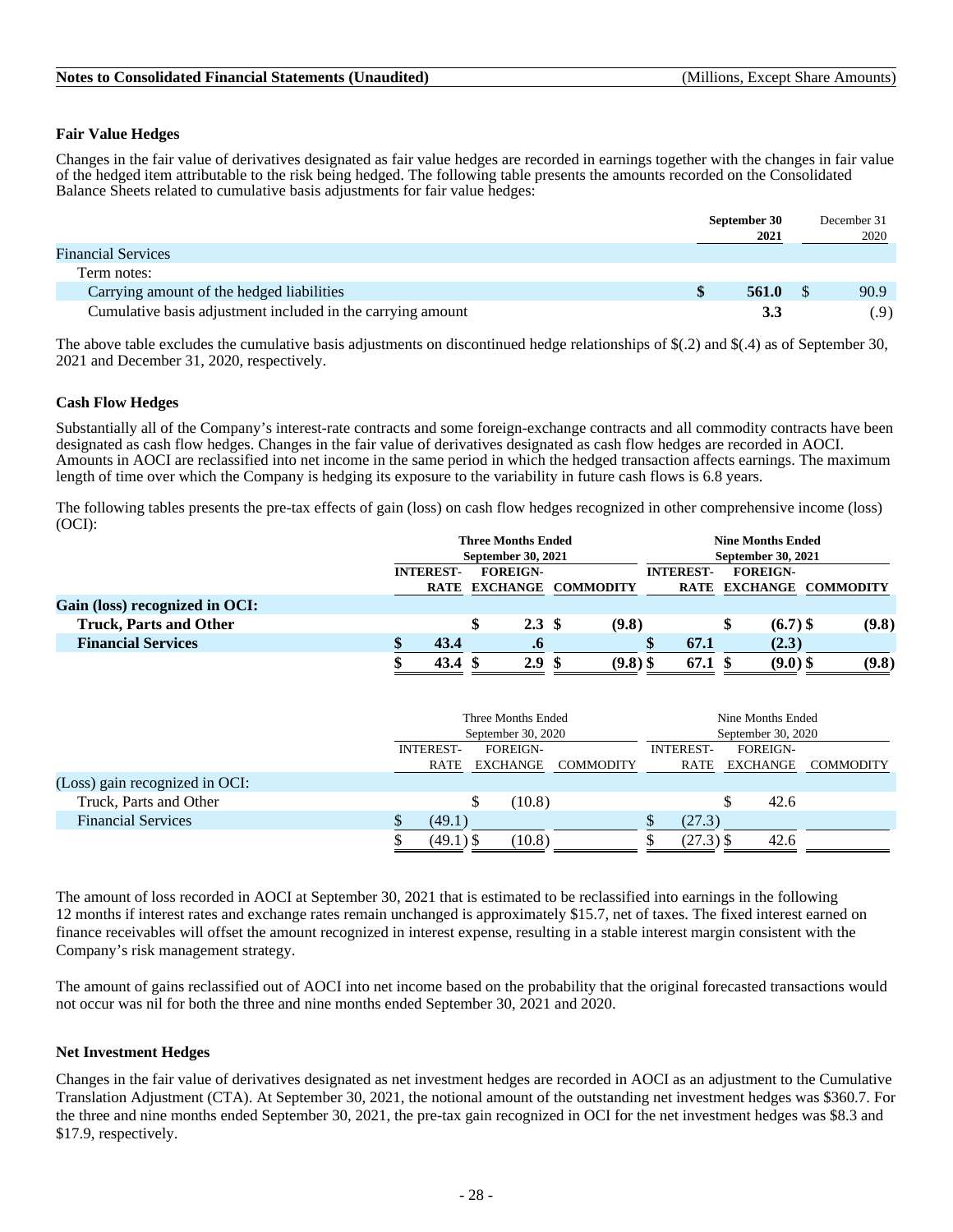## Fair Value Hedges

Changes in the fair value of derivatives designated as fair value hedges are recorded in earnings together with the changes in fair value of the hedged item attributable to the risk being hedged. The following table presents the amounts recorded on the Consolidated Balance Sheets related to cumulative basis adjustments for fair value hedges:

| | September 30 2021 | December 31 2020 |
|---|---|---|
| Financial Services | | |
| Term notes: | | |
| Carrying amount of the hedged liabilities | **$ 561.0** | $ 90.9 |
| Cumulative basis adjustment included in the carrying amount | **3.3** | (.9) |

The above table excludes the cumulative basis adjustments on discontinued hedge relationships of $(.2) and $(.4) as of September 30, 2021 and December 31, 2020, respectively.

## Cash Flow Hedges

Substantially all of the Company's interest-rate contracts and some foreign-exchange contracts and all commodity contracts have been designated as cash flow hedges. Changes in the fair value of derivatives designated as cash flow hedges are recorded in AOCI. Amounts in AOCI are reclassified into net income in the same period in which the hedged transaction affects earnings. The maximum length of time over which the Company is hedging its exposure to the variability in future cash flows is 6.8 years.

The following tables presents the pre-tax effects of gain (loss) on cash flow hedges recognized in other comprehensive income (loss) (OCI):

| | Three Months Ended September 30, 2021 | | | Nine Months Ended September 30, 2021 | | |
|---|---|---|---|---|---|---|
| | INTEREST-RATE | FOREIGN-EXCHANGE | COMMODITY | INTEREST-RATE | FOREIGN-EXCHANGE | COMMODITY |
| **Gain (loss) recognized in OCI:** | | | | | | |
| **Truck, Parts and Other** | | **$ 2.3** | **$ (9.8)** | | **$ (6.7)** | **$ (9.8)** |
| **Financial Services** | **$ 43.4** | **.6** | | **$ 67.1** | **(2.3)** | |
| | **$ 43.4** | **$ 2.9** | **$ (9.8)** | **$ 67.1** | **$ (9.0)** | **$ (9.8)** |

| | Three Months Ended September 30, 2020 | | | Nine Months Ended September 30, 2020 | | |
|---|---|---|---|---|---|---|
| | INTEREST-RATE | FOREIGN-EXCHANGE | COMMODITY | INTEREST-RATE | FOREIGN-EXCHANGE | COMMODITY |
| (Loss) gain recognized in OCI: | | | | | | |
| Truck, Parts and Other | | $ (10.8) | | | $ 42.6 | |
| Financial Services | $ (49.1) | | | $ (27.3) | | |
| | $ (49.1) | $ (10.8) | | $ (27.3) | $ 42.6 | |

The amount of loss recorded in AOCI at September 30, 2021 that is estimated to be reclassified into earnings in the following 12 months if interest rates and exchange rates remain unchanged is approximately $15.7, net of taxes. The fixed interest earned on finance receivables will offset the amount recognized in interest expense, resulting in a stable interest margin consistent with the Company's risk management strategy.

The amount of gains reclassified out of AOCI into net income based on the probability that the original forecasted transactions would not occur was nil for both the three and nine months ended September 30, 2021 and 2020.

## Net Investment Hedges

Changes in the fair value of derivatives designated as net investment hedges are recorded in AOCI as an adjustment to the Cumulative Translation Adjustment (CTA). At September 30, 2021, the notional amount of the outstanding net investment hedges was $360.7. For the three and nine months ended September 30, 2021, the pre-tax gain recognized in OCI for the net investment hedges was $8.3 and $17.9, respectively.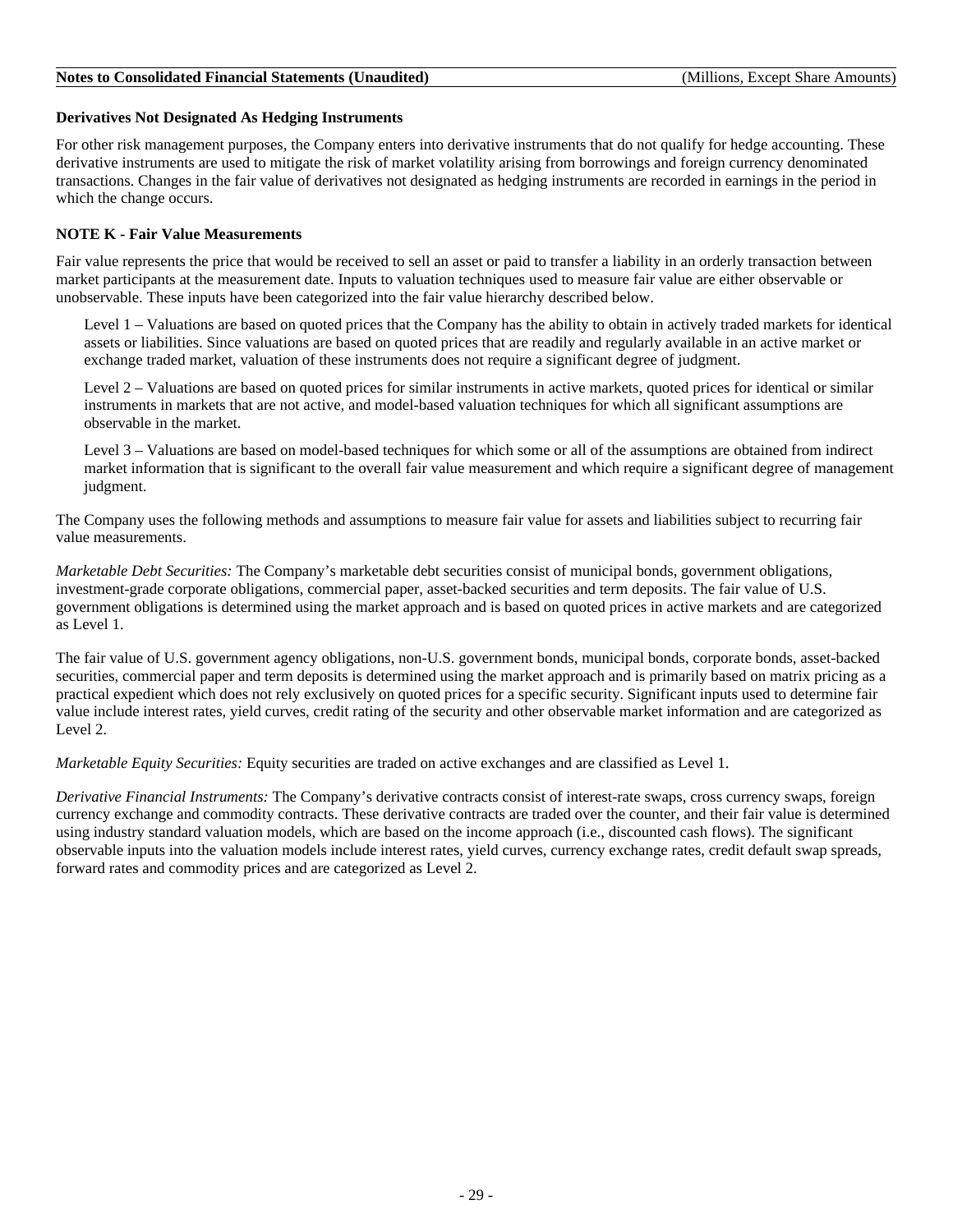### Derivatives Not Designated As Hedging Instruments

For other risk management purposes, the Company enters into derivative instruments that do not qualify for hedge accounting. These derivative instruments are used to mitigate the risk of market volatility arising from borrowings and foreign currency denominated transactions. Changes in the fair value of derivatives not designated as hedging instruments are recorded in earnings in the period in which the change occurs.

### NOTE K - Fair Value Measurements

Fair value represents the price that would be received to sell an asset or paid to transfer a liability in an orderly transaction between market participants at the measurement date. Inputs to valuation techniques used to measure fair value are either observable or unobservable. These inputs have been categorized into the fair value hierarchy described below.

Level 1 – Valuations are based on quoted prices that the Company has the ability to obtain in actively traded markets for identical assets or liabilities. Since valuations are based on quoted prices that are readily and regularly available in an active market or exchange traded market, valuation of these instruments does not require a significant degree of judgment.

Level 2 – Valuations are based on quoted prices for similar instruments in active markets, quoted prices for identical or similar instruments in markets that are not active, and model-based valuation techniques for which all significant assumptions are observable in the market.

Level 3 – Valuations are based on model-based techniques for which some or all of the assumptions are obtained from indirect market information that is significant to the overall fair value measurement and which require a significant degree of management judgment.

The Company uses the following methods and assumptions to measure fair value for assets and liabilities subject to recurring fair value measurements.

*Marketable Debt Securities:* The Company's marketable debt securities consist of municipal bonds, government obligations, investment-grade corporate obligations, commercial paper, asset-backed securities and term deposits. The fair value of U.S. government obligations is determined using the market approach and is based on quoted prices in active markets and are categorized as Level 1.

The fair value of U.S. government agency obligations, non-U.S. government bonds, municipal bonds, corporate bonds, asset-backed securities, commercial paper and term deposits is determined using the market approach and is primarily based on matrix pricing as a practical expedient which does not rely exclusively on quoted prices for a specific security. Significant inputs used to determine fair value include interest rates, yield curves, credit rating of the security and other observable market information and are categorized as Level 2.

*Marketable Equity Securities:* Equity securities are traded on active exchanges and are classified as Level 1.

*Derivative Financial Instruments:* The Company's derivative contracts consist of interest-rate swaps, cross currency swaps, foreign currency exchange and commodity contracts. These derivative contracts are traded over the counter, and their fair value is determined using industry standard valuation models, which are based on the income approach (i.e., discounted cash flows). The significant observable inputs into the valuation models include interest rates, yield curves, currency exchange rates, credit default swap spreads, forward rates and commodity prices and are categorized as Level 2.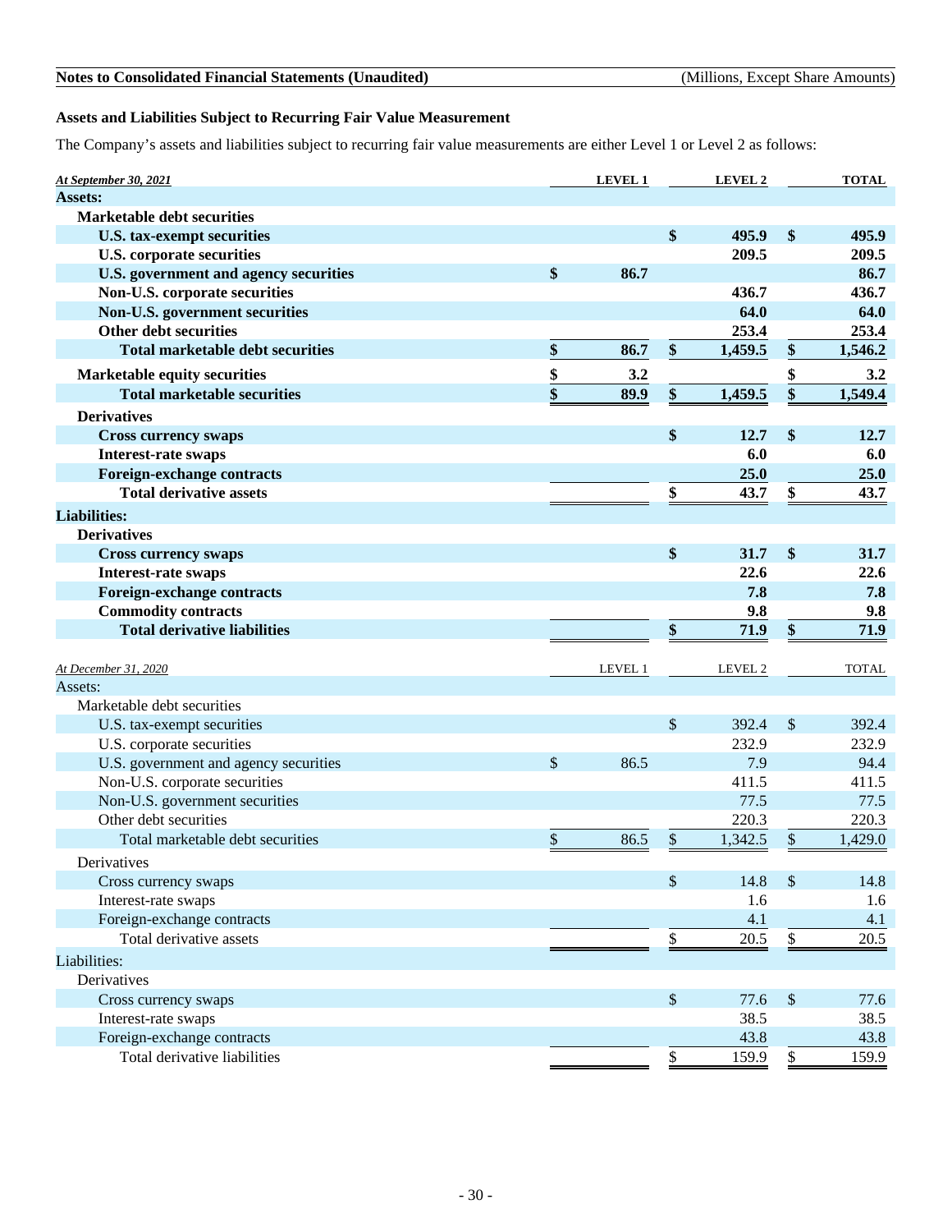**Assets and Liabilities Subject to Recurring Fair Value Measurement**

The Company's assets and liabilities subject to recurring fair value measurements are either Level 1 or Level 2 as follows:

| ***At September 30, 2021*** | **LEVEL 1** | **LEVEL 2** | **TOTAL** |
|---|---|---|---|
| **Assets:** | | | |
| **Marketable debt securities** | | | |
| **U.S. tax-exempt securities** | | **$ 495.9** | **$ 495.9** |
| **U.S. corporate securities** | | **209.5** | **209.5** |
| **U.S. government and agency securities** | **$ 86.7** | | **86.7** |
| **Non-U.S. corporate securities** | | **436.7** | **436.7** |
| **Non-U.S. government securities** | | **64.0** | **64.0** |
| **Other debt securities** | | **253.4** | **253.4** |
| **Total marketable debt securities** | **$ 86.7** | **$ 1,459.5** | **$ 1,546.2** |
| **Marketable equity securities** | **$ 3.2** | | **$ 3.2** |
| **Total marketable securities** | **$ 89.9** | **$ 1,459.5** | **$ 1,549.4** |
| **Derivatives** | | | |
| **Cross currency swaps** | | **$ 12.7** | **$ 12.7** |
| **Interest-rate swaps** | | **6.0** | **6.0** |
| **Foreign-exchange contracts** | | **25.0** | **25.0** |
| **Total derivative assets** | | **$ 43.7** | **$ 43.7** |
| **Liabilities:** | | | |
| **Derivatives** | | | |
| **Cross currency swaps** | | **$ 31.7** | **$ 31.7** |
| **Interest-rate swaps** | | **22.6** | **22.6** |
| **Foreign-exchange contracts** | | **7.8** | **7.8** |
| **Commodity contracts** | | **9.8** | **9.8** |
| **Total derivative liabilities** | | **$ 71.9** | **$ 71.9** |

| *At December 31, 2020* | LEVEL 1 | LEVEL 2 | TOTAL |
|---|---|---|---|
| Assets: | | | |
| Marketable debt securities | | | |
| U.S. tax-exempt securities | | $ 392.4 | $ 392.4 |
| U.S. corporate securities | | 232.9 | 232.9 |
| U.S. government and agency securities | $ 86.5 | 7.9 | 94.4 |
| Non-U.S. corporate securities | | 411.5 | 411.5 |
| Non-U.S. government securities | | 77.5 | 77.5 |
| Other debt securities | | 220.3 | 220.3 |
| Total marketable debt securities | $ 86.5 | $ 1,342.5 | $ 1,429.0 |
| Derivatives | | | |
| Cross currency swaps | | $ 14.8 | $ 14.8 |
| Interest-rate swaps | | 1.6 | 1.6 |
| Foreign-exchange contracts | | 4.1 | 4.1 |
| Total derivative assets | | $ 20.5 | $ 20.5 |
| Liabilities: | | | |
| Derivatives | | | |
| Cross currency swaps | | $ 77.6 | $ 77.6 |
| Interest-rate swaps | | 38.5 | 38.5 |
| Foreign-exchange contracts | | 43.8 | 43.8 |
| Total derivative liabilities | | $ 159.9 | $ 159.9 |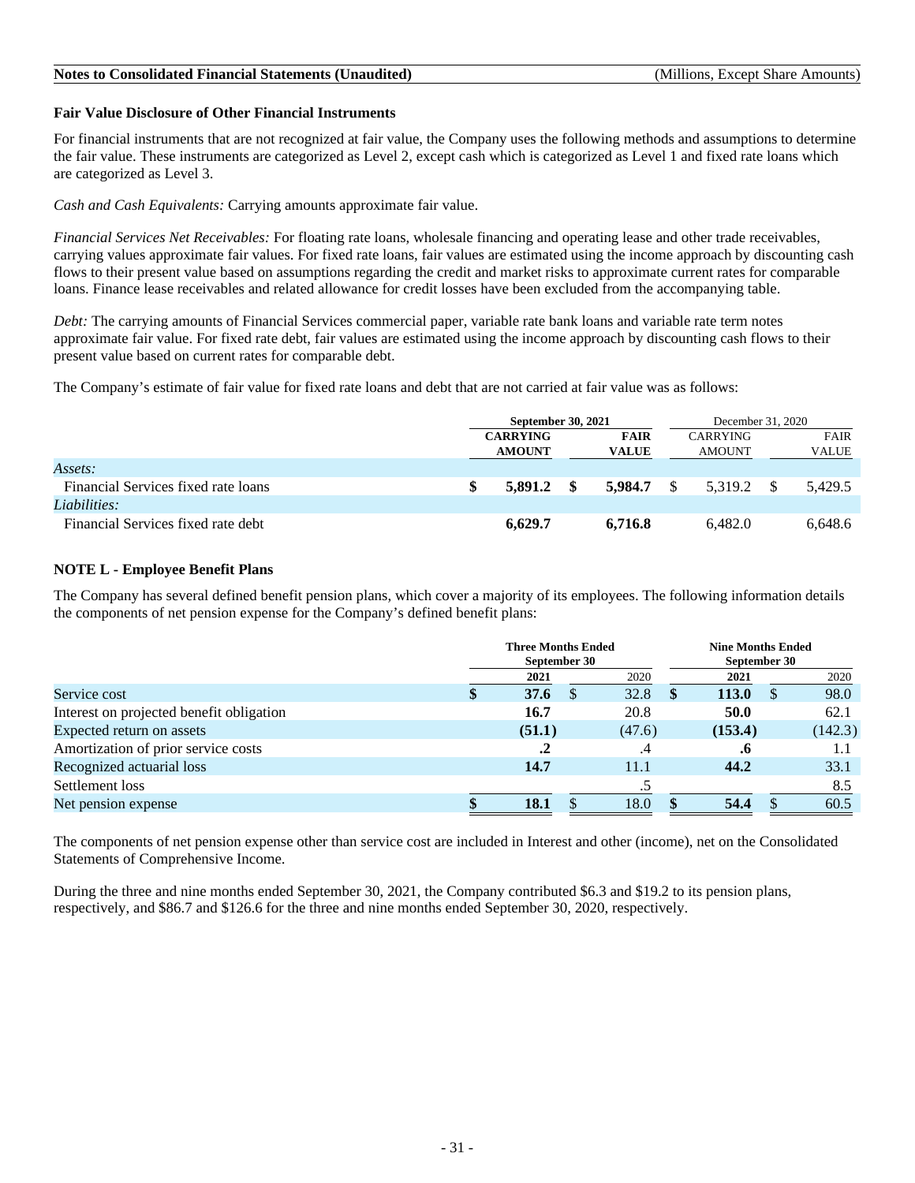### Fair Value Disclosure of Other Financial Instruments

For financial instruments that are not recognized at fair value, the Company uses the following methods and assumptions to determine the fair value. These instruments are categorized as Level 2, except cash which is categorized as Level 1 and fixed rate loans which are categorized as Level 3.

*Cash and Cash Equivalents:* Carrying amounts approximate fair value.

*Financial Services Net Receivables:* For floating rate loans, wholesale financing and operating lease and other trade receivables, carrying values approximate fair values. For fixed rate loans, fair values are estimated using the income approach by discounting cash flows to their present value based on assumptions regarding the credit and market risks to approximate current rates for comparable loans. Finance lease receivables and related allowance for credit losses have been excluded from the accompanying table.

*Debt:* The carrying amounts of Financial Services commercial paper, variable rate bank loans and variable rate term notes approximate fair value. For fixed rate debt, fair values are estimated using the income approach by discounting cash flows to their present value based on current rates for comparable debt.

The Company's estimate of fair value for fixed rate loans and debt that are not carried at fair value was as follows:

| | **September 30, 2021** | | December 31, 2020 | |
|---|---|---|---|---|
| | **CARRYING AMOUNT** | **FAIR VALUE** | CARRYING AMOUNT | FAIR VALUE |
| *Assets:* | | | | |
| Financial Services fixed rate loans | **$ 5,891.2** | **$ 5,984.7** | $ 5,319.2 | $ 5,429.5 |
| *Liabilities:* | | | | |
| Financial Services fixed rate debt | **6,629.7** | **6,716.8** | 6,482.0 | 6,648.6 |

### NOTE L - Employee Benefit Plans

The Company has several defined benefit pension plans, which cover a majority of its employees. The following information details the components of net pension expense for the Company's defined benefit plans:

| | **Three Months Ended September 30** | | **Nine Months Ended September 30** | |
|---|---|---|---|---|
| | **2021** | 2020 | **2021** | 2020 |
| Service cost | **$ 37.6** | $ 32.8 | **$ 113.0** | $ 98.0 |
| Interest on projected benefit obligation | **16.7** | 20.8 | **50.0** | 62.1 |
| Expected return on assets | **(51.1)** | (47.6) | **(153.4)** | (142.3) |
| Amortization of prior service costs | **.2** | .4 | **.6** | 1.1 |
| Recognized actuarial loss | **14.7** | 11.1 | **44.2** | 33.1 |
| Settlement loss | | .5 | | 8.5 |
| Net pension expense | **$ 18.1** | $ 18.0 | **$ 54.4** | $ 60.5 |

The components of net pension expense other than service cost are included in Interest and other (income), net on the Consolidated Statements of Comprehensive Income.

During the three and nine months ended September 30, 2021, the Company contributed $6.3 and $19.2 to its pension plans, respectively, and $86.7 and $126.6 for the three and nine months ended September 30, 2020, respectively.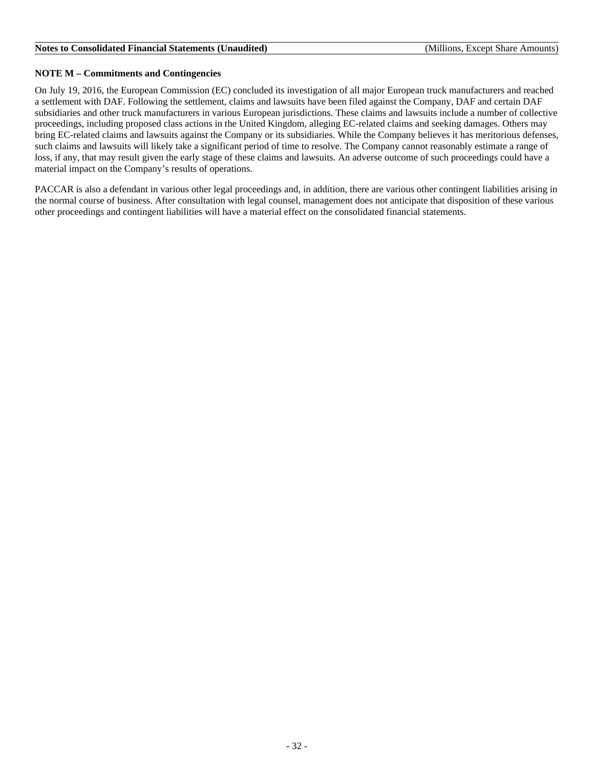## NOTE M – Commitments and Contingencies

On July 19, 2016, the European Commission (EC) concluded its investigation of all major European truck manufacturers and reached a settlement with DAF. Following the settlement, claims and lawsuits have been filed against the Company, DAF and certain DAF subsidiaries and other truck manufacturers in various European jurisdictions. These claims and lawsuits include a number of collective proceedings, including proposed class actions in the United Kingdom, alleging EC-related claims and seeking damages. Others may bring EC-related claims and lawsuits against the Company or its subsidiaries. While the Company believes it has meritorious defenses, such claims and lawsuits will likely take a significant period of time to resolve. The Company cannot reasonably estimate a range of loss, if any, that may result given the early stage of these claims and lawsuits. An adverse outcome of such proceedings could have a material impact on the Company's results of operations.

PACCAR is also a defendant in various other legal proceedings and, in addition, there are various other contingent liabilities arising in the normal course of business. After consultation with legal counsel, management does not anticipate that disposition of these various other proceedings and contingent liabilities will have a material effect on the consolidated financial statements.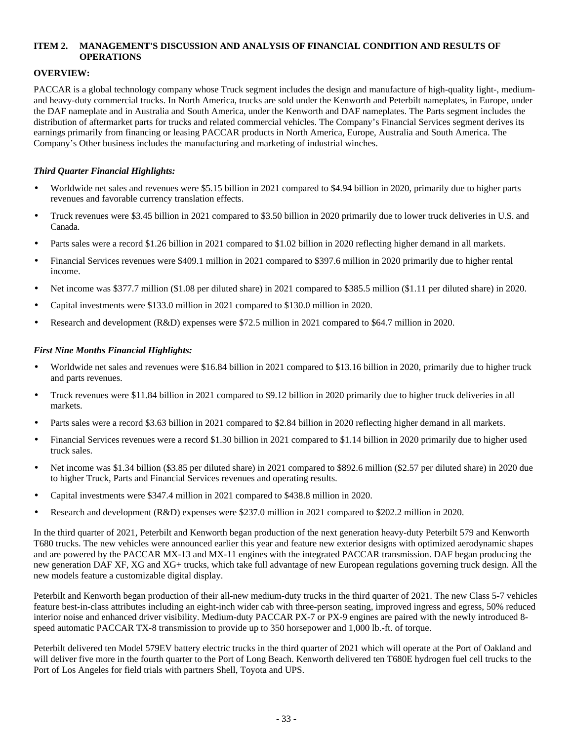## ITEM 2. MANAGEMENT'S DISCUSSION AND ANALYSIS OF FINANCIAL CONDITION AND RESULTS OF OPERATIONS

### OVERVIEW:

PACCAR is a global technology company whose Truck segment includes the design and manufacture of high-quality light-, medium- and heavy-duty commercial trucks. In North America, trucks are sold under the Kenworth and Peterbilt nameplates, in Europe, under the DAF nameplate and in Australia and South America, under the Kenworth and DAF nameplates. The Parts segment includes the distribution of aftermarket parts for trucks and related commercial vehicles. The Company's Financial Services segment derives its earnings primarily from financing or leasing PACCAR products in North America, Europe, Australia and South America. The Company's Other business includes the manufacturing and marketing of industrial winches.

***Third Quarter Financial Highlights:***

- Worldwide net sales and revenues were $5.15 billion in 2021 compared to $4.94 billion in 2020, primarily due to higher parts revenues and favorable currency translation effects.
- Truck revenues were $3.45 billion in 2021 compared to $3.50 billion in 2020 primarily due to lower truck deliveries in U.S. and Canada.
- Parts sales were a record $1.26 billion in 2021 compared to $1.02 billion in 2020 reflecting higher demand in all markets.
- Financial Services revenues were $409.1 million in 2021 compared to $397.6 million in 2020 primarily due to higher rental income.
- Net income was $377.7 million ($1.08 per diluted share) in 2021 compared to $385.5 million ($1.11 per diluted share) in 2020.
- Capital investments were $133.0 million in 2021 compared to $130.0 million in 2020.
- Research and development (R&D) expenses were $72.5 million in 2021 compared to $64.7 million in 2020.

***First Nine Months Financial Highlights:***

- Worldwide net sales and revenues were $16.84 billion in 2021 compared to $13.16 billion in 2020, primarily due to higher truck and parts revenues.
- Truck revenues were $11.84 billion in 2021 compared to $9.12 billion in 2020 primarily due to higher truck deliveries in all markets.
- Parts sales were a record $3.63 billion in 2021 compared to $2.84 billion in 2020 reflecting higher demand in all markets.
- Financial Services revenues were a record $1.30 billion in 2021 compared to $1.14 billion in 2020 primarily due to higher used truck sales.
- Net income was $1.34 billion ($3.85 per diluted share) in 2021 compared to $892.6 million ($2.57 per diluted share) in 2020 due to higher Truck, Parts and Financial Services revenues and operating results.
- Capital investments were $347.4 million in 2021 compared to $438.8 million in 2020.
- Research and development (R&D) expenses were $237.0 million in 2021 compared to $202.2 million in 2020.

In the third quarter of 2021, Peterbilt and Kenworth began production of the next generation heavy-duty Peterbilt 579 and Kenworth T680 trucks. The new vehicles were announced earlier this year and feature new exterior designs with optimized aerodynamic shapes and are powered by the PACCAR MX-13 and MX-11 engines with the integrated PACCAR transmission. DAF began producing the new generation DAF XF, XG and XG+ trucks, which take full advantage of new European regulations governing truck design. All the new models feature a customizable digital display.

Peterbilt and Kenworth began production of their all-new medium-duty trucks in the third quarter of 2021. The new Class 5-7 vehicles feature best-in-class attributes including an eight-inch wider cab with three-person seating, improved ingress and egress, 50% reduced interior noise and enhanced driver visibility. Medium-duty PACCAR PX-7 or PX-9 engines are paired with the newly introduced 8-speed automatic PACCAR TX-8 transmission to provide up to 350 horsepower and 1,000 lb.-ft. of torque.

Peterbilt delivered ten Model 579EV battery electric trucks in the third quarter of 2021 which will operate at the Port of Oakland and will deliver five more in the fourth quarter to the Port of Long Beach. Kenworth delivered ten T680E hydrogen fuel cell trucks to the Port of Los Angeles for field trials with partners Shell, Toyota and UPS.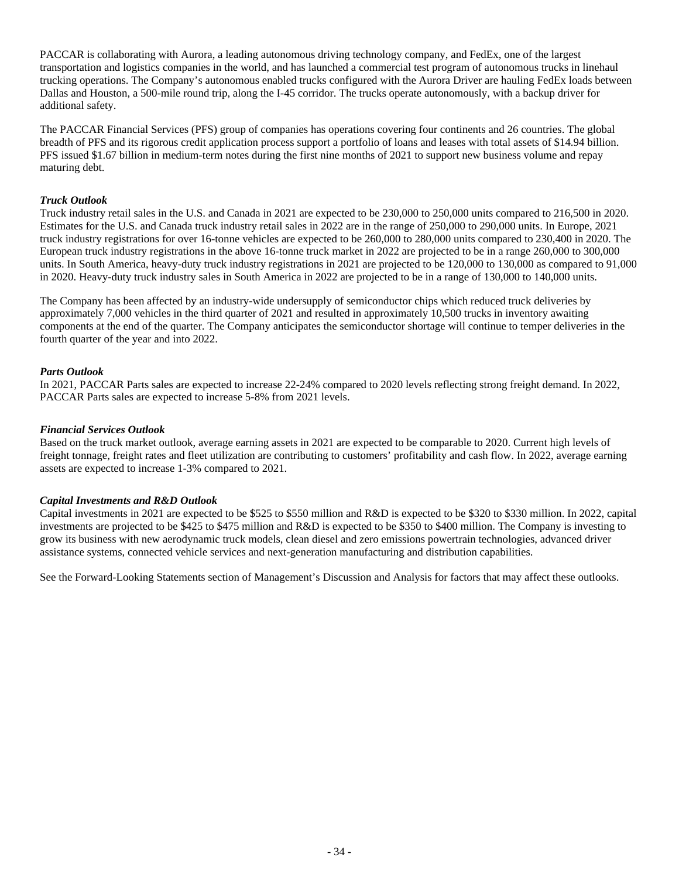PACCAR is collaborating with Aurora, a leading autonomous driving technology company, and FedEx, one of the largest transportation and logistics companies in the world, and has launched a commercial test program of autonomous trucks in linehaul trucking operations. The Company's autonomous enabled trucks configured with the Aurora Driver are hauling FedEx loads between Dallas and Houston, a 500-mile round trip, along the I-45 corridor. The trucks operate autonomously, with a backup driver for additional safety.

The PACCAR Financial Services (PFS) group of companies has operations covering four continents and 26 countries. The global breadth of PFS and its rigorous credit application process support a portfolio of loans and leases with total assets of $14.94 billion. PFS issued $1.67 billion in medium-term notes during the first nine months of 2021 to support new business volume and repay maturing debt.

***Truck Outlook***

Truck industry retail sales in the U.S. and Canada in 2021 are expected to be 230,000 to 250,000 units compared to 216,500 in 2020. Estimates for the U.S. and Canada truck industry retail sales in 2022 are in the range of 250,000 to 290,000 units. In Europe, 2021 truck industry registrations for over 16-tonne vehicles are expected to be 260,000 to 280,000 units compared to 230,400 in 2020. The European truck industry registrations in the above 16-tonne truck market in 2022 are projected to be in a range 260,000 to 300,000 units. In South America, heavy-duty truck industry registrations in 2021 are projected to be 120,000 to 130,000 as compared to 91,000 in 2020. Heavy-duty truck industry sales in South America in 2022 are projected to be in a range of 130,000 to 140,000 units.

The Company has been affected by an industry-wide undersupply of semiconductor chips which reduced truck deliveries by approximately 7,000 vehicles in the third quarter of 2021 and resulted in approximately 10,500 trucks in inventory awaiting components at the end of the quarter. The Company anticipates the semiconductor shortage will continue to temper deliveries in the fourth quarter of the year and into 2022.

***Parts Outlook***

In 2021, PACCAR Parts sales are expected to increase 22-24% compared to 2020 levels reflecting strong freight demand. In 2022, PACCAR Parts sales are expected to increase 5-8% from 2021 levels.

***Financial Services Outlook***

Based on the truck market outlook, average earning assets in 2021 are expected to be comparable to 2020. Current high levels of freight tonnage, freight rates and fleet utilization are contributing to customers' profitability and cash flow. In 2022, average earning assets are expected to increase 1-3% compared to 2021.

***Capital Investments and R&D Outlook***

Capital investments in 2021 are expected to be $525 to $550 million and R&D is expected to be $320 to $330 million. In 2022, capital investments are projected to be $425 to $475 million and R&D is expected to be $350 to $400 million. The Company is investing to grow its business with new aerodynamic truck models, clean diesel and zero emissions powertrain technologies, advanced driver assistance systems, connected vehicle services and next-generation manufacturing and distribution capabilities.

See the Forward-Looking Statements section of Management's Discussion and Analysis for factors that may affect these outlooks.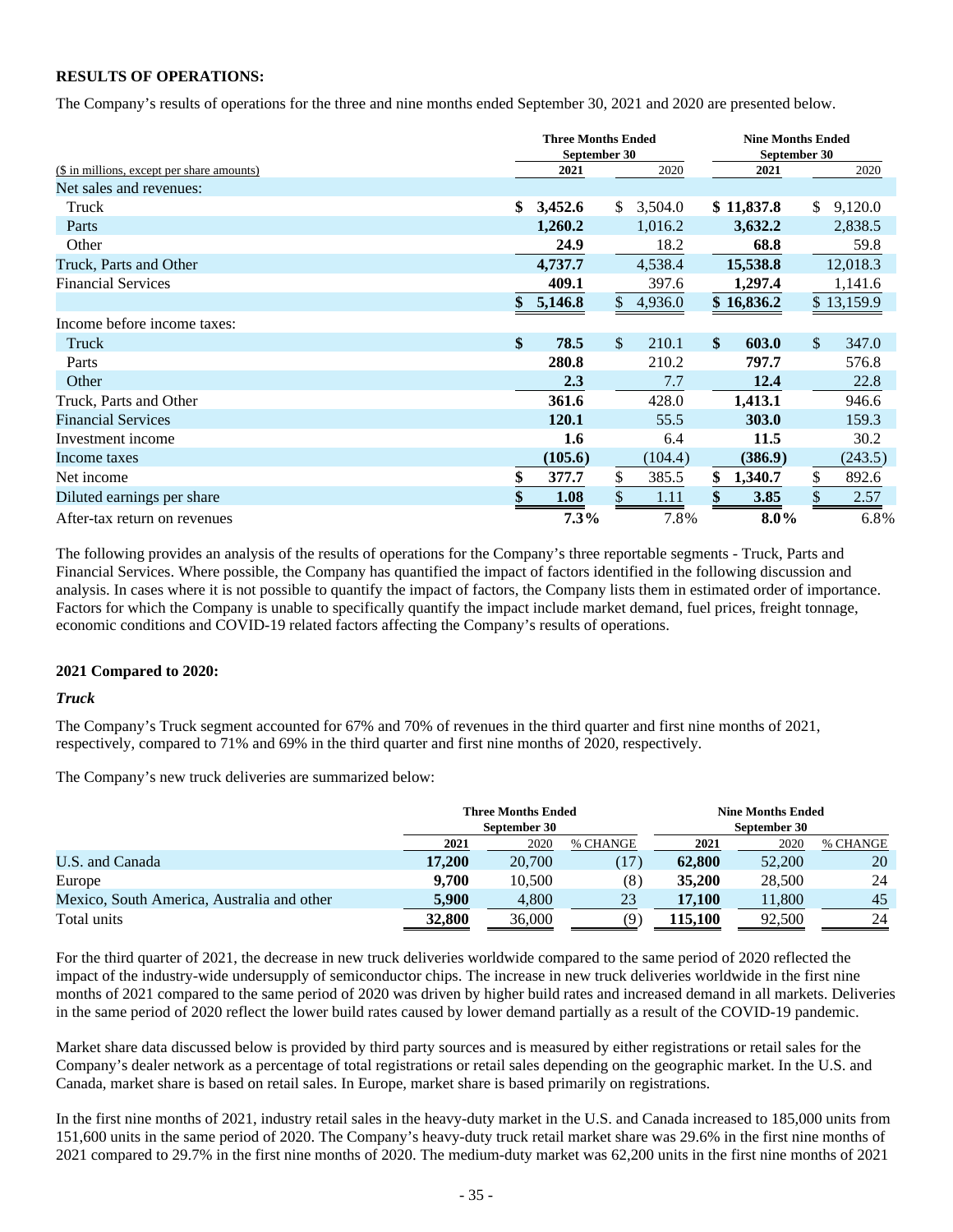**RESULTS OF OPERATIONS:**

The Company's results of operations for the three and nine months ended September 30, 2021 and 2020 are presented below.

| ($ in millions, except per share amounts) | Three Months Ended September 30 2021 | Three Months Ended September 30 2020 | Nine Months Ended September 30 2021 | Nine Months Ended September 30 2020 |
|---|---|---|---|---|
| Net sales and revenues: | | | | |
| Truck | **$ 3,452.6** | $ 3,504.0 | **$ 11,837.8** | $ 9,120.0 |
| Parts | **1,260.2** | 1,016.2 | **3,632.2** | 2,838.5 |
| Other | **24.9** | 18.2 | **68.8** | 59.8 |
| Truck, Parts and Other | **4,737.7** | 4,538.4 | **15,538.8** | 12,018.3 |
| Financial Services | **409.1** | 397.6 | **1,297.4** | 1,141.6 |
| | **$ 5,146.8** | $ 4,936.0 | **$ 16,836.2** | $ 13,159.9 |
| Income before income taxes: | | | | |
| Truck | **$ 78.5** | $ 210.1 | **$ 603.0** | $ 347.0 |
| Parts | **280.8** | 210.2 | **797.7** | 576.8 |
| Other | **2.3** | 7.7 | **12.4** | 22.8 |
| Truck, Parts and Other | **361.6** | 428.0 | **1,413.1** | 946.6 |
| Financial Services | **120.1** | 55.5 | **303.0** | 159.3 |
| Investment income | **1.6** | 6.4 | **11.5** | 30.2 |
| Income taxes | **(105.6)** | (104.4) | **(386.9)** | (243.5) |
| Net income | **$ 377.7** | $ 385.5 | **$ 1,340.7** | $ 892.6 |
| Diluted earnings per share | **$ 1.08** | $ 1.11 | **$ 3.85** | $ 2.57 |
| After-tax return on revenues | **7.3%** | 7.8% | **8.0%** | 6.8% |

The following provides an analysis of the results of operations for the Company's three reportable segments - Truck, Parts and Financial Services. Where possible, the Company has quantified the impact of factors identified in the following discussion and analysis. In cases where it is not possible to quantify the impact of factors, the Company lists them in estimated order of importance. Factors for which the Company is unable to specifically quantify the impact include market demand, fuel prices, freight tonnage, economic conditions and COVID-19 related factors affecting the Company's results of operations.

**2021 Compared to 2020:**

***Truck***

The Company's Truck segment accounted for 67% and 70% of revenues in the third quarter and first nine months of 2021, respectively, compared to 71% and 69% in the third quarter and first nine months of 2020, respectively.

The Company's new truck deliveries are summarized below:

| | Three Months Ended September 30 2021 | Three Months Ended September 30 2020 | % CHANGE | Nine Months Ended September 30 2021 | Nine Months Ended September 30 2020 | % CHANGE |
|---|---|---|---|---|---|---|
| U.S. and Canada | **17,200** | 20,700 | (17) | **62,800** | 52,200 | 20 |
| Europe | **9,700** | 10,500 | (8) | **35,200** | 28,500 | 24 |
| Mexico, South America, Australia and other | **5,900** | 4,800 | 23 | **17,100** | 11,800 | 45 |
| Total units | **32,800** | 36,000 | (9) | **115,100** | 92,500 | 24 |

For the third quarter of 2021, the decrease in new truck deliveries worldwide compared to the same period of 2020 reflected the impact of the industry-wide undersupply of semiconductor chips. The increase in new truck deliveries worldwide in the first nine months of 2021 compared to the same period of 2020 was driven by higher build rates and increased demand in all markets. Deliveries in the same period of 2020 reflect the lower build rates caused by lower demand partially as a result of the COVID-19 pandemic.

Market share data discussed below is provided by third party sources and is measured by either registrations or retail sales for the Company's dealer network as a percentage of total registrations or retail sales depending on the geographic market. In the U.S. and Canada, market share is based on retail sales. In Europe, market share is based primarily on registrations.

In the first nine months of 2021, industry retail sales in the heavy-duty market in the U.S. and Canada increased to 185,000 units from 151,600 units in the same period of 2020. The Company's heavy-duty truck retail market share was 29.6% in the first nine months of 2021 compared to 29.7% in the first nine months of 2020. The medium-duty market was 62,200 units in the first nine months of 2021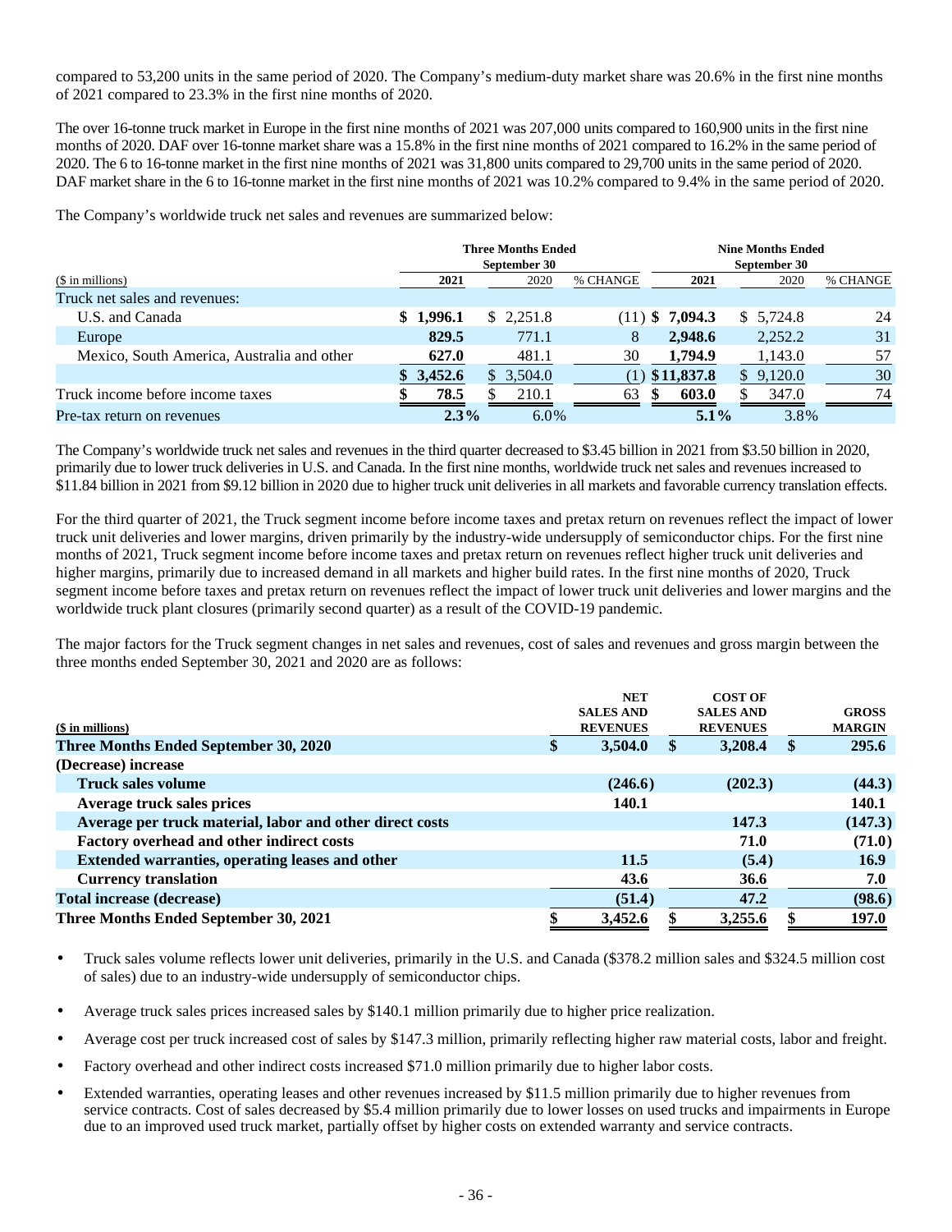compared to 53,200 units in the same period of 2020. The Company's medium-duty market share was 20.6% in the first nine months of 2021 compared to 23.3% in the first nine months of 2020.

The over 16-tonne truck market in Europe in the first nine months of 2021 was 207,000 units compared to 160,900 units in the first nine months of 2020. DAF over 16-tonne market share was a 15.8% in the first nine months of 2021 compared to 16.2% in the same period of 2020. The 6 to 16-tonne market in the first nine months of 2021 was 31,800 units compared to 29,700 units in the same period of 2020. DAF market share in the 6 to 16-tonne market in the first nine months of 2021 was 10.2% compared to 9.4% in the same period of 2020.

The Company's worldwide truck net sales and revenues are summarized below:

| | Three Months Ended September 30 | | | Nine Months Ended September 30 | | |
|---|---|---|---|---|---|---|
| ($ in millions) | 2021 | 2020 | % CHANGE | 2021 | 2020 | % CHANGE |
| Truck net sales and revenues: | | | | | | |
| U.S. and Canada | $ 1,996.1 | $ 2,251.8 | (11) | $ 7,094.3 | $ 5,724.8 | 24 |
| Europe | 829.5 | 771.1 | 8 | 2,948.6 | 2,252.2 | 31 |
| Mexico, South America, Australia and other | 627.0 | 481.1 | 30 | 1,794.9 | 1,143.0 | 57 |
| | $ 3,452.6 | $ 3,504.0 | (1) | $11,837.8 | $ 9,120.0 | 30 |
| Truck income before income taxes | $ 78.5 | $ 210.1 | 63 | $ 603.0 | $ 347.0 | 74 |
| Pre-tax return on revenues | 2.3% | 6.0% | | 5.1% | 3.8% | |

The Company's worldwide truck net sales and revenues in the third quarter decreased to $3.45 billion in 2021 from $3.50 billion in 2020, primarily due to lower truck deliveries in U.S. and Canada. In the first nine months, worldwide truck net sales and revenues increased to $11.84 billion in 2021 from $9.12 billion in 2020 due to higher truck unit deliveries in all markets and favorable currency translation effects.

For the third quarter of 2021, the Truck segment income before income taxes and pretax return on revenues reflect the impact of lower truck unit deliveries and lower margins, driven primarily by the industry-wide undersupply of semiconductor chips. For the first nine months of 2021, Truck segment income before income taxes and pretax return on revenues reflect higher truck unit deliveries and higher margins, primarily due to increased demand in all markets and higher build rates. In the first nine months of 2020, Truck segment income before taxes and pretax return on revenues reflect the impact of lower truck unit deliveries and lower margins and the worldwide truck plant closures (primarily second quarter) as a result of the COVID-19 pandemic.

The major factors for the Truck segment changes in net sales and revenues, cost of sales and revenues and gross margin between the three months ended September 30, 2021 and 2020 are as follows:

| ($ in millions) | NET SALES AND REVENUES | COST OF SALES AND REVENUES | GROSS MARGIN |
|---|---|---|---|
| **Three Months Ended September 30, 2020** | **$ 3,504.0** | **$ 3,208.4** | **$ 295.6** |
| **(Decrease) increase** | | | |
| **Truck sales volume** | **(246.6)** | **(202.3)** | **(44.3)** |
| **Average truck sales prices** | **140.1** | | **140.1** |
| **Average per truck material, labor and other direct costs** | | **147.3** | **(147.3)** |
| **Factory overhead and other indirect costs** | | **71.0** | **(71.0)** |
| **Extended warranties, operating leases and other** | **11.5** | **(5.4)** | **16.9** |
| **Currency translation** | **43.6** | **36.6** | **7.0** |
| **Total increase (decrease)** | **(51.4)** | **47.2** | **(98.6)** |
| **Three Months Ended September 30, 2021** | **$ 3,452.6** | **$ 3,255.6** | **$ 197.0** |

- Truck sales volume reflects lower unit deliveries, primarily in the U.S. and Canada ($378.2 million sales and $324.5 million cost of sales) due to an industry-wide undersupply of semiconductor chips.
- Average truck sales prices increased sales by $140.1 million primarily due to higher price realization.
- Average cost per truck increased cost of sales by $147.3 million, primarily reflecting higher raw material costs, labor and freight.
- Factory overhead and other indirect costs increased $71.0 million primarily due to higher labor costs.
- Extended warranties, operating leases and other revenues increased by $11.5 million primarily due to higher revenues from service contracts. Cost of sales decreased by $5.4 million primarily due to lower losses on used trucks and impairments in Europe due to an improved used truck market, partially offset by higher costs on extended warranty and service contracts.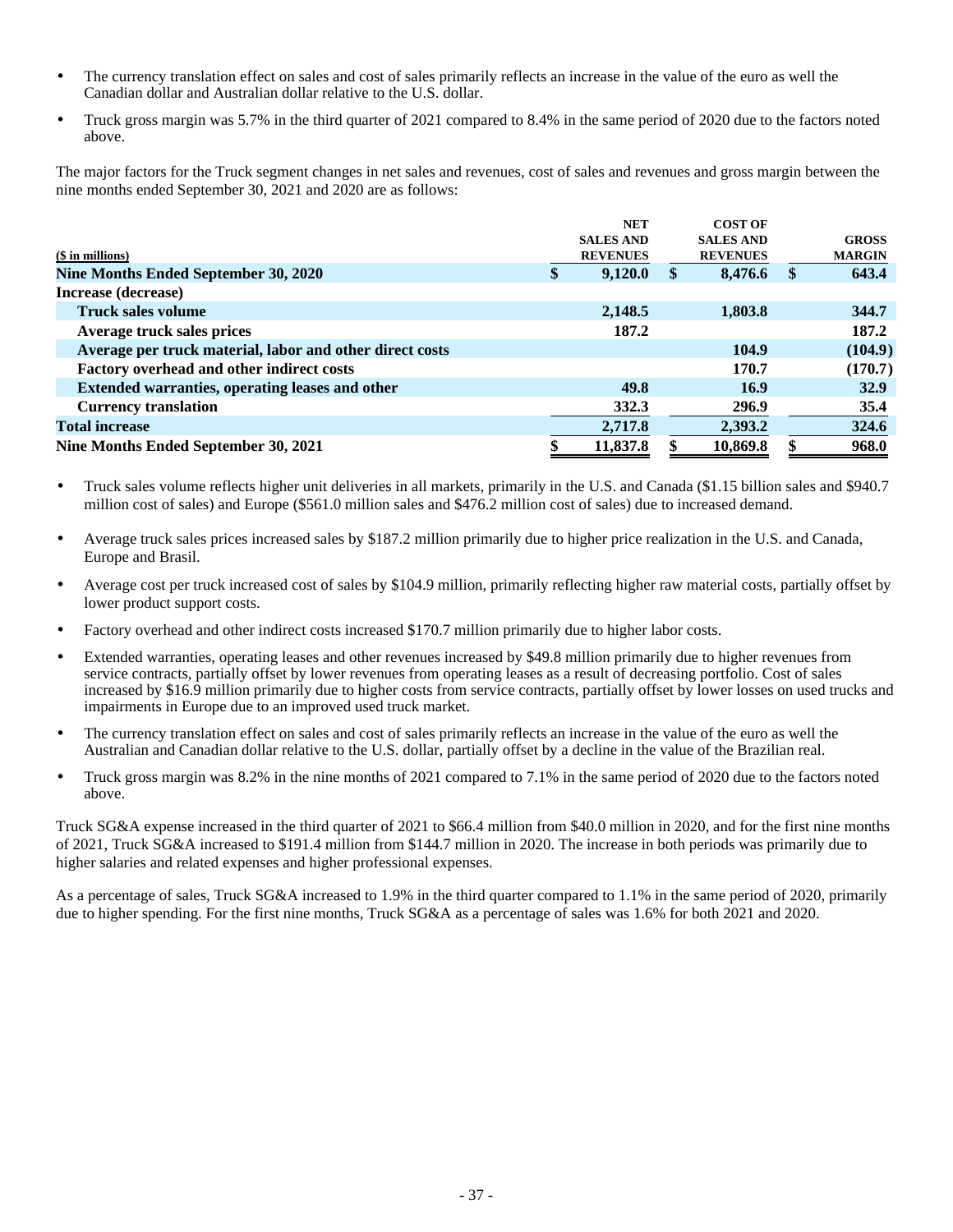- The currency translation effect on sales and cost of sales primarily reflects an increase in the value of the euro as well the Canadian dollar and Australian dollar relative to the U.S. dollar.
- Truck gross margin was 5.7% in the third quarter of 2021 compared to 8.4% in the same period of 2020 due to the factors noted above.

The major factors for the Truck segment changes in net sales and revenues, cost of sales and revenues and gross margin between the nine months ended September 30, 2021 and 2020 are as follows:

| ($ in millions) | NET SALES AND REVENUES | COST OF SALES AND REVENUES | GROSS MARGIN |
|---|---|---|---|
| **Nine Months Ended September 30, 2020** | $ 9,120.0 | $ 8,476.6 | $ 643.4 |
| **Increase (decrease)** | | | |
| **Truck sales volume** | 2,148.5 | 1,803.8 | 344.7 |
| **Average truck sales prices** | 187.2 | | 187.2 |
| **Average per truck material, labor and other direct costs** | | 104.9 | (104.9) |
| **Factory overhead and other indirect costs** | | 170.7 | (170.7) |
| **Extended warranties, operating leases and other** | 49.8 | 16.9 | 32.9 |
| **Currency translation** | 332.3 | 296.9 | 35.4 |
| **Total increase** | 2,717.8 | 2,393.2 | 324.6 |
| **Nine Months Ended September 30, 2021** | $ 11,837.8 | $ 10,869.8 | $ 968.0 |

- Truck sales volume reflects higher unit deliveries in all markets, primarily in the U.S. and Canada ($1.15 billion sales and $940.7 million cost of sales) and Europe ($561.0 million sales and $476.2 million cost of sales) due to increased demand.
- Average truck sales prices increased sales by $187.2 million primarily due to higher price realization in the U.S. and Canada, Europe and Brasil.
- Average cost per truck increased cost of sales by $104.9 million, primarily reflecting higher raw material costs, partially offset by lower product support costs.
- Factory overhead and other indirect costs increased $170.7 million primarily due to higher labor costs.
- Extended warranties, operating leases and other revenues increased by $49.8 million primarily due to higher revenues from service contracts, partially offset by lower revenues from operating leases as a result of decreasing portfolio. Cost of sales increased by $16.9 million primarily due to higher costs from service contracts, partially offset by lower losses on used trucks and impairments in Europe due to an improved used truck market.
- The currency translation effect on sales and cost of sales primarily reflects an increase in the value of the euro as well the Australian and Canadian dollar relative to the U.S. dollar, partially offset by a decline in the value of the Brazilian real.
- Truck gross margin was 8.2% in the nine months of 2021 compared to 7.1% in the same period of 2020 due to the factors noted above.

Truck SG&A expense increased in the third quarter of 2021 to $66.4 million from $40.0 million in 2020, and for the first nine months of 2021, Truck SG&A increased to $191.4 million from $144.7 million in 2020. The increase in both periods was primarily due to higher salaries and related expenses and higher professional expenses.

As a percentage of sales, Truck SG&A increased to 1.9% in the third quarter compared to 1.1% in the same period of 2020, primarily due to higher spending. For the first nine months, Truck SG&A as a percentage of sales was 1.6% for both 2021 and 2020.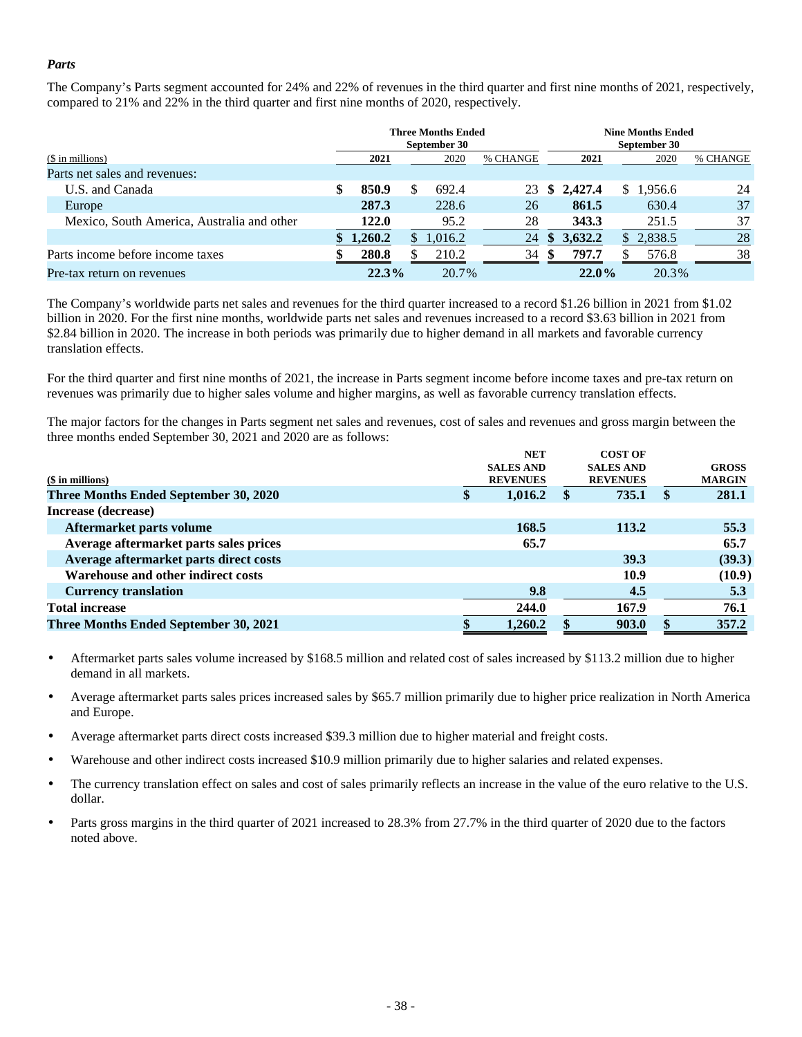### *Parts*

The Company's Parts segment accounted for 24% and 22% of revenues in the third quarter and first nine months of 2021, respectively, compared to 21% and 22% in the third quarter and first nine months of 2020, respectively.

| | Three Months Ended September 30 | | | Nine Months Ended September 30 | | |
|---|---|---|---|---|---|---|
| ($ in millions) | 2021 | 2020 | % CHANGE | 2021 | 2020 | % CHANGE |
| Parts net sales and revenues: | | | | | | |
| U.S. and Canada | $ 850.9 | $ 692.4 | 23 | $ 2,427.4 | $ 1,956.6 | 24 |
| Europe | 287.3 | 228.6 | 26 | 861.5 | 630.4 | 37 |
| Mexico, South America, Australia and other | 122.0 | 95.2 | 28 | 343.3 | 251.5 | 37 |
| | $ 1,260.2 | $ 1,016.2 | 24 | $ 3,632.2 | $ 2,838.5 | 28 |
| Parts income before income taxes | $ 280.8 | $ 210.2 | 34 | $ 797.7 | $ 576.8 | 38 |
| Pre-tax return on revenues | 22.3% | 20.7% | | 22.0% | 20.3% | |

The Company's worldwide parts net sales and revenues for the third quarter increased to a record $1.26 billion in 2021 from $1.02 billion in 2020. For the first nine months, worldwide parts net sales and revenues increased to a record $3.63 billion in 2021 from $2.84 billion in 2020. The increase in both periods was primarily due to higher demand in all markets and favorable currency translation effects.

For the third quarter and first nine months of 2021, the increase in Parts segment income before income taxes and pre-tax return on revenues was primarily due to higher sales volume and higher margins, as well as favorable currency translation effects.

The major factors for the changes in Parts segment net sales and revenues, cost of sales and revenues and gross margin between the three months ended September 30, 2021 and 2020 are as follows:

| ($ in millions) | NET SALES AND REVENUES | COST OF SALES AND REVENUES | GROSS MARGIN |
|---|---|---|---|
| **Three Months Ended September 30, 2020** | **$ 1,016.2** | **$ 735.1** | **$ 281.1** |
| **Increase (decrease)** | | | |
| **Aftermarket parts volume** | **168.5** | **113.2** | **55.3** |
| **Average aftermarket parts sales prices** | **65.7** | | **65.7** |
| **Average aftermarket parts direct costs** | | **39.3** | **(39.3)** |
| **Warehouse and other indirect costs** | | **10.9** | **(10.9)** |
| **Currency translation** | **9.8** | **4.5** | **5.3** |
| **Total increase** | **244.0** | **167.9** | **76.1** |
| **Three Months Ended September 30, 2021** | **$ 1,260.2** | **$ 903.0** | **$ 357.2** |

- Aftermarket parts sales volume increased by $168.5 million and related cost of sales increased by $113.2 million due to higher demand in all markets.
- Average aftermarket parts sales prices increased sales by $65.7 million primarily due to higher price realization in North America and Europe.
- Average aftermarket parts direct costs increased $39.3 million due to higher material and freight costs.
- Warehouse and other indirect costs increased $10.9 million primarily due to higher salaries and related expenses.
- The currency translation effect on sales and cost of sales primarily reflects an increase in the value of the euro relative to the U.S. dollar.
- Parts gross margins in the third quarter of 2021 increased to 28.3% from 27.7% in the third quarter of 2020 due to the factors noted above.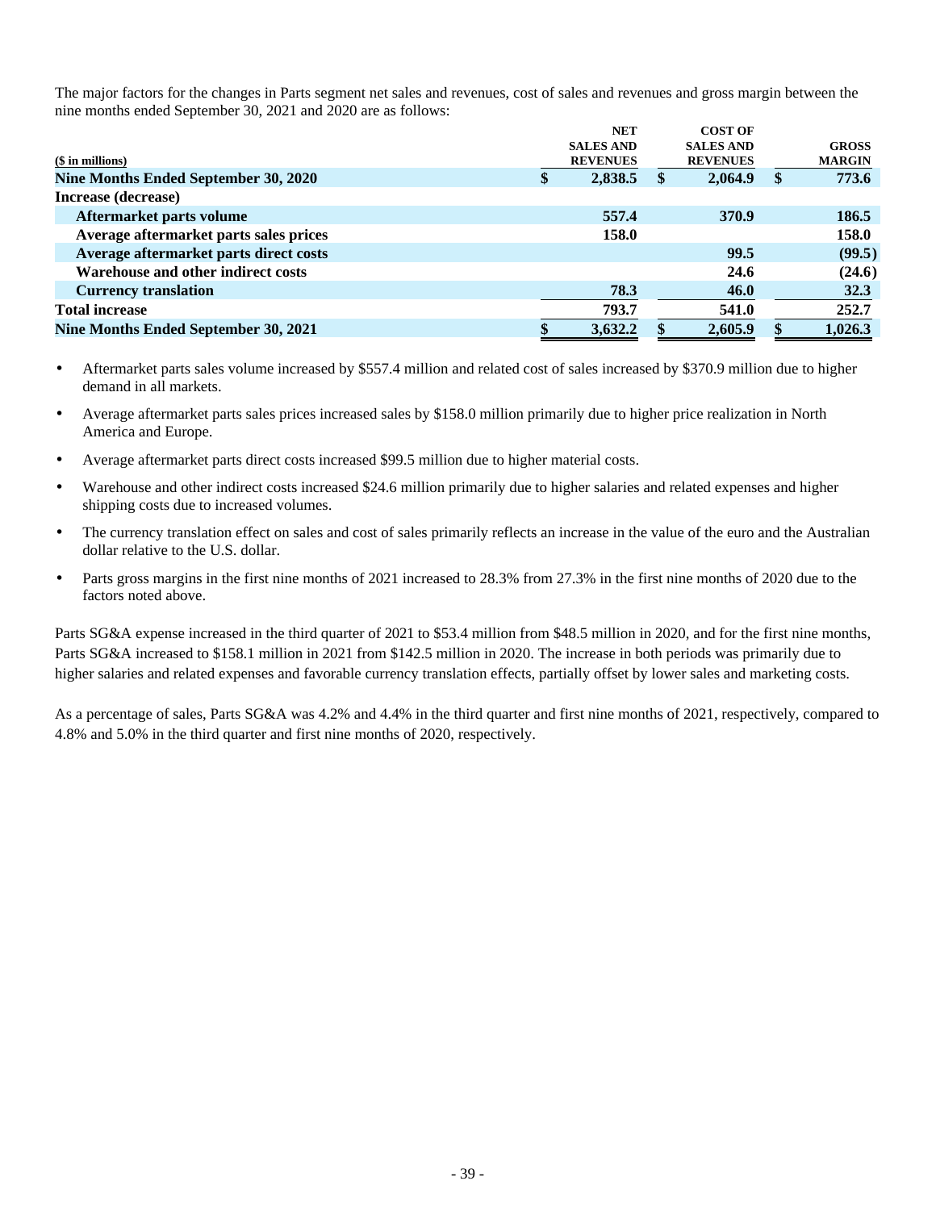The major factors for the changes in Parts segment net sales and revenues, cost of sales and revenues and gross margin between the nine months ended September 30, 2021 and 2020 are as follows:

| ($ in millions) | NET SALES AND REVENUES | COST OF SALES AND REVENUES | GROSS MARGIN |
|---|---|---|---|
| **Nine Months Ended September 30, 2020** | **$ 2,838.5** | **$ 2,064.9** | **$ 773.6** |
| **Increase (decrease)** | | | |
| **Aftermarket parts volume** | **557.4** | **370.9** | **186.5** |
| **Average aftermarket parts sales prices** | **158.0** | | **158.0** |
| **Average aftermarket parts direct costs** | | **99.5** | **(99.5)** |
| **Warehouse and other indirect costs** | | **24.6** | **(24.6)** |
| **Currency translation** | **78.3** | **46.0** | **32.3** |
| **Total increase** | **793.7** | **541.0** | **252.7** |
| **Nine Months Ended September 30, 2021** | **$ 3,632.2** | **$ 2,605.9** | **$ 1,026.3** |

- Aftermarket parts sales volume increased by $557.4 million and related cost of sales increased by $370.9 million due to higher demand in all markets.
- Average aftermarket parts sales prices increased sales by $158.0 million primarily due to higher price realization in North America and Europe.
- Average aftermarket parts direct costs increased $99.5 million due to higher material costs.
- Warehouse and other indirect costs increased $24.6 million primarily due to higher salaries and related expenses and higher shipping costs due to increased volumes.
- The currency translation effect on sales and cost of sales primarily reflects an increase in the value of the euro and the Australian dollar relative to the U.S. dollar.
- Parts gross margins in the first nine months of 2021 increased to 28.3% from 27.3% in the first nine months of 2020 due to the factors noted above.

Parts SG&A expense increased in the third quarter of 2021 to $53.4 million from $48.5 million in 2020, and for the first nine months, Parts SG&A increased to $158.1 million in 2021 from $142.5 million in 2020. The increase in both periods was primarily due to higher salaries and related expenses and favorable currency translation effects, partially offset by lower sales and marketing costs.

As a percentage of sales, Parts SG&A was 4.2% and 4.4% in the third quarter and first nine months of 2021, respectively, compared to 4.8% and 5.0% in the third quarter and first nine months of 2020, respectively.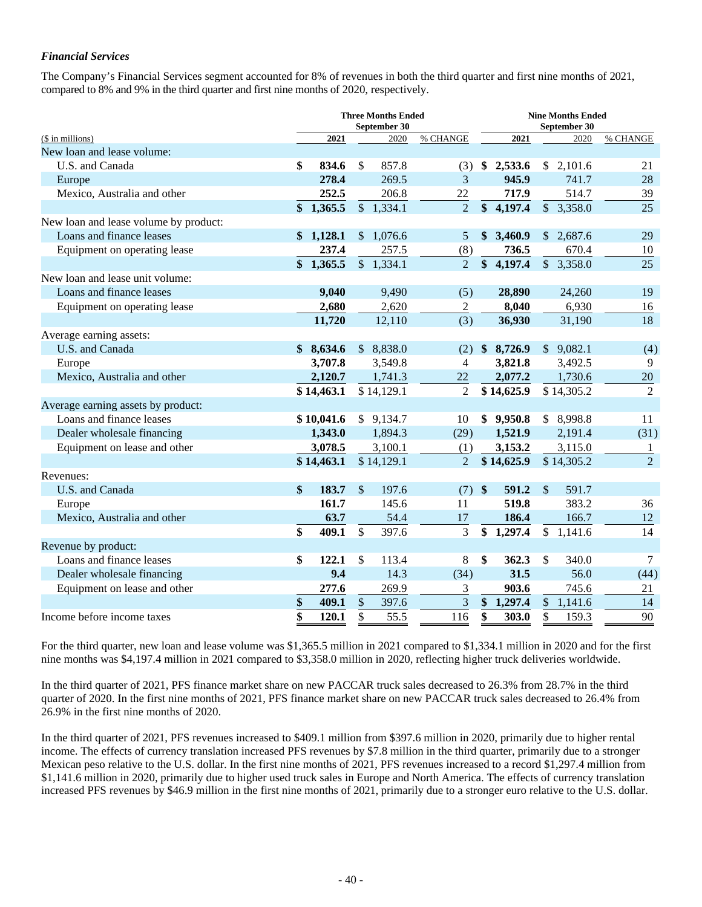*Financial Services*

The Company's Financial Services segment accounted for 8% of revenues in both the third quarter and first nine months of 2021, compared to 8% and 9% in the third quarter and first nine months of 2020, respectively.

| | Three Months Ended September 30 | | | Nine Months Ended September 30 | | |
|---|---|---|---|---|---|---|
| ($ in millions) | 2021 | 2020 | % CHANGE | 2021 | 2020 | % CHANGE |
| New loan and lease volume: | | | | | | |
| U.S. and Canada | $ 834.6 | $ 857.8 | (3) | $ 2,533.6 | $ 2,101.6 | 21 |
| Europe | 278.4 | 269.5 | 3 | 945.9 | 741.7 | 28 |
| Mexico, Australia and other | 252.5 | 206.8 | 22 | 717.9 | 514.7 | 39 |
| | $ 1,365.5 | $ 1,334.1 | 2 | $ 4,197.4 | $ 3,358.0 | 25 |
| New loan and lease volume by product: | | | | | | |
| Loans and finance leases | $ 1,128.1 | $ 1,076.6 | 5 | $ 3,460.9 | $ 2,687.6 | 29 |
| Equipment on operating lease | 237.4 | 257.5 | (8) | 736.5 | 670.4 | 10 |
| | $ 1,365.5 | $ 1,334.1 | 2 | $ 4,197.4 | $ 3,358.0 | 25 |
| New loan and lease unit volume: | | | | | | |
| Loans and finance leases | 9,040 | 9,490 | (5) | 28,890 | 24,260 | 19 |
| Equipment on operating lease | 2,680 | 2,620 | 2 | 8,040 | 6,930 | 16 |
| | 11,720 | 12,110 | (3) | 36,930 | 31,190 | 18 |
| Average earning assets: | | | | | | |
| U.S. and Canada | $ 8,634.6 | $ 8,838.0 | (2) | $ 8,726.9 | $ 9,082.1 | (4) |
| Europe | 3,707.8 | 3,549.8 | 4 | 3,821.8 | 3,492.5 | 9 |
| Mexico, Australia and other | 2,120.7 | 1,741.3 | 22 | 2,077.2 | 1,730.6 | 20 |
| | $ 14,463.1 | $ 14,129.1 | 2 | $ 14,625.9 | $ 14,305.2 | 2 |
| Average earning assets by product: | | | | | | |
| Loans and finance leases | $ 10,041.6 | $ 9,134.7 | 10 | $ 9,950.8 | $ 8,998.8 | 11 |
| Dealer wholesale financing | 1,343.0 | 1,894.3 | (29) | 1,521.9 | 2,191.4 | (31) |
| Equipment on lease and other | 3,078.5 | 3,100.1 | (1) | 3,153.2 | 3,115.0 | 1 |
| | $ 14,463.1 | $ 14,129.1 | 2 | $ 14,625.9 | $ 14,305.2 | 2 |
| Revenues: | | | | | | |
| U.S. and Canada | $ 183.7 | $ 197.6 | (7) | $ 591.2 | $ 591.7 | |
| Europe | 161.7 | 145.6 | 11 | 519.8 | 383.2 | 36 |
| Mexico, Australia and other | 63.7 | 54.4 | 17 | 186.4 | 166.7 | 12 |
| | $ 409.1 | $ 397.6 | 3 | $ 1,297.4 | $ 1,141.6 | 14 |
| Revenue by product: | | | | | | |
| Loans and finance leases | $ 122.1 | $ 113.4 | 8 | $ 362.3 | $ 340.0 | 7 |
| Dealer wholesale financing | 9.4 | 14.3 | (34) | 31.5 | 56.0 | (44) |
| Equipment on lease and other | 277.6 | 269.9 | 3 | 903.6 | 745.6 | 21 |
| | $ 409.1 | $ 397.6 | 3 | $ 1,297.4 | $ 1,141.6 | 14 |
| Income before income taxes | $ 120.1 | $ 55.5 | 116 | $ 303.0 | $ 159.3 | 90 |

For the third quarter, new loan and lease volume was $1,365.5 million in 2021 compared to $1,334.1 million in 2020 and for the first nine months was $4,197.4 million in 2021 compared to $3,358.0 million in 2020, reflecting higher truck deliveries worldwide.

In the third quarter of 2021, PFS finance market share on new PACCAR truck sales decreased to 26.3% from 28.7% in the third quarter of 2020. In the first nine months of 2021, PFS finance market share on new PACCAR truck sales decreased to 26.4% from 26.9% in the first nine months of 2020.

In the third quarter of 2021, PFS revenues increased to $409.1 million from $397.6 million in 2020, primarily due to higher rental income. The effects of currency translation increased PFS revenues by $7.8 million in the third quarter, primarily due to a stronger Mexican peso relative to the U.S. dollar. In the first nine months of 2021, PFS revenues increased to a record $1,297.4 million from $1,141.6 million in 2020, primarily due to higher used truck sales in Europe and North America. The effects of currency translation increased PFS revenues by $46.9 million in the first nine months of 2021, primarily due to a stronger euro relative to the U.S. dollar.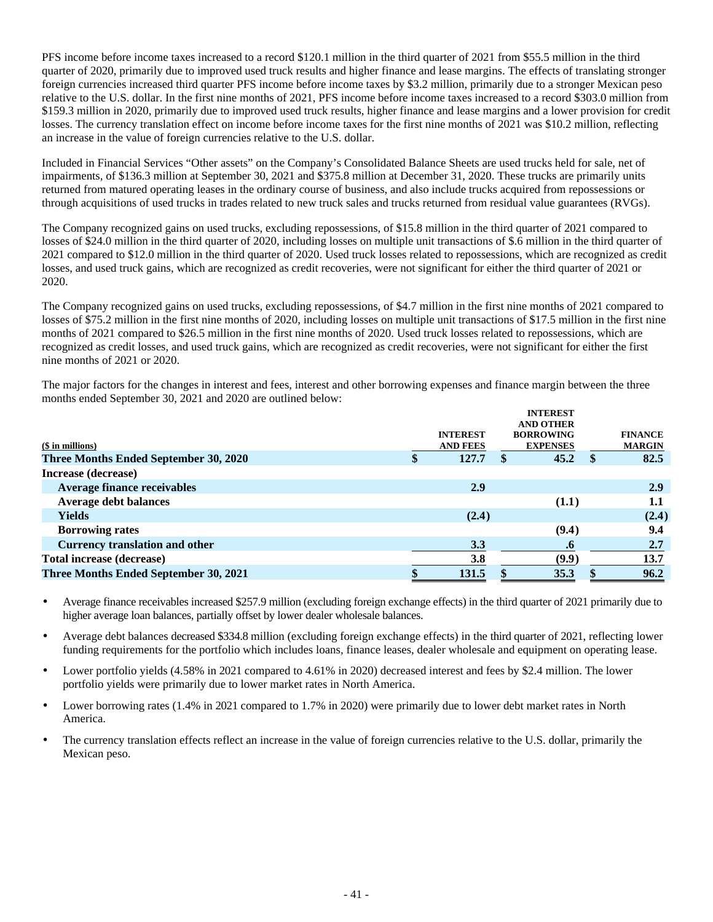PFS income before income taxes increased to a record $120.1 million in the third quarter of 2021 from $55.5 million in the third quarter of 2020, primarily due to improved used truck results and higher finance and lease margins. The effects of translating stronger foreign currencies increased third quarter PFS income before income taxes by $3.2 million, primarily due to a stronger Mexican peso relative to the U.S. dollar. In the first nine months of 2021, PFS income before income taxes increased to a record $303.0 million from $159.3 million in 2020, primarily due to improved used truck results, higher finance and lease margins and a lower provision for credit losses. The currency translation effect on income before income taxes for the first nine months of 2021 was $10.2 million, reflecting an increase in the value of foreign currencies relative to the U.S. dollar.

Included in Financial Services "Other assets" on the Company's Consolidated Balance Sheets are used trucks held for sale, net of impairments, of $136.3 million at September 30, 2021 and $375.8 million at December 31, 2020. These trucks are primarily units returned from matured operating leases in the ordinary course of business, and also include trucks acquired from repossessions or through acquisitions of used trucks in trades related to new truck sales and trucks returned from residual value guarantees (RVGs).

The Company recognized gains on used trucks, excluding repossessions, of $15.8 million in the third quarter of 2021 compared to losses of $24.0 million in the third quarter of 2020, including losses on multiple unit transactions of $.6 million in the third quarter of 2021 compared to $12.0 million in the third quarter of 2020. Used truck losses related to repossessions, which are recognized as credit losses, and used truck gains, which are recognized as credit recoveries, were not significant for either the third quarter of 2021 or 2020.

The Company recognized gains on used trucks, excluding repossessions, of $4.7 million in the first nine months of 2021 compared to losses of $75.2 million in the first nine months of 2020, including losses on multiple unit transactions of $17.5 million in the first nine months of 2021 compared to $26.5 million in the first nine months of 2020. Used truck losses related to repossessions, which are recognized as credit losses, and used truck gains, which are recognized as credit recoveries, were not significant for either the first nine months of 2021 or 2020.

The major factors for the changes in interest and fees, interest and other borrowing expenses and finance margin between the three months ended September 30, 2021 and 2020 are outlined below:

| ($ in millions) | INTEREST AND FEES | INTEREST AND OTHER BORROWING EXPENSES | FINANCE MARGIN |
|---|---|---|---|
| **Three Months Ended September 30, 2020** | **$ 127.7** | **$ 45.2** | **$ 82.5** |
| **Increase (decrease)** | | | |
| **Average finance receivables** | **2.9** | | **2.9** |
| **Average debt balances** | | **(1.1)** | **1.1** |
| **Yields** | **(2.4)** | | **(2.4)** |
| **Borrowing rates** | | **(9.4)** | **9.4** |
| **Currency translation and other** | **3.3** | **.6** | **2.7** |
| **Total increase (decrease)** | **3.8** | **(9.9)** | **13.7** |
| **Three Months Ended September 30, 2021** | **$ 131.5** | **$ 35.3** | **$ 96.2** |

- Average finance receivables increased $257.9 million (excluding foreign exchange effects) in the third quarter of 2021 primarily due to higher average loan balances, partially offset by lower dealer wholesale balances.
- Average debt balances decreased $334.8 million (excluding foreign exchange effects) in the third quarter of 2021, reflecting lower funding requirements for the portfolio which includes loans, finance leases, dealer wholesale and equipment on operating lease.
- Lower portfolio yields (4.58% in 2021 compared to 4.61% in 2020) decreased interest and fees by $2.4 million. The lower portfolio yields were primarily due to lower market rates in North America.
- Lower borrowing rates (1.4% in 2021 compared to 1.7% in 2020) were primarily due to lower debt market rates in North America.
- The currency translation effects reflect an increase in the value of foreign currencies relative to the U.S. dollar, primarily the Mexican peso.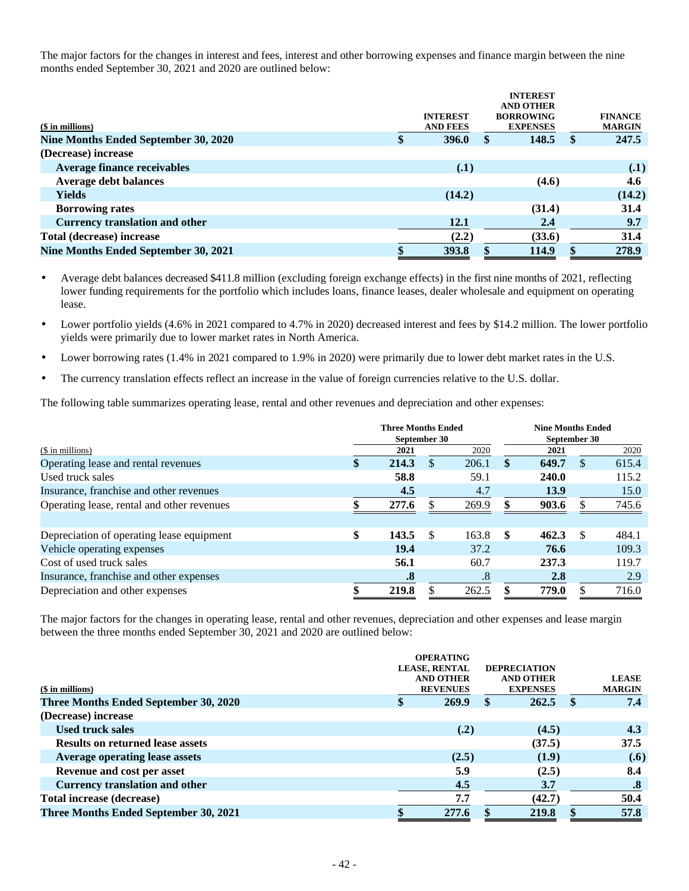The major factors for the changes in interest and fees, interest and other borrowing expenses and finance margin between the nine months ended September 30, 2021 and 2020 are outlined below:

| ($ in millions) | INTEREST AND FEES | INTEREST AND OTHER BORROWING EXPENSES | FINANCE MARGIN |
|---|---|---|---|
| **Nine Months Ended September 30, 2020** | **$ 396.0** | **$ 148.5** | **$ 247.5** |
| **(Decrease) increase** | | | |
| **Average finance receivables** | **(.1)** | | **(.1)** |
| **Average debt balances** | | **(4.6)** | **4.6** |
| **Yields** | **(14.2)** | | **(14.2)** |
| **Borrowing rates** | | **(31.4)** | **31.4** |
| **Currency translation and other** | **12.1** | **2.4** | **9.7** |
| **Total (decrease) increase** | **(2.2)** | **(33.6)** | **31.4** |
| **Nine Months Ended September 30, 2021** | **$ 393.8** | **$ 114.9** | **$ 278.9** |

- Average debt balances decreased $411.8 million (excluding foreign exchange effects) in the first nine months of 2021, reflecting lower funding requirements for the portfolio which includes loans, finance leases, dealer wholesale and equipment on operating lease.
- Lower portfolio yields (4.6% in 2021 compared to 4.7% in 2020) decreased interest and fees by $14.2 million. The lower portfolio yields were primarily due to lower market rates in North America.
- Lower borrowing rates (1.4% in 2021 compared to 1.9% in 2020) were primarily due to lower debt market rates in the U.S.
- The currency translation effects reflect an increase in the value of foreign currencies relative to the U.S. dollar.

The following table summarizes operating lease, rental and other revenues and depreciation and other expenses:

| | Three Months Ended September 30 | | Nine Months Ended September 30 | |
|---|---|---|---|---|
| ($ in millions) | 2021 | 2020 | 2021 | 2020 |
| Operating lease and rental revenues | **$ 214.3** | $ 206.1 | **$ 649.7** | $ 615.4 |
| Used truck sales | **58.8** | 59.1 | **240.0** | 115.2 |
| Insurance, franchise and other revenues | **4.5** | 4.7 | **13.9** | 15.0 |
| Operating lease, rental and other revenues | **$ 277.6** | $ 269.9 | **$ 903.6** | $ 745.6 |
| | | | | |
| Depreciation of operating lease equipment | **$ 143.5** | $ 163.8 | **$ 462.3** | $ 484.1 |
| Vehicle operating expenses | **19.4** | 37.2 | **76.6** | 109.3 |
| Cost of used truck sales | **56.1** | 60.7 | **237.3** | 119.7 |
| Insurance, franchise and other expenses | **.8** | .8 | **2.8** | 2.9 |
| Depreciation and other expenses | **$ 219.8** | $ 262.5 | **$ 779.0** | $ 716.0 |

The major factors for the changes in operating lease, rental and other revenues, depreciation and other expenses and lease margin between the three months ended September 30, 2021 and 2020 are outlined below:

| ($ in millions) | OPERATING LEASE, RENTAL AND OTHER REVENUES | DEPRECIATION AND OTHER EXPENSES | LEASE MARGIN |
|---|---|---|---|
| **Three Months Ended September 30, 2020** | **$ 269.9** | **$ 262.5** | **$ 7.4** |
| **(Decrease) increase** | | | |
| **Used truck sales** | **(.2)** | **(4.5)** | **4.3** |
| **Results on returned lease assets** | | **(37.5)** | **37.5** |
| **Average operating lease assets** | **(2.5)** | **(1.9)** | **(.6)** |
| **Revenue and cost per asset** | **5.9** | **(2.5)** | **8.4** |
| **Currency translation and other** | **4.5** | **3.7** | **.8** |
| **Total increase (decrease)** | **7.7** | **(42.7)** | **50.4** |
| **Three Months Ended September 30, 2021** | **$ 277.6** | **$ 219.8** | **$ 57.8** |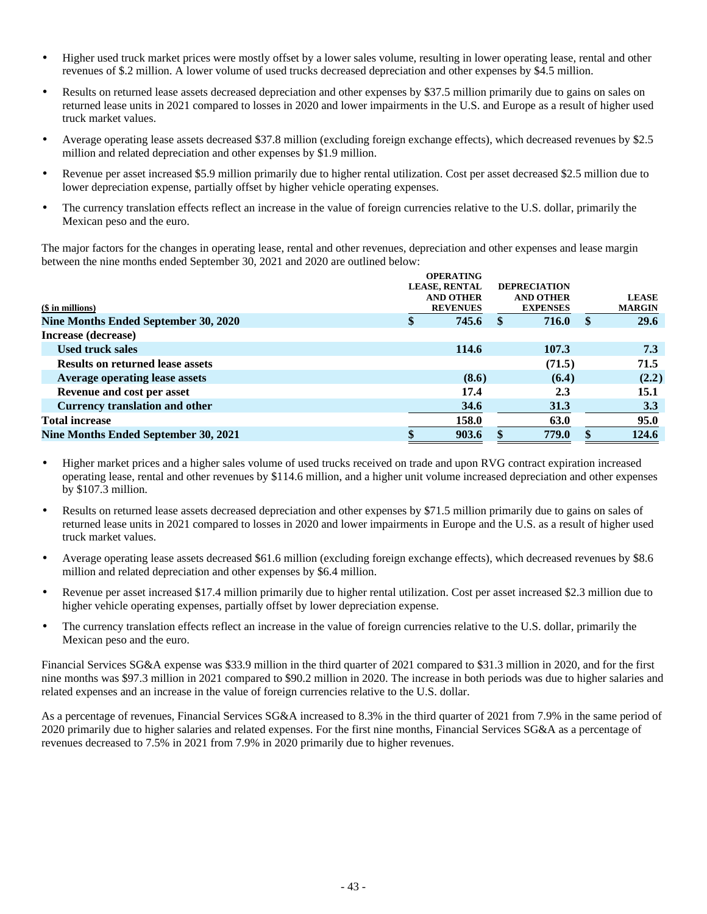- Higher used truck market prices were mostly offset by a lower sales volume, resulting in lower operating lease, rental and other revenues of $.2 million. A lower volume of used trucks decreased depreciation and other expenses by $4.5 million.
- Results on returned lease assets decreased depreciation and other expenses by $37.5 million primarily due to gains on sales on returned lease units in 2021 compared to losses in 2020 and lower impairments in the U.S. and Europe as a result of higher used truck market values.
- Average operating lease assets decreased $37.8 million (excluding foreign exchange effects), which decreased revenues by $2.5 million and related depreciation and other expenses by $1.9 million.
- Revenue per asset increased $5.9 million primarily due to higher rental utilization. Cost per asset decreased $2.5 million due to lower depreciation expense, partially offset by higher vehicle operating expenses.
- The currency translation effects reflect an increase in the value of foreign currencies relative to the U.S. dollar, primarily the Mexican peso and the euro.

The major factors for the changes in operating lease, rental and other revenues, depreciation and other expenses and lease margin between the nine months ended September 30, 2021 and 2020 are outlined below:

| ($ in millions) | OPERATING LEASE, RENTAL AND OTHER REVENUES | DEPRECIATION AND OTHER EXPENSES | LEASE MARGIN |
|---|---|---|---|
| **Nine Months Ended September 30, 2020** | $ 745.6 | $ 716.0 | $ 29.6 |
| **Increase (decrease)** | | | |
| **Used truck sales** | 114.6 | 107.3 | 7.3 |
| **Results on returned lease assets** | | (71.5) | 71.5 |
| **Average operating lease assets** | (8.6) | (6.4) | (2.2) |
| **Revenue and cost per asset** | 17.4 | 2.3 | 15.1 |
| **Currency translation and other** | 34.6 | 31.3 | 3.3 |
| **Total increase** | 158.0 | 63.0 | 95.0 |
| **Nine Months Ended September 30, 2021** | $ 903.6 | $ 779.0 | $ 124.6 |

- Higher market prices and a higher sales volume of used trucks received on trade and upon RVG contract expiration increased operating lease, rental and other revenues by $114.6 million, and a higher unit volume increased depreciation and other expenses by $107.3 million.
- Results on returned lease assets decreased depreciation and other expenses by $71.5 million primarily due to gains on sales of returned lease units in 2021 compared to losses in 2020 and lower impairments in Europe and the U.S. as a result of higher used truck market values.
- Average operating lease assets decreased $61.6 million (excluding foreign exchange effects), which decreased revenues by $8.6 million and related depreciation and other expenses by $6.4 million.
- Revenue per asset increased $17.4 million primarily due to higher rental utilization. Cost per asset increased $2.3 million due to higher vehicle operating expenses, partially offset by lower depreciation expense.
- The currency translation effects reflect an increase in the value of foreign currencies relative to the U.S. dollar, primarily the Mexican peso and the euro.

Financial Services SG&A expense was $33.9 million in the third quarter of 2021 compared to $31.3 million in 2020, and for the first nine months was $97.3 million in 2021 compared to $90.2 million in 2020. The increase in both periods was due to higher salaries and related expenses and an increase in the value of foreign currencies relative to the U.S. dollar.

As a percentage of revenues, Financial Services SG&A increased to 8.3% in the third quarter of 2021 from 7.9% in the same period of 2020 primarily due to higher salaries and related expenses. For the first nine months, Financial Services SG&A as a percentage of revenues decreased to 7.5% in 2021 from 7.9% in 2020 primarily due to higher revenues.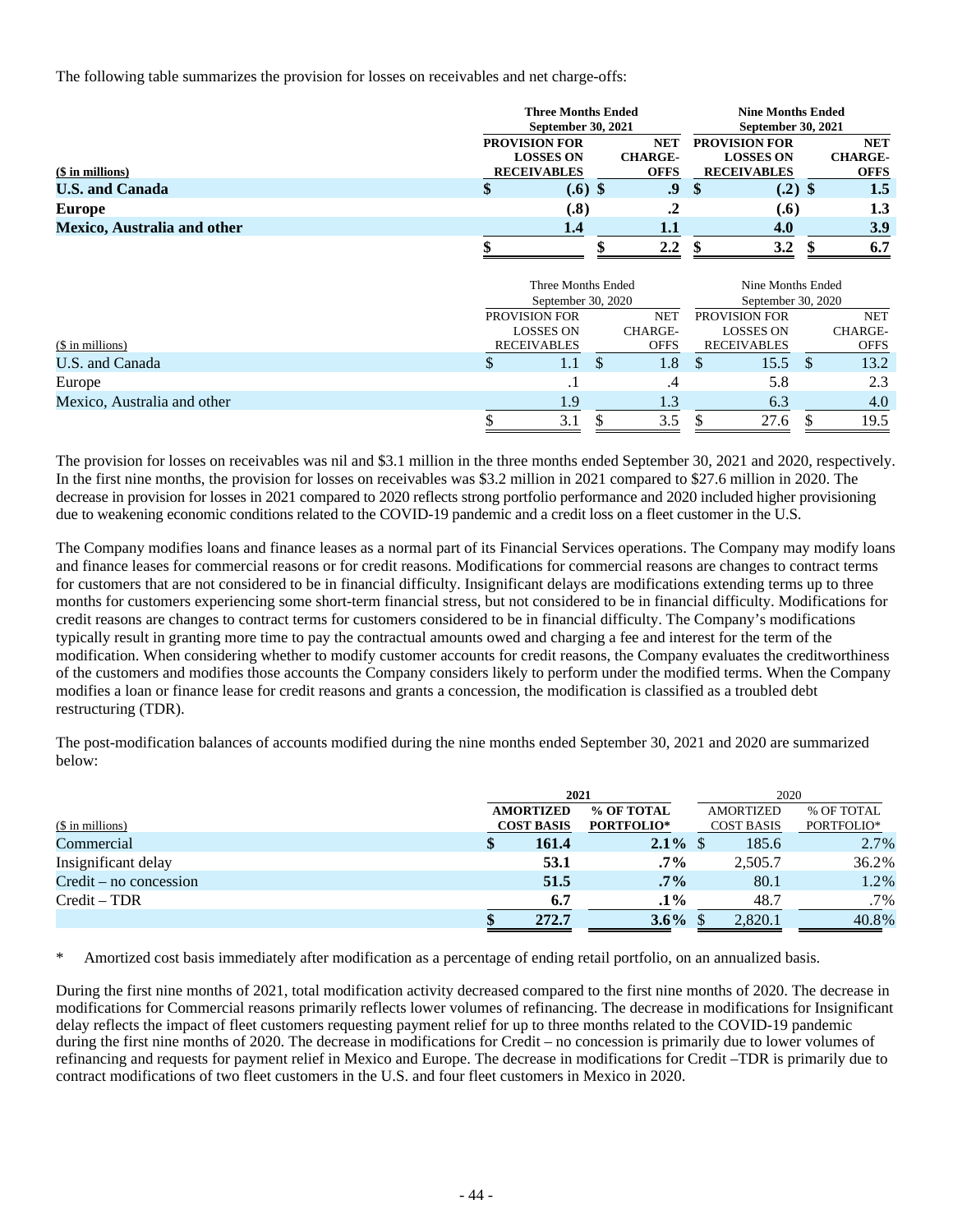The following table summarizes the provision for losses on receivables and net charge-offs:

| ($ in millions) | Three Months Ended September 30, 2021 | | Nine Months Ended September 30, 2021 | |
|---|---|---|---|---|
| | **PROVISION FOR LOSSES ON RECEIVABLES** | **NET CHARGE-OFFS** | **PROVISION FOR LOSSES ON RECEIVABLES** | **NET CHARGE-OFFS** |
| **U.S. and Canada** | **$ (.6)** | **$ .9** | **$ (.2)** | **$ 1.5** |
| **Europe** | **(.8)** | **.2** | **(.6)** | **1.3** |
| **Mexico, Australia and other** | **1.4** | **1.1** | **4.0** | **3.9** |
| | **$** | **$ 2.2** | **$ 3.2** | **$ 6.7** |

| ($ in millions) | Three Months Ended September 30, 2020 | | Nine Months Ended September 30, 2020 | |
|---|---|---|---|---|
| | PROVISION FOR LOSSES ON RECEIVABLES | NET CHARGE-OFFS | PROVISION FOR LOSSES ON RECEIVABLES | NET CHARGE-OFFS |
| U.S. and Canada | $ 1.1 | $ 1.8 | $ 15.5 | $ 13.2 |
| Europe | .1 | .4 | 5.8 | 2.3 |
| Mexico, Australia and other | 1.9 | 1.3 | 6.3 | 4.0 |
| | $ 3.1 | $ 3.5 | $ 27.6 | $ 19.5 |

The provision for losses on receivables was nil and $3.1 million in the three months ended September 30, 2021 and 2020, respectively. In the first nine months, the provision for losses on receivables was $3.2 million in 2021 compared to $27.6 million in 2020. The decrease in provision for losses in 2021 compared to 2020 reflects strong portfolio performance and 2020 included higher provisioning due to weakening economic conditions related to the COVID-19 pandemic and a credit loss on a fleet customer in the U.S.

The Company modifies loans and finance leases as a normal part of its Financial Services operations. The Company may modify loans and finance leases for commercial reasons or for credit reasons. Modifications for commercial reasons are changes to contract terms for customers that are not considered to be in financial difficulty. Insignificant delays are modifications extending terms up to three months for customers experiencing some short-term financial stress, but not considered to be in financial difficulty. Modifications for credit reasons are changes to contract terms for customers considered to be in financial difficulty. The Company's modifications typically result in granting more time to pay the contractual amounts owed and charging a fee and interest for the term of the modification. When considering whether to modify customer accounts for credit reasons, the Company evaluates the creditworthiness of the customers and modifies those accounts the Company considers likely to perform under the modified terms. When the Company modifies a loan or finance lease for credit reasons and grants a concession, the modification is classified as a troubled debt restructuring (TDR).

The post-modification balances of accounts modified during the nine months ended September 30, 2021 and 2020 are summarized below:

| ($ in millions) | 2021 | | 2020 | |
|---|---|---|---|---|
| | **AMORTIZED COST BASIS** | **% OF TOTAL PORTFOLIO*** | AMORTIZED COST BASIS | % OF TOTAL PORTFOLIO* |
| Commercial | **$ 161.4** | **2.1%** | $ 185.6 | 2.7% |
| Insignificant delay | **53.1** | **.7%** | 2,505.7 | 36.2% |
| Credit – no concession | **51.5** | **.7%** | 80.1 | 1.2% |
| Credit – TDR | **6.7** | **.1%** | 48.7 | .7% |
| | **$ 272.7** | **3.6%** | $ 2,820.1 | 40.8% |

\* Amortized cost basis immediately after modification as a percentage of ending retail portfolio, on an annualized basis.

During the first nine months of 2021, total modification activity decreased compared to the first nine months of 2020. The decrease in modifications for Commercial reasons primarily reflects lower volumes of refinancing. The decrease in modifications for Insignificant delay reflects the impact of fleet customers requesting payment relief for up to three months related to the COVID-19 pandemic during the first nine months of 2020. The decrease in modifications for Credit – no concession is primarily due to lower volumes of refinancing and requests for payment relief in Mexico and Europe. The decrease in modifications for Credit –TDR is primarily due to contract modifications of two fleet customers in the U.S. and four fleet customers in Mexico in 2020.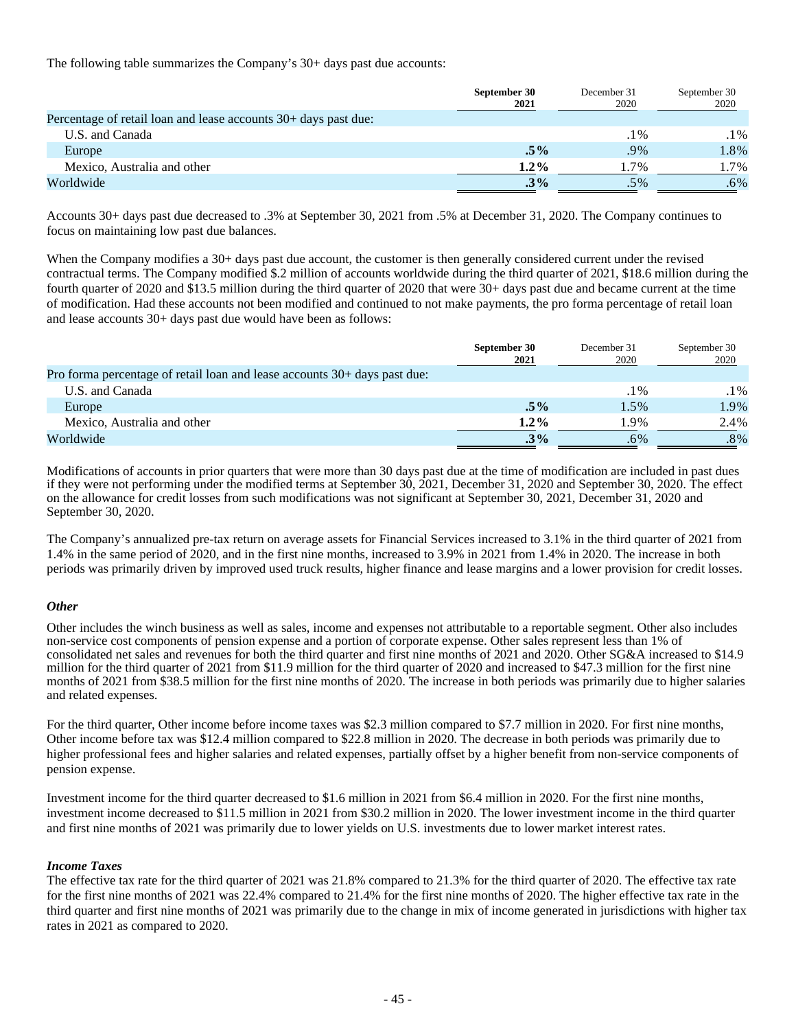The following table summarizes the Company's 30+ days past due accounts:

| | **September 30 2021** | December 31 2020 | September 30 2020 |
|---|---|---|---|
| Percentage of retail loan and lease accounts 30+ days past due: | | | |
| U.S. and Canada | | .1% | .1% |
| Europe | **.5%** | .9% | 1.8% |
| Mexico, Australia and other | **1.2%** | 1.7% | 1.7% |
| Worldwide | **.3%** | .5% | .6% |

Accounts 30+ days past due decreased to .3% at September 30, 2021 from .5% at December 31, 2020. The Company continues to focus on maintaining low past due balances.

When the Company modifies a 30+ days past due account, the customer is then generally considered current under the revised contractual terms. The Company modified $.2 million of accounts worldwide during the third quarter of 2021, $18.6 million during the fourth quarter of 2020 and $13.5 million during the third quarter of 2020 that were 30+ days past due and became current at the time of modification. Had these accounts not been modified and continued to not make payments, the pro forma percentage of retail loan and lease accounts 30+ days past due would have been as follows:

| | **September 30 2021** | December 31 2020 | September 30 2020 |
|---|---|---|---|
| Pro forma percentage of retail loan and lease accounts 30+ days past due: | | | |
| U.S. and Canada | | .1% | .1% |
| Europe | **.5%** | 1.5% | 1.9% |
| Mexico, Australia and other | **1.2%** | 1.9% | 2.4% |
| Worldwide | **.3%** | .6% | .8% |

Modifications of accounts in prior quarters that were more than 30 days past due at the time of modification are included in past dues if they were not performing under the modified terms at September 30, 2021, December 31, 2020 and September 30, 2020. The effect on the allowance for credit losses from such modifications was not significant at September 30, 2021, December 31, 2020 and September 30, 2020.

The Company's annualized pre-tax return on average assets for Financial Services increased to 3.1% in the third quarter of 2021 from 1.4% in the same period of 2020, and in the first nine months, increased to 3.9% in 2021 from 1.4% in 2020. The increase in both periods was primarily driven by improved used truck results, higher finance and lease margins and a lower provision for credit losses.

***Other***

Other includes the winch business as well as sales, income and expenses not attributable to a reportable segment. Other also includes non-service cost components of pension expense and a portion of corporate expense. Other sales represent less than 1% of consolidated net sales and revenues for both the third quarter and first nine months of 2021 and 2020. Other SG&A increased to $14.9 million for the third quarter of 2021 from $11.9 million for the third quarter of 2020 and increased to $47.3 million for the first nine months of 2021 from $38.5 million for the first nine months of 2020. The increase in both periods was primarily due to higher salaries and related expenses.

For the third quarter, Other income before income taxes was $2.3 million compared to $7.7 million in 2020. For first nine months, Other income before tax was $12.4 million compared to $22.8 million in 2020. The decrease in both periods was primarily due to higher professional fees and higher salaries and related expenses, partially offset by a higher benefit from non-service components of pension expense.

Investment income for the third quarter decreased to $1.6 million in 2021 from $6.4 million in 2020. For the first nine months, investment income decreased to $11.5 million in 2021 from $30.2 million in 2020. The lower investment income in the third quarter and first nine months of 2021 was primarily due to lower yields on U.S. investments due to lower market interest rates.

***Income Taxes***

The effective tax rate for the third quarter of 2021 was 21.8% compared to 21.3% for the third quarter of 2020. The effective tax rate for the first nine months of 2021 was 22.4% compared to 21.4% for the first nine months of 2020. The higher effective tax rate in the third quarter and first nine months of 2021 was primarily due to the change in mix of income generated in jurisdictions with higher tax rates in 2021 as compared to 2020.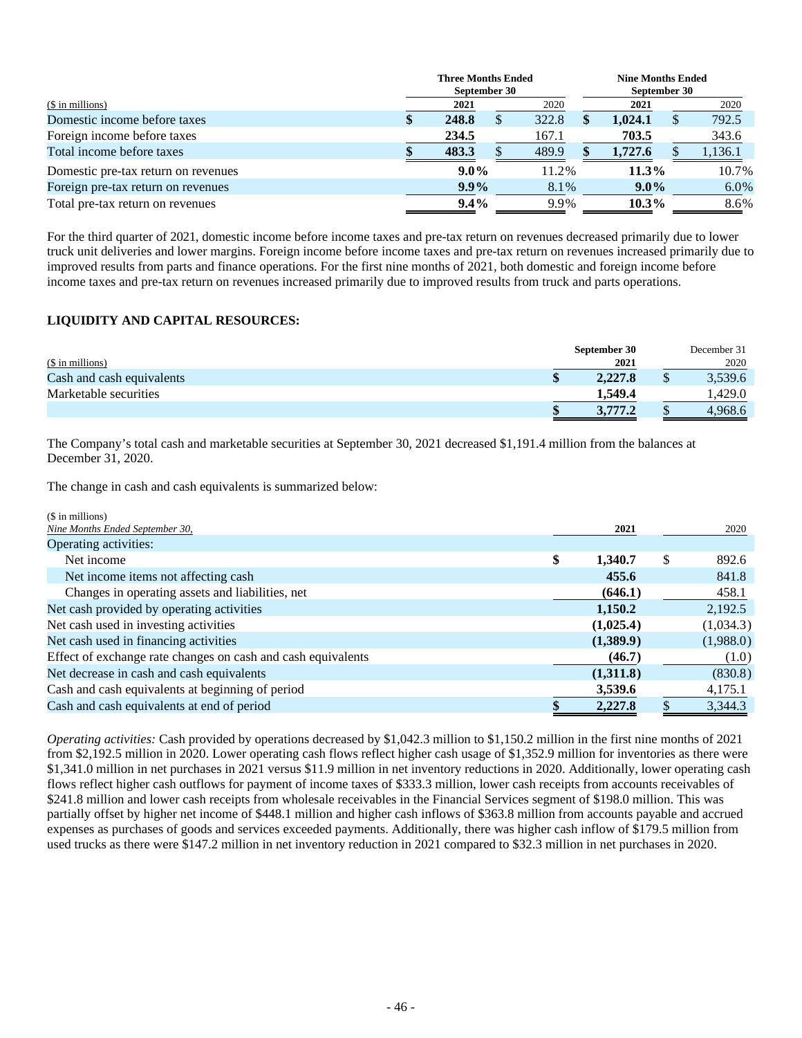| ($ in millions) | Three Months Ended September 30 | | Nine Months Ended September 30 | |
|---|---|---|---|---|
| | **2021** | 2020 | **2021** | 2020 |
| Domestic income before taxes | **$ 248.8** | $ 322.8 | **$ 1,024.1** | $ 792.5 |
| Foreign income before taxes | **234.5** | 167.1 | **703.5** | 343.6 |
| Total income before taxes | **$ 483.3** | $ 489.9 | **$ 1,727.6** | $ 1,136.1 |
| Domestic pre-tax return on revenues | **9.0%** | 11.2% | **11.3%** | 10.7% |
| Foreign pre-tax return on revenues | **9.9%** | 8.1% | **9.0%** | 6.0% |
| Total pre-tax return on revenues | **9.4%** | 9.9% | **10.3%** | 8.6% |

For the third quarter of 2021, domestic income before income taxes and pre-tax return on revenues decreased primarily due to lower truck unit deliveries and lower margins. Foreign income before income taxes and pre-tax return on revenues increased primarily due to improved results from parts and finance operations. For the first nine months of 2021, both domestic and foreign income before income taxes and pre-tax return on revenues increased primarily due to improved results from truck and parts operations.

## LIQUIDITY AND CAPITAL RESOURCES:

| ($ in millions) | September 30 2021 | December 31 2020 |
|---|---|---|
| Cash and cash equivalents | **$ 2,227.8** | $ 3,539.6 |
| Marketable securities | **1,549.4** | 1,429.0 |
| | **$ 3,777.2** | $ 4,968.6 |

The Company's total cash and marketable securities at September 30, 2021 decreased $1,191.4 million from the balances at December 31, 2020.

The change in cash and cash equivalents is summarized below:

| ($ in millions) *Nine Months Ended September 30,* | **2021** | 2020 |
|---|---|---|
| Operating activities: | | |
| Net income | **$ 1,340.7** | $ 892.6 |
| Net income items not affecting cash | **455.6** | 841.8 |
| Changes in operating assets and liabilities, net | **(646.1)** | 458.1 |
| Net cash provided by operating activities | **1,150.2** | 2,192.5 |
| Net cash used in investing activities | **(1,025.4)** | (1,034.3) |
| Net cash used in financing activities | **(1,389.9)** | (1,988.0) |
| Effect of exchange rate changes on cash and cash equivalents | **(46.7)** | (1.0) |
| Net decrease in cash and cash equivalents | **(1,311.8)** | (830.8) |
| Cash and cash equivalents at beginning of period | **3,539.6** | 4,175.1 |
| Cash and cash equivalents at end of period | **$ 2,227.8** | $ 3,344.3 |

*Operating activities:* Cash provided by operations decreased by $1,042.3 million to $1,150.2 million in the first nine months of 2021 from $2,192.5 million in 2020. Lower operating cash flows reflect higher cash usage of $1,352.9 million for inventories as there were $1,341.0 million in net purchases in 2021 versus $11.9 million in net inventory reductions in 2020. Additionally, lower operating cash flows reflect higher cash outflows for payment of income taxes of $333.3 million, lower cash receipts from accounts receivables of $241.8 million and lower cash receipts from wholesale receivables in the Financial Services segment of $198.0 million. This was partially offset by higher net income of $448.1 million and higher cash inflows of $363.8 million from accounts payable and accrued expenses as purchases of goods and services exceeded payments. Additionally, there was higher cash inflow of $179.5 million from used trucks as there were $147.2 million in net inventory reduction in 2021 compared to $32.3 million in net purchases in 2020.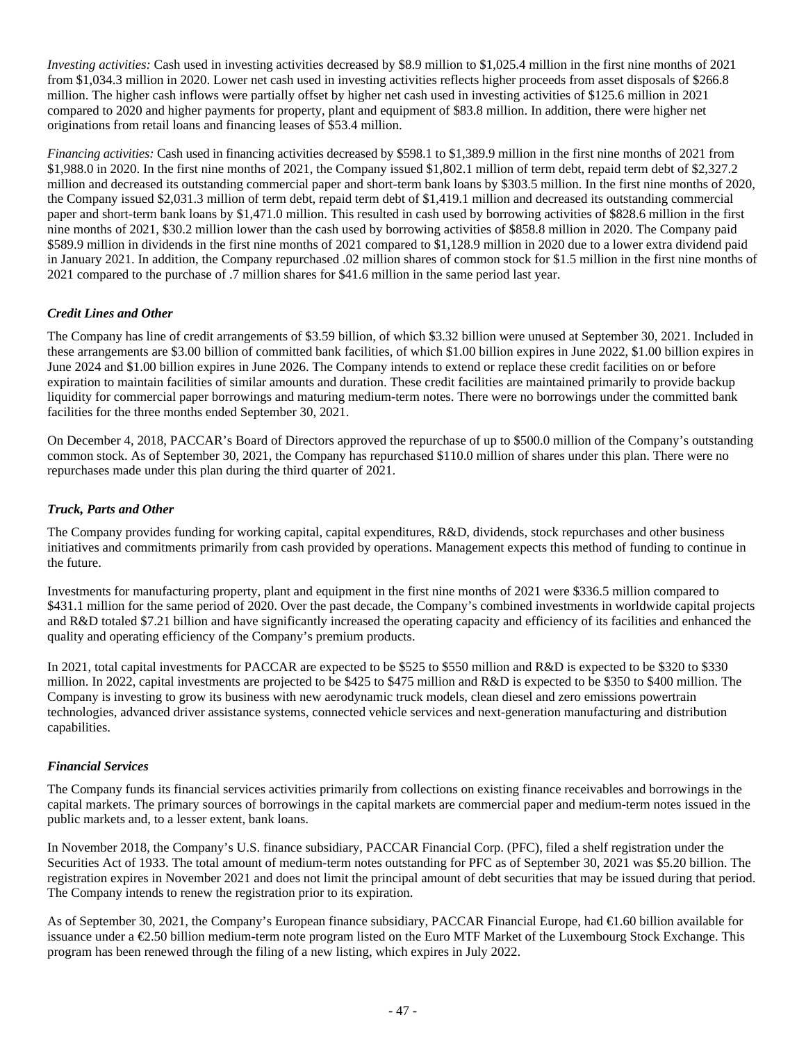*Investing activities:* Cash used in investing activities decreased by $8.9 million to $1,025.4 million in the first nine months of 2021 from $1,034.3 million in 2020. Lower net cash used in investing activities reflects higher proceeds from asset disposals of $266.8 million. The higher cash inflows were partially offset by higher net cash used in investing activities of $125.6 million in 2021 compared to 2020 and higher payments for property, plant and equipment of $83.8 million. In addition, there were higher net originations from retail loans and financing leases of $53.4 million.

*Financing activities:* Cash used in financing activities decreased by $598.1 to $1,389.9 million in the first nine months of 2021 from $1,988.0 in 2020. In the first nine months of 2021, the Company issued $1,802.1 million of term debt, repaid term debt of $2,327.2 million and decreased its outstanding commercial paper and short-term bank loans by $303.5 million. In the first nine months of 2020, the Company issued $2,031.3 million of term debt, repaid term debt of $1,419.1 million and decreased its outstanding commercial paper and short-term bank loans by $1,471.0 million. This resulted in cash used by borrowing activities of $828.6 million in the first nine months of 2021, $30.2 million lower than the cash used by borrowing activities of $858.8 million in 2020. The Company paid $589.9 million in dividends in the first nine months of 2021 compared to $1,128.9 million in 2020 due to a lower extra dividend paid in January 2021. In addition, the Company repurchased .02 million shares of common stock for $1.5 million in the first nine months of 2021 compared to the purchase of .7 million shares for $41.6 million in the same period last year.

### *Credit Lines and Other*

The Company has line of credit arrangements of $3.59 billion, of which $3.32 billion were unused at September 30, 2021. Included in these arrangements are $3.00 billion of committed bank facilities, of which $1.00 billion expires in June 2022, $1.00 billion expires in June 2024 and $1.00 billion expires in June 2026. The Company intends to extend or replace these credit facilities on or before expiration to maintain facilities of similar amounts and duration. These credit facilities are maintained primarily to provide backup liquidity for commercial paper borrowings and maturing medium-term notes. There were no borrowings under the committed bank facilities for the three months ended September 30, 2021.

On December 4, 2018, PACCAR's Board of Directors approved the repurchase of up to $500.0 million of the Company's outstanding common stock. As of September 30, 2021, the Company has repurchased $110.0 million of shares under this plan. There were no repurchases made under this plan during the third quarter of 2021.

### *Truck, Parts and Other*

The Company provides funding for working capital, capital expenditures, R&D, dividends, stock repurchases and other business initiatives and commitments primarily from cash provided by operations. Management expects this method of funding to continue in the future.

Investments for manufacturing property, plant and equipment in the first nine months of 2021 were $336.5 million compared to $431.1 million for the same period of 2020. Over the past decade, the Company's combined investments in worldwide capital projects and R&D totaled $7.21 billion and have significantly increased the operating capacity and efficiency of its facilities and enhanced the quality and operating efficiency of the Company's premium products.

In 2021, total capital investments for PACCAR are expected to be $525 to $550 million and R&D is expected to be $320 to $330 million. In 2022, capital investments are projected to be $425 to $475 million and R&D is expected to be $350 to $400 million. The Company is investing to grow its business with new aerodynamic truck models, clean diesel and zero emissions powertrain technologies, advanced driver assistance systems, connected vehicle services and next-generation manufacturing and distribution capabilities.

### *Financial Services*

The Company funds its financial services activities primarily from collections on existing finance receivables and borrowings in the capital markets. The primary sources of borrowings in the capital markets are commercial paper and medium-term notes issued in the public markets and, to a lesser extent, bank loans.

In November 2018, the Company's U.S. finance subsidiary, PACCAR Financial Corp. (PFC), filed a shelf registration under the Securities Act of 1933. The total amount of medium-term notes outstanding for PFC as of September 30, 2021 was $5.20 billion. The registration expires in November 2021 and does not limit the principal amount of debt securities that may be issued during that period. The Company intends to renew the registration prior to its expiration.

As of September 30, 2021, the Company's European finance subsidiary, PACCAR Financial Europe, had €1.60 billion available for issuance under a €2.50 billion medium-term note program listed on the Euro MTF Market of the Luxembourg Stock Exchange. This program has been renewed through the filing of a new listing, which expires in July 2022.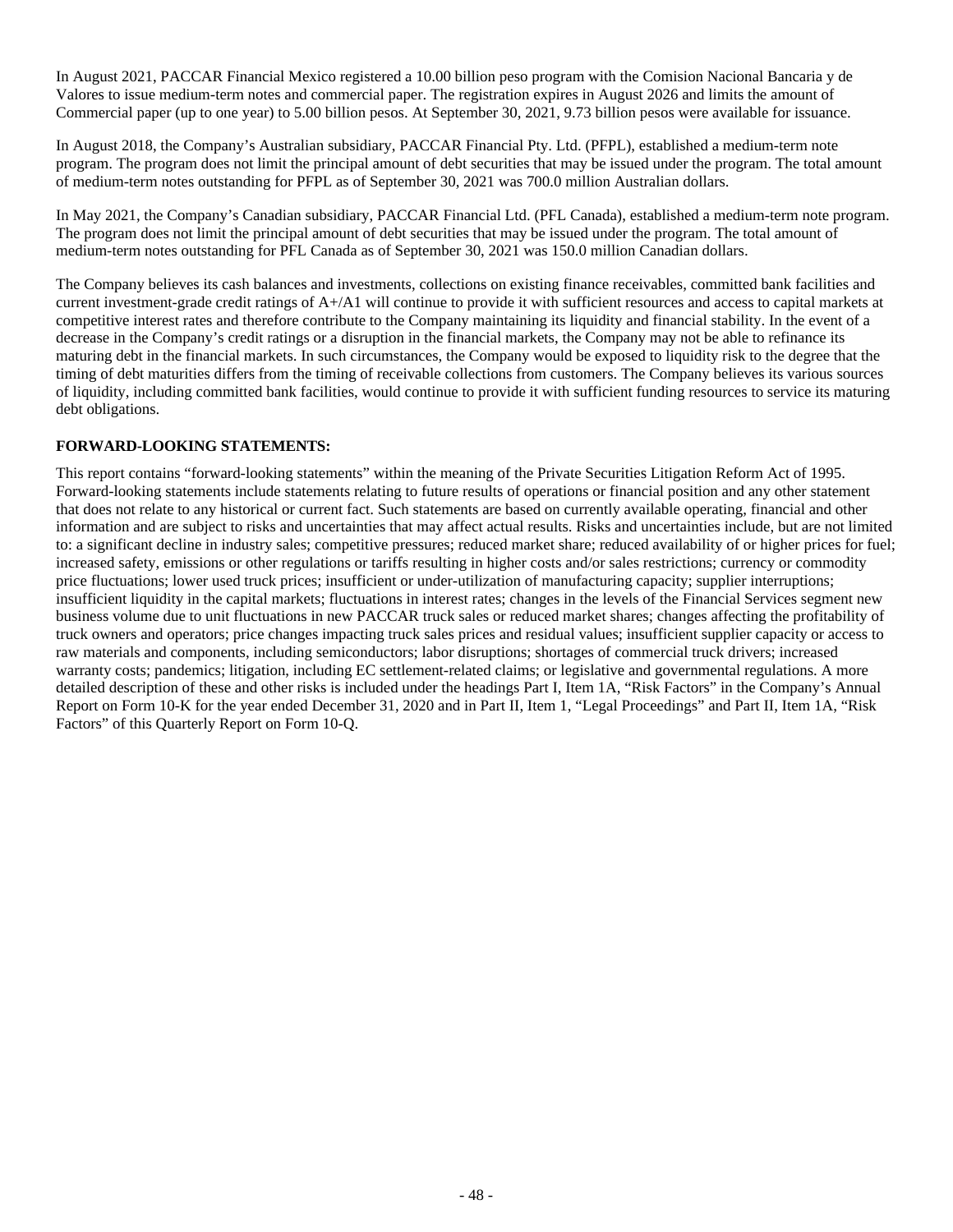In August 2021, PACCAR Financial Mexico registered a 10.00 billion peso program with the Comision Nacional Bancaria y de Valores to issue medium-term notes and commercial paper. The registration expires in August 2026 and limits the amount of Commercial paper (up to one year) to 5.00 billion pesos. At September 30, 2021, 9.73 billion pesos were available for issuance.

In August 2018, the Company's Australian subsidiary, PACCAR Financial Pty. Ltd. (PFPL), established a medium-term note program. The program does not limit the principal amount of debt securities that may be issued under the program. The total amount of medium-term notes outstanding for PFPL as of September 30, 2021 was 700.0 million Australian dollars.

In May 2021, the Company's Canadian subsidiary, PACCAR Financial Ltd. (PFL Canada), established a medium-term note program. The program does not limit the principal amount of debt securities that may be issued under the program. The total amount of medium-term notes outstanding for PFL Canada as of September 30, 2021 was 150.0 million Canadian dollars.

The Company believes its cash balances and investments, collections on existing finance receivables, committed bank facilities and current investment-grade credit ratings of A+/A1 will continue to provide it with sufficient resources and access to capital markets at competitive interest rates and therefore contribute to the Company maintaining its liquidity and financial stability. In the event of a decrease in the Company's credit ratings or a disruption in the financial markets, the Company may not be able to refinance its maturing debt in the financial markets. In such circumstances, the Company would be exposed to liquidity risk to the degree that the timing of debt maturities differs from the timing of receivable collections from customers. The Company believes its various sources of liquidity, including committed bank facilities, would continue to provide it with sufficient funding resources to service its maturing debt obligations.

**FORWARD-LOOKING STATEMENTS:**

This report contains "forward-looking statements" within the meaning of the Private Securities Litigation Reform Act of 1995. Forward-looking statements include statements relating to future results of operations or financial position and any other statement that does not relate to any historical or current fact. Such statements are based on currently available operating, financial and other information and are subject to risks and uncertainties that may affect actual results. Risks and uncertainties include, but are not limited to: a significant decline in industry sales; competitive pressures; reduced market share; reduced availability of or higher prices for fuel; increased safety, emissions or other regulations or tariffs resulting in higher costs and/or sales restrictions; currency or commodity price fluctuations; lower used truck prices; insufficient or under-utilization of manufacturing capacity; supplier interruptions; insufficient liquidity in the capital markets; fluctuations in interest rates; changes in the levels of the Financial Services segment new business volume due to unit fluctuations in new PACCAR truck sales or reduced market shares; changes affecting the profitability of truck owners and operators; price changes impacting truck sales prices and residual values; insufficient supplier capacity or access to raw materials and components, including semiconductors; labor disruptions; shortages of commercial truck drivers; increased warranty costs; pandemics; litigation, including EC settlement-related claims; or legislative and governmental regulations. A more detailed description of these and other risks is included under the headings Part I, Item 1A, "Risk Factors" in the Company's Annual Report on Form 10-K for the year ended December 31, 2020 and in Part II, Item 1, "Legal Proceedings" and Part II, Item 1A, "Risk Factors" of this Quarterly Report on Form 10-Q.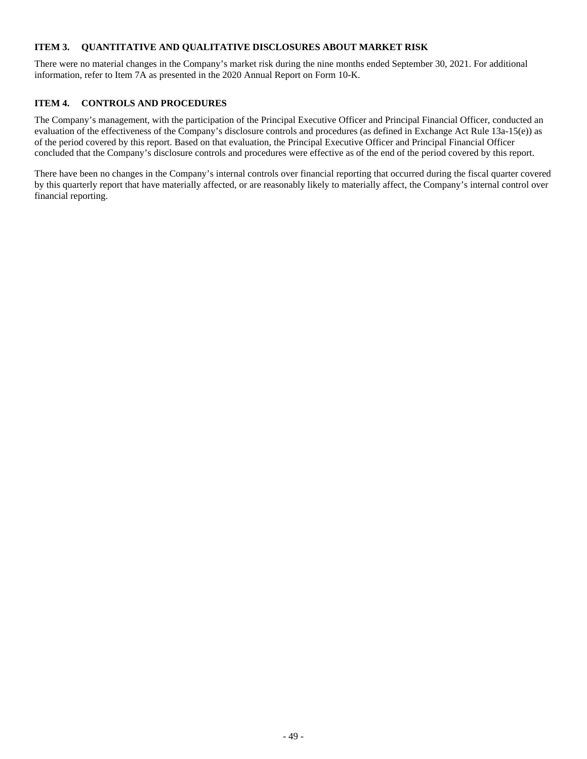## ITEM 3. QUANTITATIVE AND QUALITATIVE DISCLOSURES ABOUT MARKET RISK

There were no material changes in the Company's market risk during the nine months ended September 30, 2021. For additional information, refer to Item 7A as presented in the 2020 Annual Report on Form 10-K.

## ITEM 4. CONTROLS AND PROCEDURES

The Company's management, with the participation of the Principal Executive Officer and Principal Financial Officer, conducted an evaluation of the effectiveness of the Company's disclosure controls and procedures (as defined in Exchange Act Rule 13a-15(e)) as of the period covered by this report. Based on that evaluation, the Principal Executive Officer and Principal Financial Officer concluded that the Company's disclosure controls and procedures were effective as of the end of the period covered by this report.

There have been no changes in the Company's internal controls over financial reporting that occurred during the fiscal quarter covered by this quarterly report that have materially affected, or are reasonably likely to materially affect, the Company's internal control over financial reporting.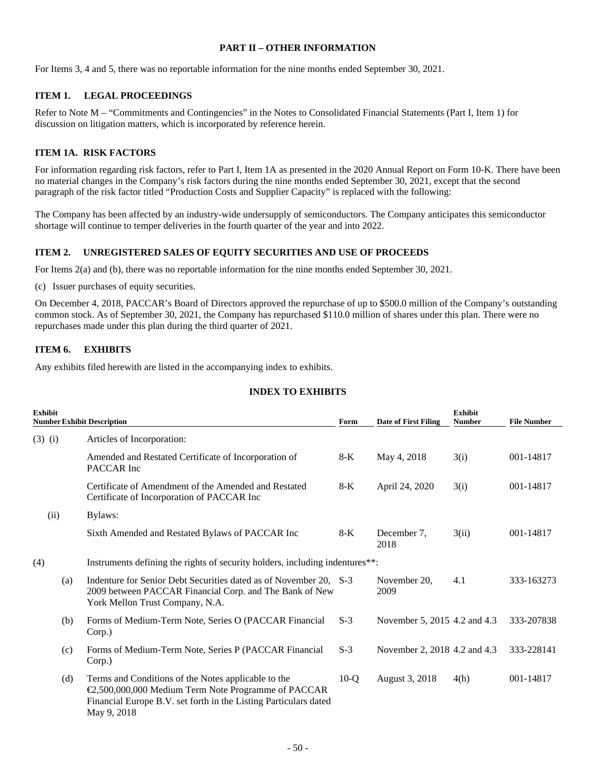## PART II – OTHER INFORMATION

For Items 3, 4 and 5, there was no reportable information for the nine months ended September 30, 2021.

### ITEM 1. LEGAL PROCEEDINGS

Refer to Note M – "Commitments and Contingencies" in the Notes to Consolidated Financial Statements (Part I, Item 1) for discussion on litigation matters, which is incorporated by reference herein.

### ITEM 1A. RISK FACTORS

For information regarding risk factors, refer to Part I, Item 1A as presented in the 2020 Annual Report on Form 10-K. There have been no material changes in the Company's risk factors during the nine months ended September 30, 2021, except that the second paragraph of the risk factor titled "Production Costs and Supplier Capacity" is replaced with the following:

The Company has been affected by an industry-wide undersupply of semiconductors. The Company anticipates this semiconductor shortage will continue to temper deliveries in the fourth quarter of the year and into 2022.

### ITEM 2. UNREGISTERED SALES OF EQUITY SECURITIES AND USE OF PROCEEDS

For Items 2(a) and (b), there was no reportable information for the nine months ended September 30, 2021.

(c) Issuer purchases of equity securities.

On December 4, 2018, PACCAR's Board of Directors approved the repurchase of up to $500.0 million of the Company's outstanding common stock. As of September 30, 2021, the Company has repurchased $110.0 million of shares under this plan. There were no repurchases made under this plan during the third quarter of 2021.

### ITEM 6. EXHIBITS

Any exhibits filed herewith are listed in the accompanying index to exhibits.

## INDEX TO EXHIBITS

| Exhibit Number | | Exhibit Description | Form | Date of First Filing | Exhibit Number | File Number |
|---|---|---|---|---|---|---|
| (3) | (i) | Articles of Incorporation: | | | | |
| | | Amended and Restated Certificate of Incorporation of PACCAR Inc | 8-K | May 4, 2018 | 3(i) | 001-14817 |
| | | Certificate of Amendment of the Amended and Restated Certificate of Incorporation of PACCAR Inc | 8-K | April 24, 2020 | 3(i) | 001-14817 |
| | (ii) | Bylaws: | | | | |
| | | Sixth Amended and Restated Bylaws of PACCAR Inc | 8-K | December 7, 2018 | 3(ii) | 001-14817 |
| (4) | | Instruments defining the rights of security holders, including indentures**: | | | | |
| | (a) | Indenture for Senior Debt Securities dated as of November 20, 2009 between PACCAR Financial Corp. and The Bank of New York Mellon Trust Company, N.A. | S-3 | November 20, 2009 | 4.1 | 333-163273 |
| | (b) | Forms of Medium-Term Note, Series O (PACCAR Financial Corp.) | S-3 | November 5, 2015 | 4.2 and 4.3 | 333-207838 |
| | (c) | Forms of Medium-Term Note, Series P (PACCAR Financial Corp.) | S-3 | November 2, 2018 | 4.2 and 4.3 | 333-228141 |
| | (d) | Terms and Conditions of the Notes applicable to the €2,500,000,000 Medium Term Note Programme of PACCAR Financial Europe B.V. set forth in the Listing Particulars dated May 9, 2018 | 10-Q | August 3, 2018 | 4(h) | 001-14817 |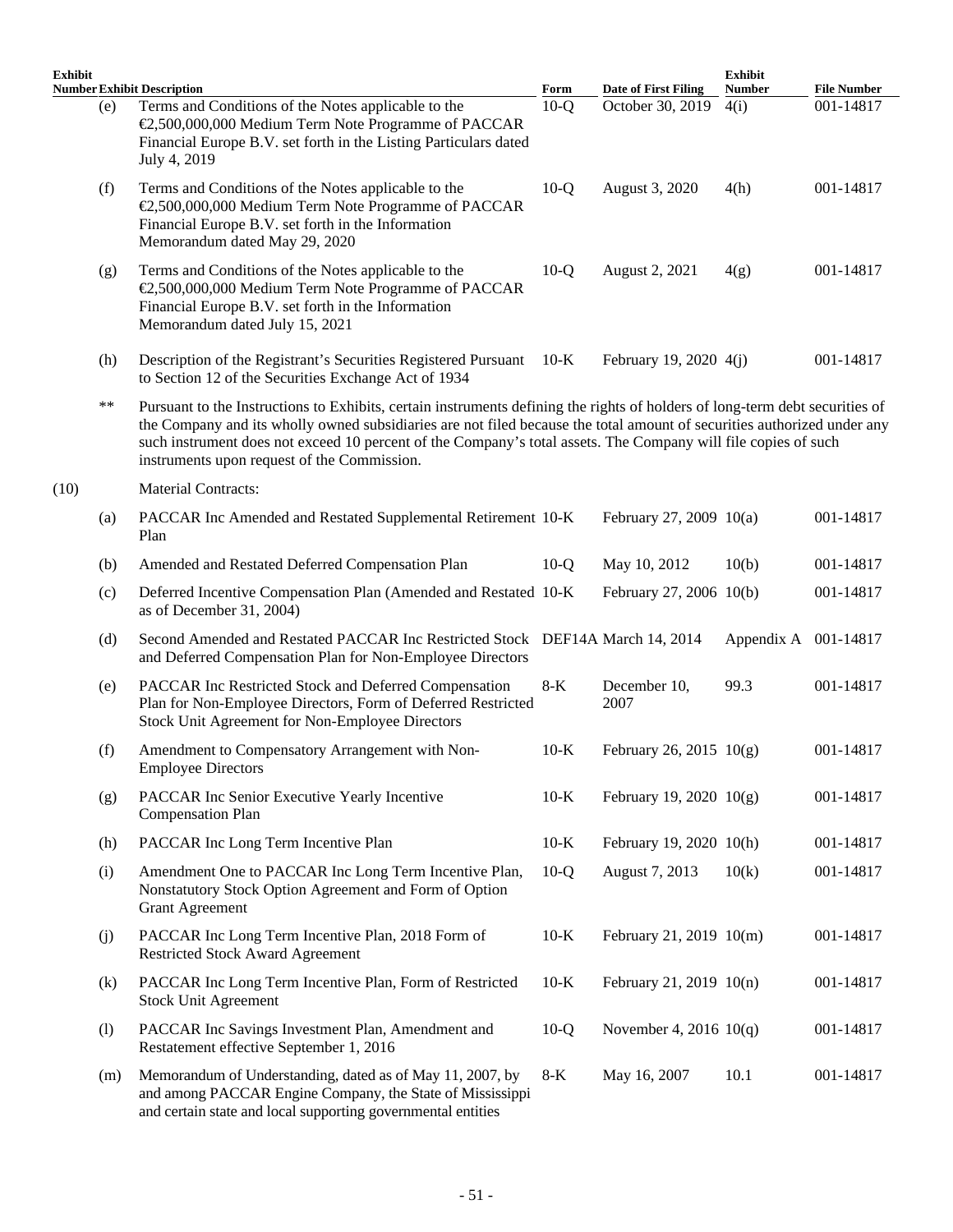| Exhibit Number | | Exhibit Description | Form | Date of First Filing | Exhibit Number | File Number |
|---|---|---|---|---|---|---|
| | (e) | Terms and Conditions of the Notes applicable to the €2,500,000,000 Medium Term Note Programme of PACCAR Financial Europe B.V. set forth in the Listing Particulars dated July 4, 2019 | 10-Q | October 30, 2019 | 4(i) | 001-14817 |
| | (f) | Terms and Conditions of the Notes applicable to the €2,500,000,000 Medium Term Note Programme of PACCAR Financial Europe B.V. set forth in the Information Memorandum dated May 29, 2020 | 10-Q | August 3, 2020 | 4(h) | 001-14817 |
| | (g) | Terms and Conditions of the Notes applicable to the €2,500,000,000 Medium Term Note Programme of PACCAR Financial Europe B.V. set forth in the Information Memorandum dated July 15, 2021 | 10-Q | August 2, 2021 | 4(g) | 001-14817 |
| | (h) | Description of the Registrant's Securities Registered Pursuant to Section 12 of the Securities Exchange Act of 1934 | 10-K | February 19, 2020 | 4(j) | 001-14817 |
| | ** | Pursuant to the Instructions to Exhibits, certain instruments defining the rights of holders of long-term debt securities of the Company and its wholly owned subsidiaries are not filed because the total amount of securities authorized under any such instrument does not exceed 10 percent of the Company's total assets. The Company will file copies of such instruments upon request of the Commission. | | | | |
| (10) | | Material Contracts: | | | | |
| | (a) | PACCAR Inc Amended and Restated Supplemental Retirement Plan | 10-K | February 27, 2009 | 10(a) | 001-14817 |
| | (b) | Amended and Restated Deferred Compensation Plan | 10-Q | May 10, 2012 | 10(b) | 001-14817 |
| | (c) | Deferred Incentive Compensation Plan (Amended and Restated as of December 31, 2004) | 10-K | February 27, 2006 | 10(b) | 001-14817 |
| | (d) | Second Amended and Restated PACCAR Inc Restricted Stock and Deferred Compensation Plan for Non-Employee Directors | DEF14A | March 14, 2014 | Appendix A | 001-14817 |
| | (e) | PACCAR Inc Restricted Stock and Deferred Compensation Plan for Non-Employee Directors, Form of Deferred Restricted Stock Unit Agreement for Non-Employee Directors | 8-K | December 10, 2007 | 99.3 | 001-14817 |
| | (f) | Amendment to Compensatory Arrangement with Non-Employee Directors | 10-K | February 26, 2015 | 10(g) | 001-14817 |
| | (g) | PACCAR Inc Senior Executive Yearly Incentive Compensation Plan | 10-K | February 19, 2020 | 10(g) | 001-14817 |
| | (h) | PACCAR Inc Long Term Incentive Plan | 10-K | February 19, 2020 | 10(h) | 001-14817 |
| | (i) | Amendment One to PACCAR Inc Long Term Incentive Plan, Nonstatutory Stock Option Agreement and Form of Option Grant Agreement | 10-Q | August 7, 2013 | 10(k) | 001-14817 |
| | (j) | PACCAR Inc Long Term Incentive Plan, 2018 Form of Restricted Stock Award Agreement | 10-K | February 21, 2019 | 10(m) | 001-14817 |
| | (k) | PACCAR Inc Long Term Incentive Plan, Form of Restricted Stock Unit Agreement | 10-K | February 21, 2019 | 10(n) | 001-14817 |
| | (l) | PACCAR Inc Savings Investment Plan, Amendment and Restatement effective September 1, 2016 | 10-Q | November 4, 2016 | 10(q) | 001-14817 |
| | (m) | Memorandum of Understanding, dated as of May 11, 2007, by and among PACCAR Engine Company, the State of Mississippi and certain state and local supporting governmental entities | 8-K | May 16, 2007 | 10.1 | 001-14817 |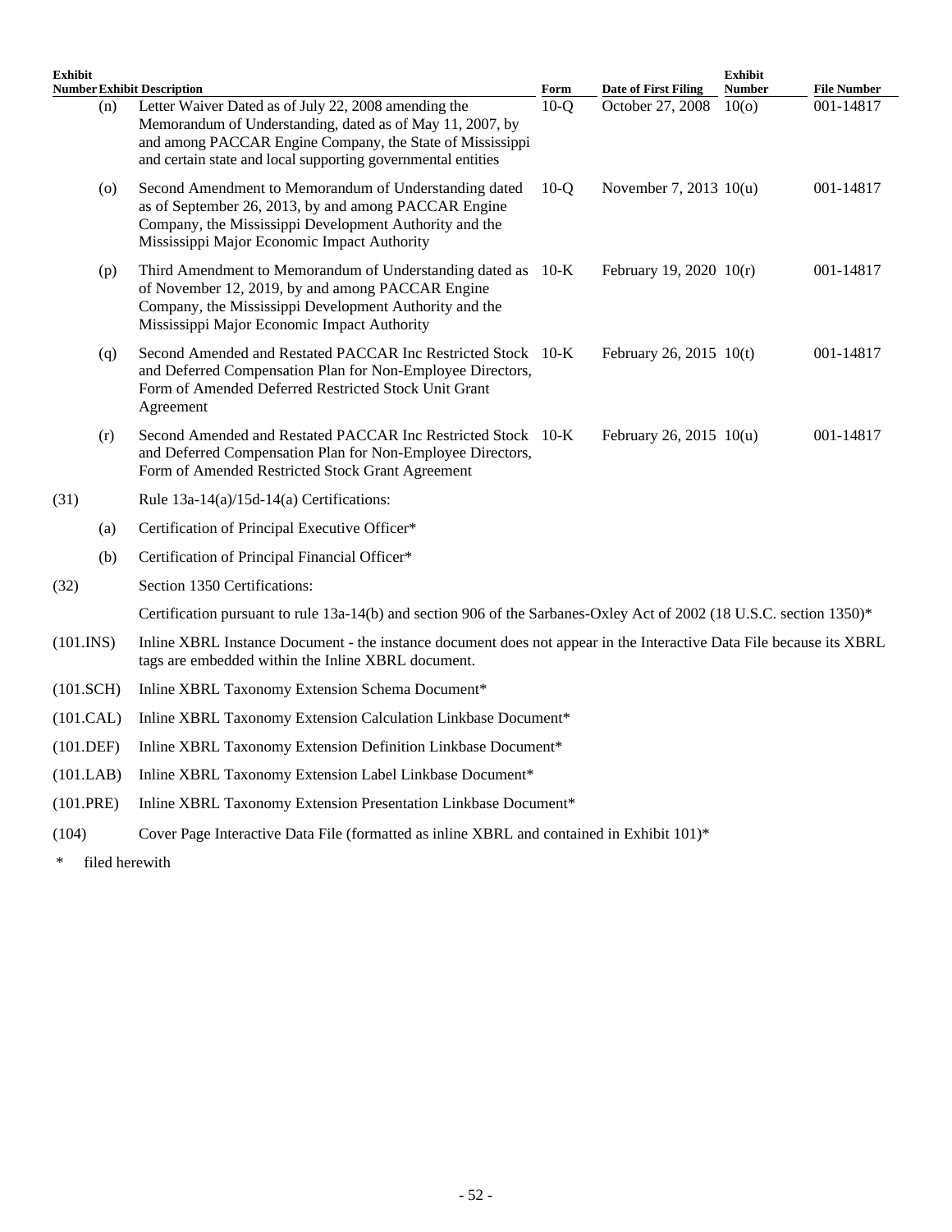| Exhibit Number | | Exhibit Description | Form | Date of First Filing | Exhibit Number | File Number |
|---|---|---|---|---|---|---|
| | (n) | Letter Waiver Dated as of July 22, 2008 amending the Memorandum of Understanding, dated as of May 11, 2007, by and among PACCAR Engine Company, the State of Mississippi and certain state and local supporting governmental entities | 10-Q | October 27, 2008 | 10(o) | 001-14817 |
| | (o) | Second Amendment to Memorandum of Understanding dated as of September 26, 2013, by and among PACCAR Engine Company, the Mississippi Development Authority and the Mississippi Major Economic Impact Authority | 10-Q | November 7, 2013 | 10(u) | 001-14817 |
| | (p) | Third Amendment to Memorandum of Understanding dated as of November 12, 2019, by and among PACCAR Engine Company, the Mississippi Development Authority and the Mississippi Major Economic Impact Authority | 10-K | February 19, 2020 | 10(r) | 001-14817 |
| | (q) | Second Amended and Restated PACCAR Inc Restricted Stock and Deferred Compensation Plan for Non-Employee Directors, Form of Amended Deferred Restricted Stock Unit Grant Agreement | 10-K | February 26, 2015 | 10(t) | 001-14817 |
| | (r) | Second Amended and Restated PACCAR Inc Restricted Stock and Deferred Compensation Plan for Non-Employee Directors, Form of Amended Restricted Stock Grant Agreement | 10-K | February 26, 2015 | 10(u) | 001-14817 |
| (31) | | Rule 13a-14(a)/15d-14(a) Certifications: | | | | |
| | (a) | Certification of Principal Executive Officer* | | | | |
| | (b) | Certification of Principal Financial Officer* | | | | |
| (32) | | Section 1350 Certifications: | | | | |
| | | Certification pursuant to rule 13a-14(b) and section 906 of the Sarbanes-Oxley Act of 2002 (18 U.S.C. section 1350)* | | | | |
| (101.INS) | | Inline XBRL Instance Document - the instance document does not appear in the Interactive Data File because its XBRL tags are embedded within the Inline XBRL document. | | | | |
| (101.SCH) | | Inline XBRL Taxonomy Extension Schema Document* | | | | |
| (101.CAL) | | Inline XBRL Taxonomy Extension Calculation Linkbase Document* | | | | |
| (101.DEF) | | Inline XBRL Taxonomy Extension Definition Linkbase Document* | | | | |
| (101.LAB) | | Inline XBRL Taxonomy Extension Label Linkbase Document* | | | | |
| (101.PRE) | | Inline XBRL Taxonomy Extension Presentation Linkbase Document* | | | | |
| (104) | | Cover Page Interactive Data File (formatted as inline XBRL and contained in Exhibit 101)* | | | | |

\* filed herewith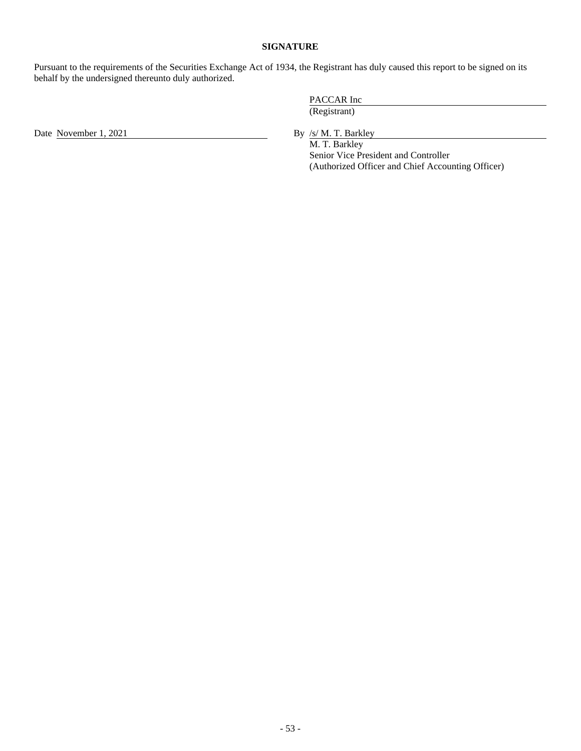**SIGNATURE**

Pursuant to the requirements of the Securities Exchange Act of 1934, the Registrant has duly caused this report to be signed on its behalf by the undersigned thereunto duly authorized.

PACCAR Inc
(Registrant)

Date November 1, 2021

By /s/ M. T. Barkley
M. T. Barkley
Senior Vice President and Controller
(Authorized Officer and Chief Accounting Officer)